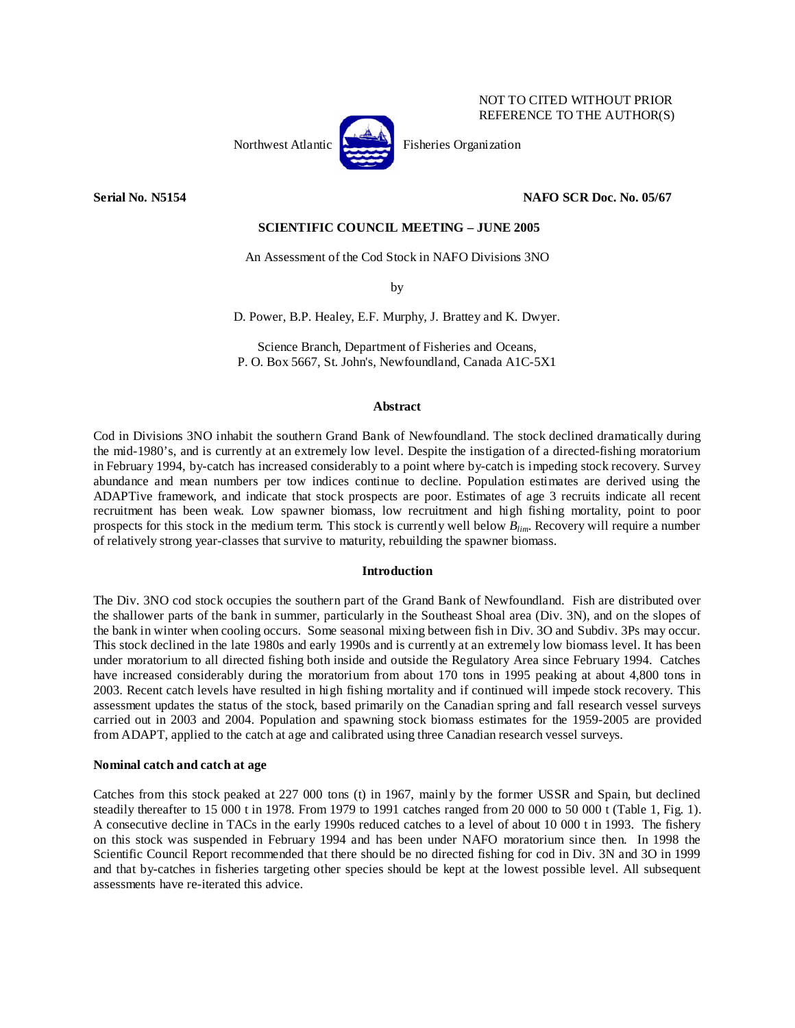NOT TO CITED WITHOUT PRIOR REFERENCE TO THE AUTHOR(S)

Northwest Atlantic Fisheries Organization

**Serial No. N5154** **NAFO SCR Doc. No. 05/67**

**SCIENTIFIC COUNCIL MEETING – JUNE 2005**

An Assessment of the Cod Stock in NAFO Divisions 3NO

by

D. Power, B.P. Healey, E.F. Murphy, J. Brattey and K. Dwyer.

Science Branch, Department of Fisheries and Oceans,
P. O. Box 5667, St. John's, Newfoundland, Canada A1C-5X1

## Abstract

Cod in Divisions 3NO inhabit the southern Grand Bank of Newfoundland. The stock declined dramatically during the mid-1980's, and is currently at an extremely low level. Despite the instigation of a directed-fishing moratorium in February 1994, by-catch has increased considerably to a point where by-catch is impeding stock recovery. Survey abundance and mean numbers per tow indices continue to decline. Population estimates are derived using the ADAPTive framework, and indicate that stock prospects are poor. Estimates of age 3 recruits indicate all recent recruitment has been weak. Low spawner biomass, low recruitment and high fishing mortality, point to poor prospects for this stock in the medium term. This stock is currently well below $B_{lim}$. Recovery will require a number of relatively strong year-classes that survive to maturity, rebuilding the spawner biomass.

## Introduction

The Div. 3NO cod stock occupies the southern part of the Grand Bank of Newfoundland. Fish are distributed over the shallower parts of the bank in summer, particularly in the Southeast Shoal area (Div. 3N), and on the slopes of the bank in winter when cooling occurs. Some seasonal mixing between fish in Div. 3O and Subdiv. 3Ps may occur. This stock declined in the late 1980s and early 1990s and is currently at an extremely low biomass level. It has been under moratorium to all directed fishing both inside and outside the Regulatory Area since February 1994. Catches have increased considerably during the moratorium from about 170 tons in 1995 peaking at about 4,800 tons in 2003. Recent catch levels have resulted in high fishing mortality and if continued will impede stock recovery. This assessment updates the status of the stock, based primarily on the Canadian spring and fall research vessel surveys carried out in 2003 and 2004. Population and spawning stock biomass estimates for the 1959-2005 are provided from ADAPT, applied to the catch at age and calibrated using three Canadian research vessel surveys.

### Nominal catch and catch at age

Catches from this stock peaked at 227 000 tons (t) in 1967, mainly by the former USSR and Spain, but declined steadily thereafter to 15 000 t in 1978. From 1979 to 1991 catches ranged from 20 000 to 50 000 t (Table 1, Fig. 1). A consecutive decline in TACs in the early 1990s reduced catches to a level of about 10 000 t in 1993. The fishery on this stock was suspended in February 1994 and has been under NAFO moratorium since then. In 1998 the Scientific Council Report recommended that there should be no directed fishing for cod in Div. 3N and 3O in 1999 and that by-catches in fisheries targeting other species should be kept at the lowest possible level. All subsequent assessments have re-iterated this advice.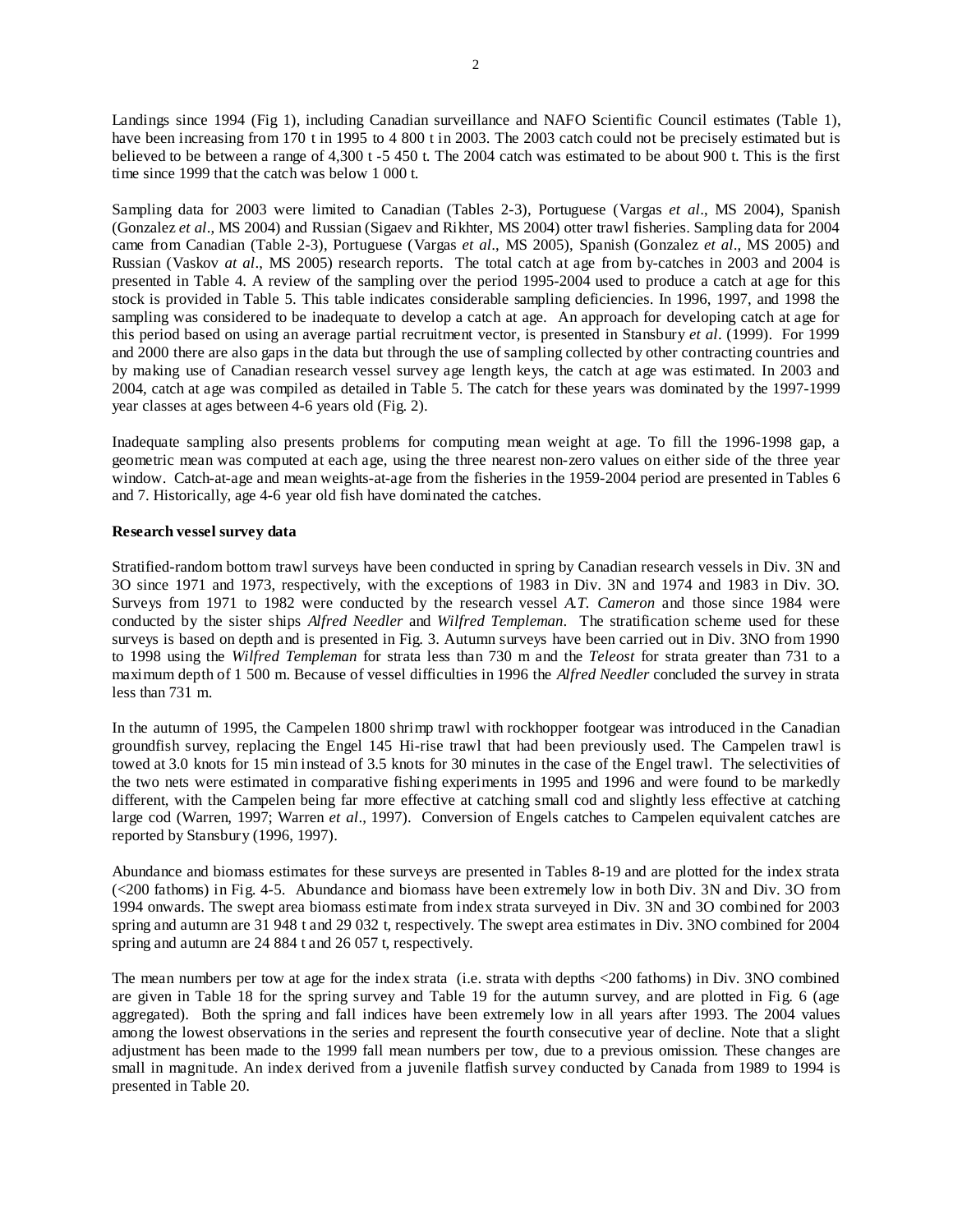Landings since 1994 (Fig 1), including Canadian surveillance and NAFO Scientific Council estimates (Table 1), have been increasing from 170 t in 1995 to 4 800 t in 2003. The 2003 catch could not be precisely estimated but is believed to be between a range of 4,300 t -5 450 t. The 2004 catch was estimated to be about 900 t. This is the first time since 1999 that the catch was below 1 000 t.

Sampling data for 2003 were limited to Canadian (Tables 2-3), Portuguese (Vargas *et al*., MS 2004), Spanish (Gonzalez *et al*., MS 2004) and Russian (Sigaev and Rikhter, MS 2004) otter trawl fisheries. Sampling data for 2004 came from Canadian (Table 2-3), Portuguese (Vargas *et al*., MS 2005), Spanish (Gonzalez *et al*., MS 2005) and Russian (Vaskov *at al*., MS 2005) research reports. The total catch at age from by-catches in 2003 and 2004 is presented in Table 4. A review of the sampling over the period 1995-2004 used to produce a catch at age for this stock is provided in Table 5. This table indicates considerable sampling deficiencies. In 1996, 1997, and 1998 the sampling was considered to be inadequate to develop a catch at age. An approach for developing catch at age for this period based on using an average partial recruitment vector, is presented in Stansbury *et al*. (1999). For 1999 and 2000 there are also gaps in the data but through the use of sampling collected by other contracting countries and by making use of Canadian research vessel survey age length keys, the catch at age was estimated. In 2003 and 2004, catch at age was compiled as detailed in Table 5. The catch for these years was dominated by the 1997-1999 year classes at ages between 4-6 years old (Fig. 2).

Inadequate sampling also presents problems for computing mean weight at age. To fill the 1996-1998 gap, a geometric mean was computed at each age, using the three nearest non-zero values on either side of the three year window. Catch-at-age and mean weights-at-age from the fisheries in the 1959-2004 period are presented in Tables 6 and 7. Historically, age 4-6 year old fish have dominated the catches.

**Research vessel survey data**

Stratified-random bottom trawl surveys have been conducted in spring by Canadian research vessels in Div. 3N and 3O since 1971 and 1973, respectively, with the exceptions of 1983 in Div. 3N and 1974 and 1983 in Div. 3O. Surveys from 1971 to 1982 were conducted by the research vessel *A.T. Cameron* and those since 1984 were conducted by the sister ships *Alfred Needler* and *Wilfred Templeman*. The stratification scheme used for these surveys is based on depth and is presented in Fig. 3. Autumn surveys have been carried out in Div. 3NO from 1990 to 1998 using the *Wilfred Templeman* for strata less than 730 m and the *Teleost* for strata greater than 731 to a maximum depth of 1 500 m. Because of vessel difficulties in 1996 the *Alfred Needler* concluded the survey in strata less than 731 m.

In the autumn of 1995, the Campelen 1800 shrimp trawl with rockhopper footgear was introduced in the Canadian groundfish survey, replacing the Engel 145 Hi-rise trawl that had been previously used. The Campelen trawl is towed at 3.0 knots for 15 min instead of 3.5 knots for 30 minutes in the case of the Engel trawl. The selectivities of the two nets were estimated in comparative fishing experiments in 1995 and 1996 and were found to be markedly different, with the Campelen being far more effective at catching small cod and slightly less effective at catching large cod (Warren, 1997; Warren *et al*., 1997). Conversion of Engels catches to Campelen equivalent catches are reported by Stansbury (1996, 1997).

Abundance and biomass estimates for these surveys are presented in Tables 8-19 and are plotted for the index strata (<200 fathoms) in Fig. 4-5. Abundance and biomass have been extremely low in both Div. 3N and Div. 3O from 1994 onwards. The swept area biomass estimate from index strata surveyed in Div. 3N and 3O combined for 2003 spring and autumn are 31 948 t and 29 032 t, respectively. The swept area estimates in Div. 3NO combined for 2004 spring and autumn are 24 884 t and 26 057 t, respectively.

The mean numbers per tow at age for the index strata (i.e. strata with depths <200 fathoms) in Div. 3NO combined are given in Table 18 for the spring survey and Table 19 for the autumn survey, and are plotted in Fig. 6 (age aggregated). Both the spring and fall indices have been extremely low in all years after 1993. The 2004 values among the lowest observations in the series and represent the fourth consecutive year of decline. Note that a slight adjustment has been made to the 1999 fall mean numbers per tow, due to a previous omission. These changes are small in magnitude. An index derived from a juvenile flatfish survey conducted by Canada from 1989 to 1994 is presented in Table 20.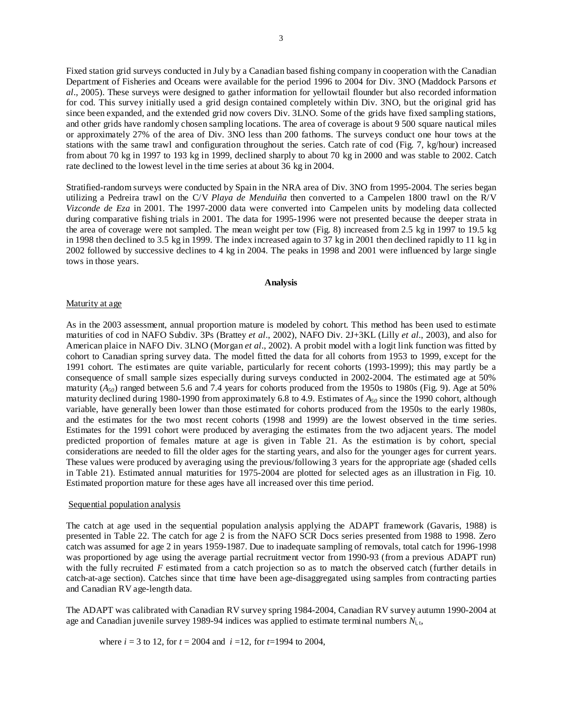Fixed station grid surveys conducted in July by a Canadian based fishing company in cooperation with the Canadian Department of Fisheries and Oceans were available for the period 1996 to 2004 for Div. 3NO (Maddock Parsons *et al*., 2005). These surveys were designed to gather information for yellowtail flounder but also recorded information for cod. This survey initially used a grid design contained completely within Div. 3NO, but the original grid has since been expanded, and the extended grid now covers Div. 3LNO. Some of the grids have fixed sampling stations, and other grids have randomly chosen sampling locations. The area of coverage is about 9 500 square nautical miles or approximately 27% of the area of Div. 3NO less than 200 fathoms. The surveys conduct one hour tows at the stations with the same trawl and configuration throughout the series. Catch rate of cod (Fig. 7, kg/hour) increased from about 70 kg in 1997 to 193 kg in 1999, declined sharply to about 70 kg in 2000 and was stable to 2002. Catch rate declined to the lowest level in the time series at about 36 kg in 2004.

Stratified-random surveys were conducted by Spain in the NRA area of Div. 3NO from 1995-2004. The series began utilizing a Pedreira trawl on the C/V *Playa de Menduiña* then converted to a Campelen 1800 trawl on the R/V *Vizconde de Eza* in 2001. The 1997-2000 data were converted into Campelen units by modeling data collected during comparative fishing trials in 2001. The data for 1995-1996 were not presented because the deeper strata in the area of coverage were not sampled. The mean weight per tow (Fig. 8) increased from 2.5 kg in 1997 to 19.5 kg in 1998 then declined to 3.5 kg in 1999. The index increased again to 37 kg in 2001 then declined rapidly to 11 kg in 2002 followed by successive declines to 4 kg in 2004. The peaks in 1998 and 2001 were influenced by large single tows in those years.

## Analysis

### Maturity at age

As in the 2003 assessment, annual proportion mature is modeled by cohort. This method has been used to estimate maturities of cod in NAFO Subdiv. 3Ps (Brattey *et al*., 2002), NAFO Div. 2J+3KL (Lilly *et al*., 2003), and also for American plaice in NAFO Div. 3LNO (Morgan *et al*., 2002). A probit model with a logit link function was fitted by cohort to Canadian spring survey data. The model fitted the data for all cohorts from 1953 to 1999, except for the 1991 cohort. The estimates are quite variable, particularly for recent cohorts (1993-1999); this may partly be a consequence of small sample sizes especially during surveys conducted in 2002-2004. The estimated age at 50% maturity ($A_{50}$) ranged between 5.6 and 7.4 years for cohorts produced from the 1950s to 1980s (Fig. 9). Age at 50% maturity declined during 1980-1990 from approximately 6.8 to 4.9. Estimates of $A_{50}$ since the 1990 cohort, although variable, have generally been lower than those estimated for cohorts produced from the 1950s to the early 1980s, and the estimates for the two most recent cohorts (1998 and 1999) are the lowest observed in the time series. Estimates for the 1991 cohort were produced by averaging the estimates from the two adjacent years. The model predicted proportion of females mature at age is given in Table 21. As the estimation is by cohort, special considerations are needed to fill the older ages for the starting years, and also for the younger ages for current years. These values were produced by averaging using the previous/following 3 years for the appropriate age (shaded cells in Table 21). Estimated annual maturities for 1975-2004 are plotted for selected ages as an illustration in Fig. 10. Estimated proportion mature for these ages have all increased over this time period.

### Sequential population analysis

The catch at age used in the sequential population analysis applying the ADAPT framework (Gavaris, 1988) is presented in Table 22. The catch for age 2 is from the NAFO SCR Docs series presented from 1988 to 1998. Zero catch was assumed for age 2 in years 1959-1987. Due to inadequate sampling of removals, total catch for 1996-1998 was proportioned by age using the average partial recruitment vector from 1990-93 (from a previous ADAPT run) with the fully recruited $F$ estimated from a catch projection so as to match the observed catch (further details in catch-at-age section). Catches since that time have been age-disaggregated using samples from contracting parties and Canadian RV age-length data.

The ADAPT was calibrated with Canadian RV survey spring 1984-2004, Canadian RV survey autumn 1990-2004 at age and Canadian juvenile survey 1989-94 indices was applied to estimate terminal numbers $N_{i,t}$,

where $i$ = 3 to 12, for $t$ = 2004 and $i$ = 12, for $t$ = 1994 to 2004,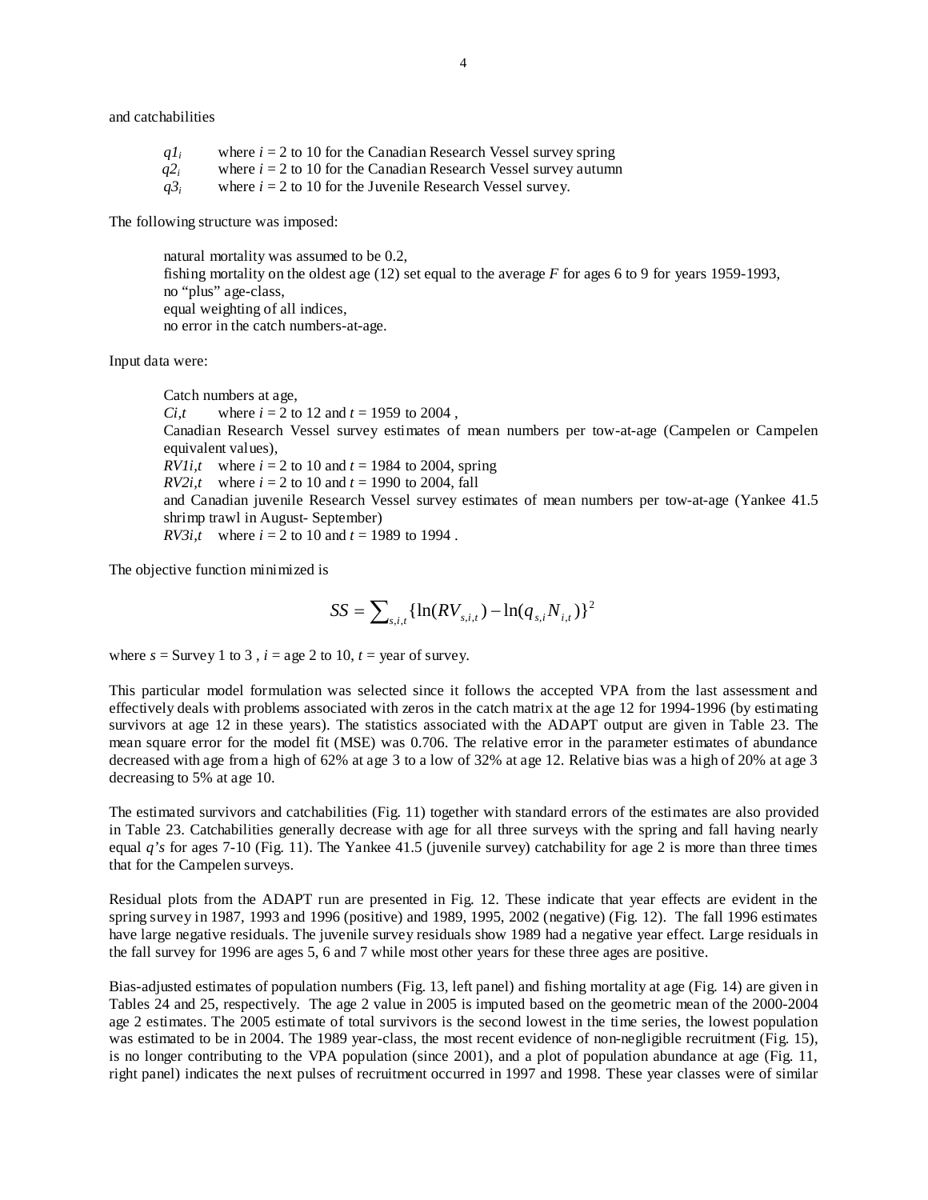and catchabilities

$q1_i$ where $i$ = 2 to 10 for the Canadian Research Vessel survey spring
$q2_i$ where $i$ = 2 to 10 for the Canadian Research Vessel survey autumn
$q3_i$ where $i$ = 2 to 10 for the Juvenile Research Vessel survey.

The following structure was imposed:

natural mortality was assumed to be 0.2,
fishing mortality on the oldest age (12) set equal to the average $F$ for ages 6 to 9 for years 1959-1993,
no "plus" age-class,
equal weighting of all indices,
no error in the catch numbers-at-age.

Input data were:

Catch numbers at age,
$C_{i,t}$ where $i$ = 2 to 12 and $t$ = 1959 to 2004 ,
Canadian Research Vessel survey estimates of mean numbers per tow-at-age (Campelen or Campelen equivalent values),
$RV1_{i,t}$ where $i$ = 2 to 10 and $t$ = 1984 to 2004, spring
$RV2_{i,t}$ where $i$ = 2 to 10 and $t$ = 1990 to 2004, fall
and Canadian juvenile Research Vessel survey estimates of mean numbers per tow-at-age (Yankee 41.5 shrimp trawl in August- September)
$RV3_{i,t}$ where $i$ = 2 to 10 and $t$ = 1989 to 1994 .

The objective function minimized is

$$SS = \sum_{s,i,t} \{\ln(RV_{s,i,t}) - \ln(q_{s,i} N_{i,t})\}^2$$

where $s$ = Survey 1 to 3 , $i$ = age 2 to 10, $t$ = year of survey.

This particular model formulation was selected since it follows the accepted VPA from the last assessment and effectively deals with problems associated with zeros in the catch matrix at the age 12 for 1994-1996 (by estimating survivors at age 12 in these years). The statistics associated with the ADAPT output are given in Table 23. The mean square error for the model fit (MSE) was 0.706. The relative error in the parameter estimates of abundance decreased with age from a high of 62% at age 3 to a low of 32% at age 12. Relative bias was a high of 20% at age 3 decreasing to 5% at age 10.

The estimated survivors and catchabilities (Fig. 11) together with standard errors of the estimates are also provided in Table 23. Catchabilities generally decrease with age for all three surveys with the spring and fall having nearly equal $q$'s for ages 7-10 (Fig. 11). The Yankee 41.5 (juvenile survey) catchability for age 2 is more than three times that for the Campelen surveys.

Residual plots from the ADAPT run are presented in Fig. 12. These indicate that year effects are evident in the spring survey in 1987, 1993 and 1996 (positive) and 1989, 1995, 2002 (negative) (Fig. 12). The fall 1996 estimates have large negative residuals. The juvenile survey residuals show 1989 had a negative year effect. Large residuals in the fall survey for 1996 are ages 5, 6 and 7 while most other years for these three ages are positive.

Bias-adjusted estimates of population numbers (Fig. 13, left panel) and fishing mortality at age (Fig. 14) are given in Tables 24 and 25, respectively. The age 2 value in 2005 is imputed based on the geometric mean of the 2000-2004 age 2 estimates. The 2005 estimate of total survivors is the second lowest in the time series, the lowest population was estimated to be in 2004. The 1989 year-class, the most recent evidence of non-negligible recruitment (Fig. 15), is no longer contributing to the VPA population (since 2001), and a plot of population abundance at age (Fig. 11, right panel) indicates the next pulses of recruitment occurred in 1997 and 1998. These year classes were of similar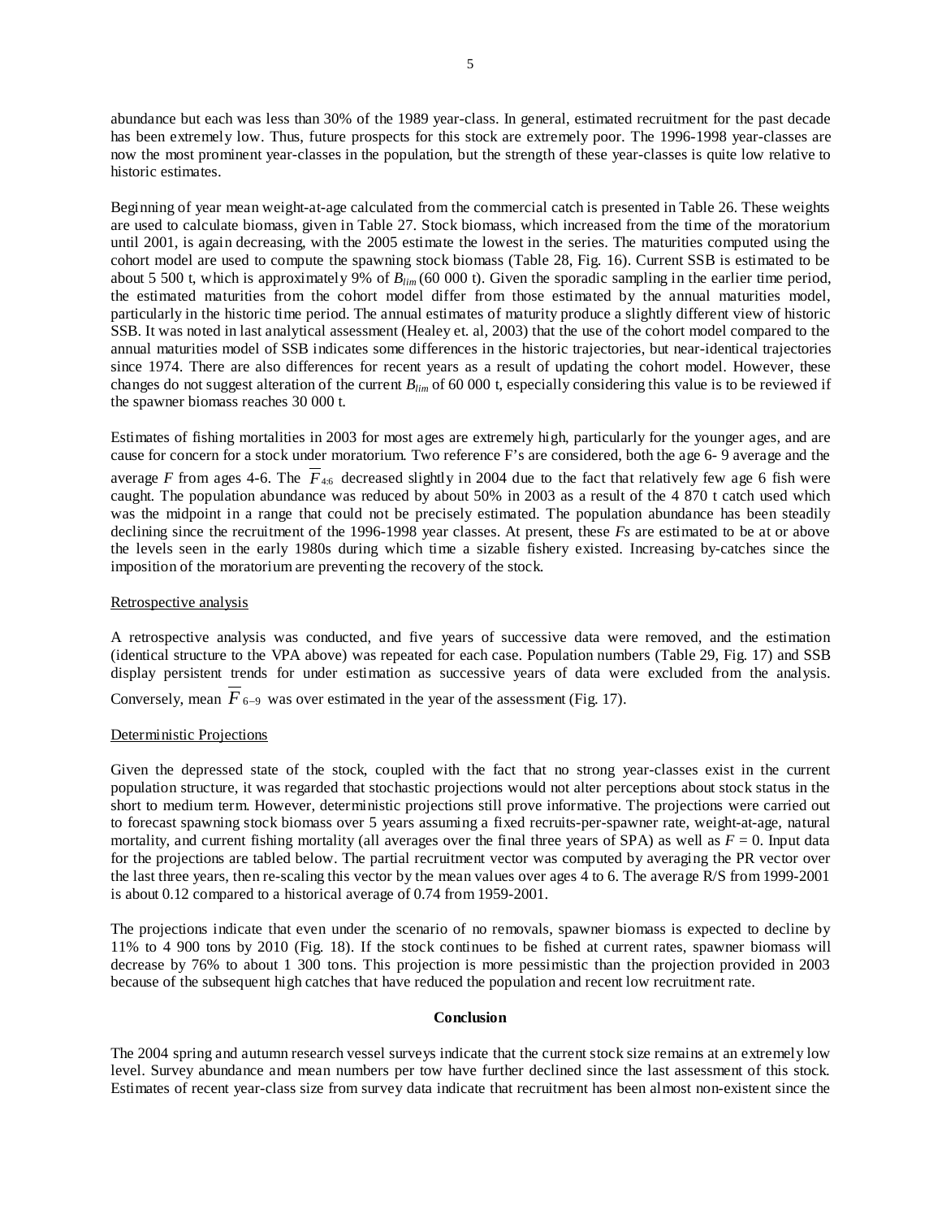abundance but each was less than 30% of the 1989 year-class. In general, estimated recruitment for the past decade has been extremely low. Thus, future prospects for this stock are extremely poor. The 1996-1998 year-classes are now the most prominent year-classes in the population, but the strength of these year-classes is quite low relative to historic estimates.

Beginning of year mean weight-at-age calculated from the commercial catch is presented in Table 26. These weights are used to calculate biomass, given in Table 27. Stock biomass, which increased from the time of the moratorium until 2001, is again decreasing, with the 2005 estimate the lowest in the series. The maturities computed using the cohort model are used to compute the spawning stock biomass (Table 28, Fig. 16). Current SSB is estimated to be about 5 500 t, which is approximately 9% of $B_{lim}$ (60 000 t). Given the sporadic sampling in the earlier time period, the estimated maturities from the cohort model differ from those estimated by the annual maturities model, particularly in the historic time period. The annual estimates of maturity produce a slightly different view of historic SSB. It was noted in last analytical assessment (Healey et. al, 2003) that the use of the cohort model compared to the annual maturities model of SSB indicates some differences in the historic trajectories, but near-identical trajectories since 1974. There are also differences for recent years as a result of updating the cohort model. However, these changes do not suggest alteration of the current $B_{lim}$ of 60 000 t, especially considering this value is to be reviewed if the spawner biomass reaches 30 000 t.

Estimates of fishing mortalities in 2003 for most ages are extremely high, particularly for the younger ages, and are cause for concern for a stock under moratorium. Two reference F's are considered, both the age 6- 9 average and the average *F* from ages 4-6. The $\overline{F}_{4\text{-}6}$ decreased slightly in 2004 due to the fact that relatively few age 6 fish were caught. The population abundance was reduced by about 50% in 2003 as a result of the 4 870 t catch used which was the midpoint in a range that could not be precisely estimated. The population abundance has been steadily declining since the recruitment of the 1996-1998 year classes. At present, these *Fs* are estimated to be at or above the levels seen in the early 1980s during which time a sizable fishery existed. Increasing by-catches since the imposition of the moratorium are preventing the recovery of the stock.

Retrospective analysis

A retrospective analysis was conducted, and five years of successive data were removed, and the estimation (identical structure to the VPA above) was repeated for each case. Population numbers (Table 29, Fig. 17) and SSB display persistent trends for under estimation as successive years of data were excluded from the analysis. Conversely, mean $\overline{F}_{6-9}$ was over estimated in the year of the assessment (Fig. 17).

Deterministic Projections

Given the depressed state of the stock, coupled with the fact that no strong year-classes exist in the current population structure, it was regarded that stochastic projections would not alter perceptions about stock status in the short to medium term. However, deterministic projections still prove informative. The projections were carried out to forecast spawning stock biomass over 5 years assuming a fixed recruits-per-spawner rate, weight-at-age, natural mortality, and current fishing mortality (all averages over the final three years of SPA) as well as $F = 0$. Input data for the projections are tabled below. The partial recruitment vector was computed by averaging the PR vector over the last three years, then re-scaling this vector by the mean values over ages 4 to 6. The average R/S from 1999-2001 is about 0.12 compared to a historical average of 0.74 from 1959-2001.

The projections indicate that even under the scenario of no removals, spawner biomass is expected to decline by 11% to 4 900 tons by 2010 (Fig. 18). If the stock continues to be fished at current rates, spawner biomass will decrease by 76% to about 1 300 tons. This projection is more pessimistic than the projection provided in 2003 because of the subsequent high catches that have reduced the population and recent low recruitment rate.

**Conclusion**

The 2004 spring and autumn research vessel surveys indicate that the current stock size remains at an extremely low level. Survey abundance and mean numbers per tow have further declined since the last assessment of this stock. Estimates of recent year-class size from survey data indicate that recruitment has been almost non-existent since the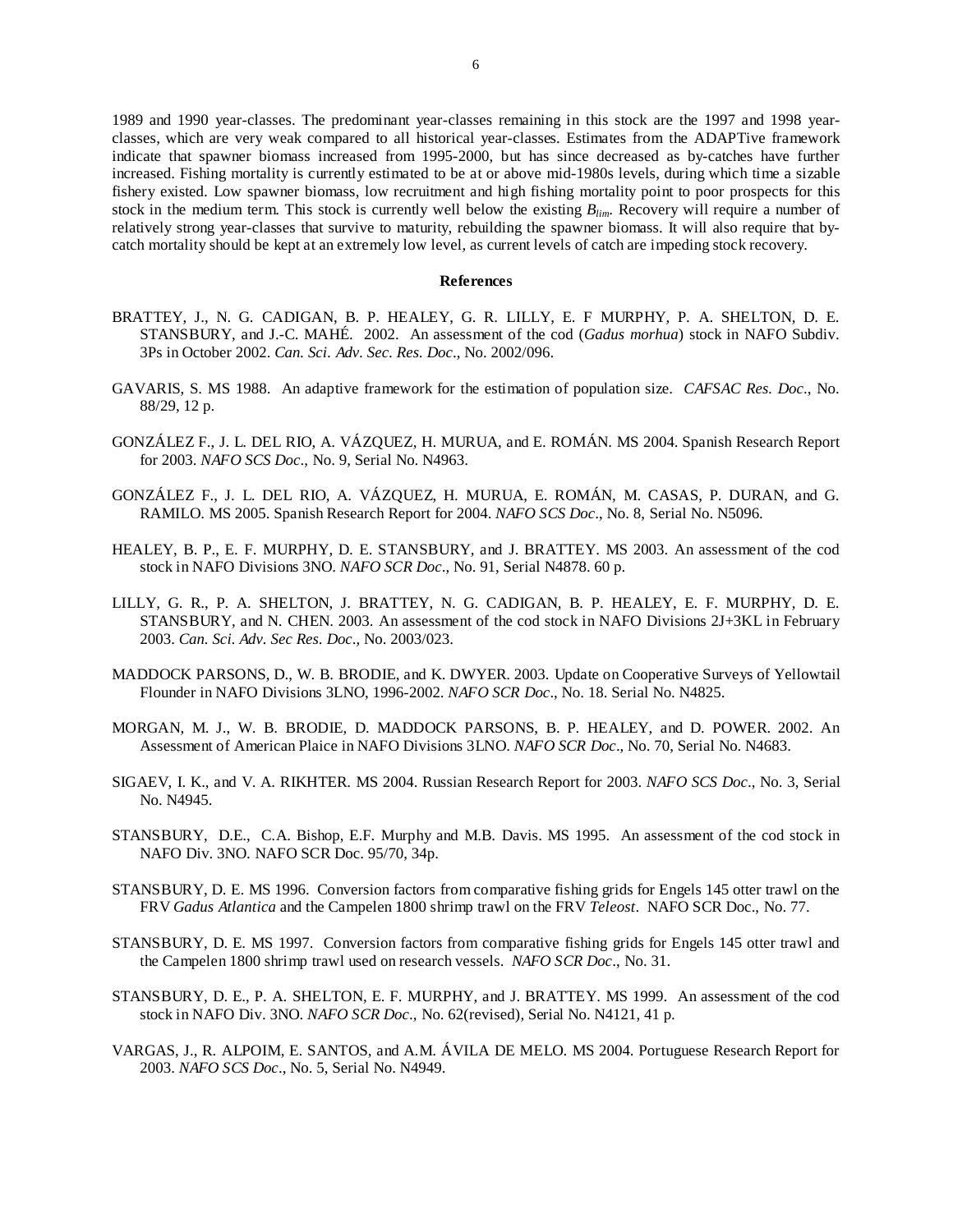1989 and 1990 year-classes. The predominant year-classes remaining in this stock are the 1997 and 1998 year-classes, which are very weak compared to all historical year-classes. Estimates from the ADAPTive framework indicate that spawner biomass increased from 1995-2000, but has since decreased as by-catches have further increased. Fishing mortality is currently estimated to be at or above mid-1980s levels, during which time a sizable fishery existed. Low spawner biomass, low recruitment and high fishing mortality point to poor prospects for this stock in the medium term. This stock is currently well below the existing $B_{lim}$. Recovery will require a number of relatively strong year-classes that survive to maturity, rebuilding the spawner biomass. It will also require that by-catch mortality should be kept at an extremely low level, as current levels of catch are impeding stock recovery.

## References

BRATTEY, J., N. G. CADIGAN, B. P. HEALEY, G. R. LILLY, E. F MURPHY, P. A. SHELTON, D. E. STANSBURY, and J.-C. MAHÉ. 2002. An assessment of the cod (*Gadus morhua*) stock in NAFO Subdiv. 3Ps in October 2002. *Can. Sci. Adv. Sec. Res. Doc*., No. 2002/096.

GAVARIS, S. MS 1988. An adaptive framework for the estimation of population size. *CAFSAC Res. Doc*., No. 88/29, 12 p.

GONZÁLEZ F., J. L. DEL RIO, A. VÁZQUEZ, H. MURUA, and E. ROMÁN. MS 2004. Spanish Research Report for 2003. *NAFO SCS Doc*., No. 9, Serial No. N4963.

GONZÁLEZ F., J. L. DEL RIO, A. VÁZQUEZ, H. MURUA, E. ROMÁN, M. CASAS, P. DURAN, and G. RAMILO. MS 2005. Spanish Research Report for 2004. *NAFO SCS Doc*., No. 8, Serial No. N5096.

HEALEY, B. P., E. F. MURPHY, D. E. STANSBURY, and J. BRATTEY. MS 2003. An assessment of the cod stock in NAFO Divisions 3NO. *NAFO SCR Doc*., No. 91, Serial N4878. 60 p.

LILLY, G. R., P. A. SHELTON, J. BRATTEY, N. G. CADIGAN, B. P. HEALEY, E. F. MURPHY, D. E. STANSBURY, and N. CHEN. 2003. An assessment of the cod stock in NAFO Divisions 2J+3KL in February 2003. *Can. Sci. Adv. Sec Res. Doc*., No. 2003/023.

MADDOCK PARSONS, D., W. B. BRODIE, and K. DWYER. 2003. Update on Cooperative Surveys of Yellowtail Flounder in NAFO Divisions 3LNO, 1996-2002. *NAFO SCR Doc*., No. 18. Serial No. N4825.

MORGAN, M. J., W. B. BRODIE, D. MADDOCK PARSONS, B. P. HEALEY, and D. POWER. 2002. An Assessment of American Plaice in NAFO Divisions 3LNO. *NAFO SCR Doc*., No. 70, Serial No. N4683.

SIGAEV, I. K., and V. A. RIKHTER. MS 2004. Russian Research Report for 2003. *NAFO SCS Doc*., No. 3, Serial No. N4945.

STANSBURY, D.E., C.A. Bishop, E.F. Murphy and M.B. Davis. MS 1995. An assessment of the cod stock in NAFO Div. 3NO. NAFO SCR Doc. 95/70, 34p.

STANSBURY, D. E. MS 1996. Conversion factors from comparative fishing grids for Engels 145 otter trawl on the FRV *Gadus Atlantica* and the Campelen 1800 shrimp trawl on the FRV *Teleost*. NAFO SCR Doc., No. 77.

STANSBURY, D. E. MS 1997. Conversion factors from comparative fishing grids for Engels 145 otter trawl and the Campelen 1800 shrimp trawl used on research vessels. *NAFO SCR Doc*., No. 31.

STANSBURY, D. E., P. A. SHELTON, E. F. MURPHY, and J. BRATTEY. MS 1999. An assessment of the cod stock in NAFO Div. 3NO. *NAFO SCR Doc*., No. 62(revised), Serial No. N4121, 41 p.

VARGAS, J., R. ALPOIM, E. SANTOS, and A.M. ÁVILA DE MELO. MS 2004. Portuguese Research Report for 2003. *NAFO SCS Doc*., No. 5, Serial No. N4949.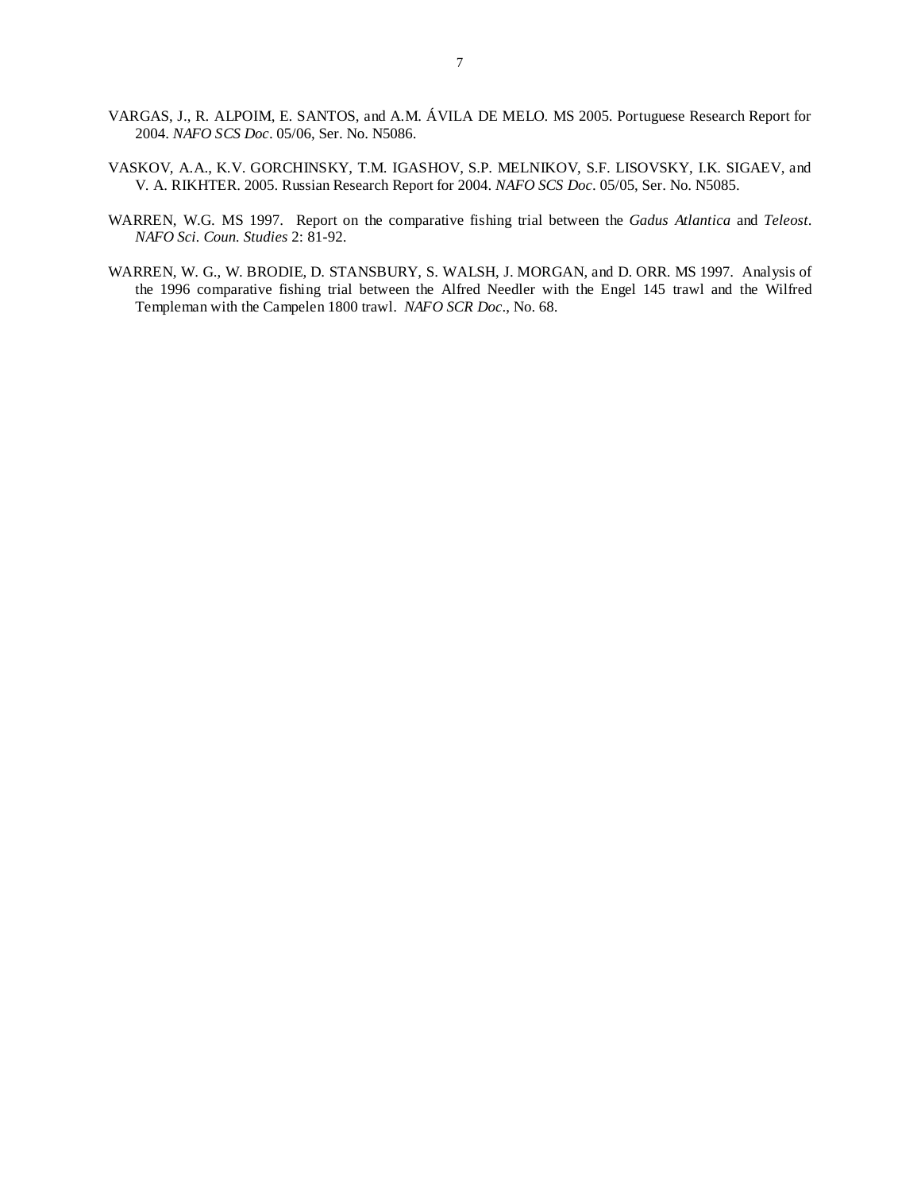VARGAS, J., R. ALPOIM, E. SANTOS, and A.M. ÁVILA DE MELO. MS 2005. Portuguese Research Report for 2004. *NAFO SCS Doc*. 05/06, Ser. No. N5086.

VASKOV, A.A., K.V. GORCHINSKY, T.M. IGASHOV, S.P. MELNIKOV, S.F. LISOVSKY, I.K. SIGAEV, and V. A. RIKHTER. 2005. Russian Research Report for 2004. *NAFO SCS Doc*. 05/05, Ser. No. N5085.

WARREN, W.G. MS 1997. Report on the comparative fishing trial between the *Gadus Atlantica* and *Teleost*. *NAFO Sci. Coun. Studies* 2: 81-92.

WARREN, W. G., W. BRODIE, D. STANSBURY, S. WALSH, J. MORGAN, and D. ORR. MS 1997. Analysis of the 1996 comparative fishing trial between the Alfred Needler with the Engel 145 trawl and the Wilfred Templeman with the Campelen 1800 trawl. *NAFO SCR Doc*., No. 68.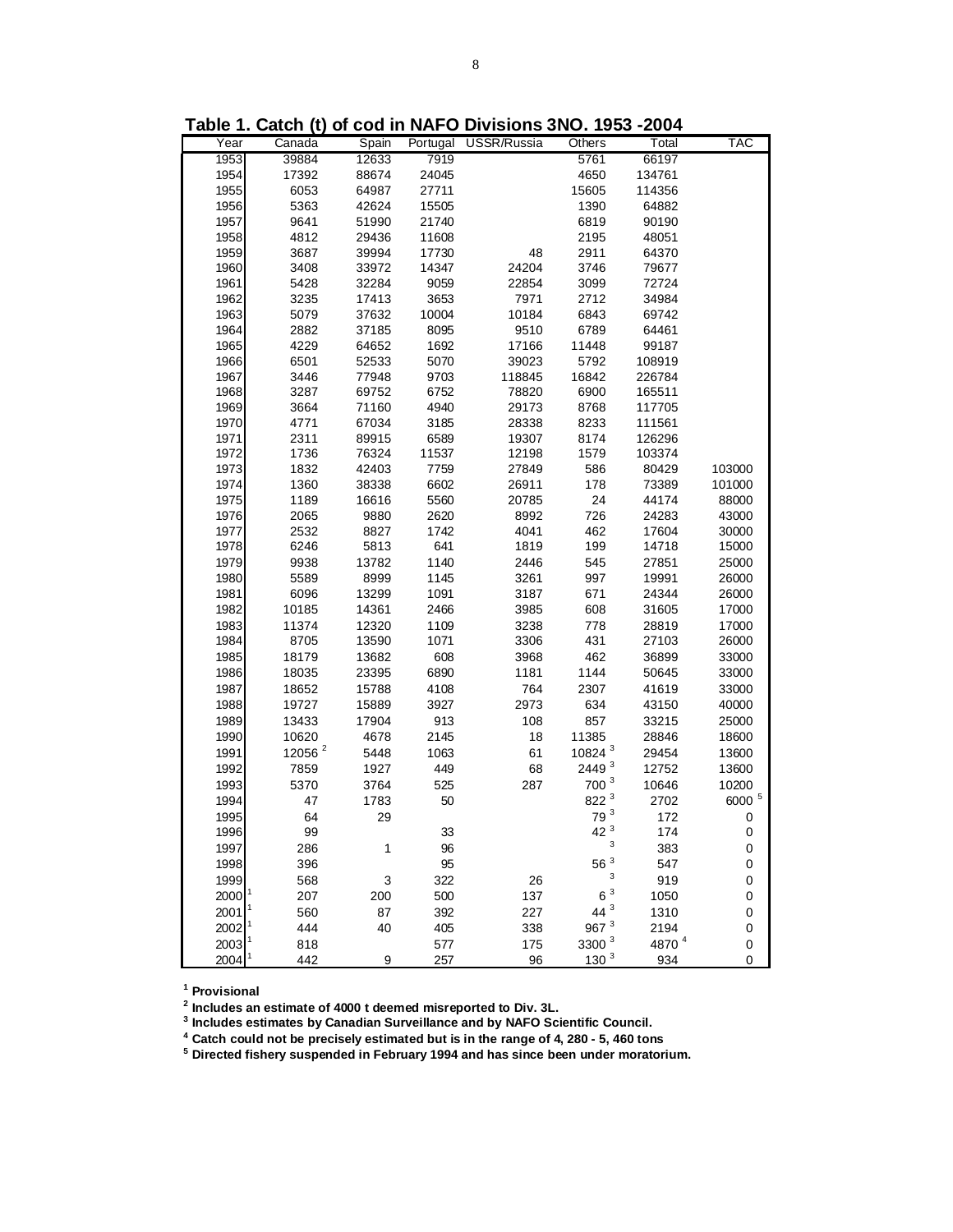**Table 1. Catch (t) of cod in NAFO Divisions 3NO. 1953 -2004**

| Year | Canada | Spain | Portugal | USSR/Russia | Others | Total | TAC |
|---|---|---|---|---|---|---|---|
| 1953 | 39884 | 12633 | 7919 | | 5761 | 66197 | |
| 1954 | 17392 | 88674 | 24045 | | 4650 | 134761 | |
| 1955 | 6053 | 64987 | 27711 | | 15605 | 114356 | |
| 1956 | 5363 | 42624 | 15505 | | 1390 | 64882 | |
| 1957 | 9641 | 51990 | 21740 | | 6819 | 90190 | |
| 1958 | 4812 | 29436 | 11608 | | 2195 | 48051 | |
| 1959 | 3687 | 39994 | 17730 | 48 | 2911 | 64370 | |
| 1960 | 3408 | 33972 | 14347 | 24204 | 3746 | 79677 | |
| 1961 | 5428 | 32284 | 9059 | 22854 | 3099 | 72724 | |
| 1962 | 3235 | 17413 | 3653 | 7971 | 2712 | 34984 | |
| 1963 | 5079 | 37632 | 10004 | 10184 | 6843 | 69742 | |
| 1964 | 2882 | 37185 | 8095 | 9510 | 6789 | 64461 | |
| 1965 | 4229 | 64652 | 1692 | 17166 | 11448 | 99187 | |
| 1966 | 6501 | 52533 | 5070 | 39023 | 5792 | 108919 | |
| 1967 | 3446 | 77948 | 9703 | 118845 | 16842 | 226784 | |
| 1968 | 3287 | 69752 | 6752 | 78820 | 6900 | 165511 | |
| 1969 | 3664 | 71160 | 4940 | 29173 | 8768 | 117705 | |
| 1970 | 4771 | 67034 | 3185 | 28338 | 8233 | 111561 | |
| 1971 | 2311 | 89915 | 6589 | 19307 | 8174 | 126296 | |
| 1972 | 1736 | 76324 | 11537 | 12198 | 1579 | 103374 | |
| 1973 | 1832 | 42403 | 7759 | 27849 | 586 | 80429 | 103000 |
| 1974 | 1360 | 38338 | 6602 | 26911 | 178 | 73389 | 101000 |
| 1975 | 1189 | 16616 | 5560 | 20785 | 24 | 44174 | 88000 |
| 1976 | 2065 | 9880 | 2620 | 8992 | 726 | 24283 | 43000 |
| 1977 | 2532 | 8827 | 1742 | 4041 | 462 | 17604 | 30000 |
| 1978 | 6246 | 5813 | 641 | 1819 | 199 | 14718 | 15000 |
| 1979 | 9938 | 13782 | 1140 | 2446 | 545 | 27851 | 25000 |
| 1980 | 5589 | 8999 | 1145 | 3261 | 997 | 19991 | 26000 |
| 1981 | 6096 | 13299 | 1091 | 3187 | 671 | 24344 | 26000 |
| 1982 | 10185 | 14361 | 2466 | 3985 | 608 | 31605 | 17000 |
| 1983 | 11374 | 12320 | 1109 | 3238 | 778 | 28819 | 17000 |
| 1984 | 8705 | 13590 | 1071 | 3306 | 431 | 27103 | 26000 |
| 1985 | 18179 | 13682 | 608 | 3968 | 462 | 36899 | 33000 |
| 1986 | 18035 | 23395 | 6890 | 1181 | 1144 | 50645 | 33000 |
| 1987 | 18652 | 15788 | 4108 | 764 | 2307 | 41619 | 33000 |
| 1988 | 19727 | 15889 | 3927 | 2973 | 634 | 43150 | 40000 |
| 1989 | 13433 | 17904 | 913 | 108 | 857 | 33215 | 25000 |
| 1990 | 10620 | 4678 | 2145 | 18 | 11385 | 28846 | 18600 |
| 1991 | 12056 [2] | 5448 | 1063 | 61 | 10824 [3] | 29454 | 13600 |
| 1992 | 7859 | 1927 | 449 | 68 | 2449 [3] | 12752 | 13600 |
| 1993 | 5370 | 3764 | 525 | 287 | 700 [3] | 10646 | 10200 |
| 1994 | 47 | 1783 | 50 | | 822 [3] | 2702 | 6000 [5] |
| 1995 | 64 | 29 | | | 79 [3] | 172 | 0 |
| 1996 | 99 | | 33 | | 42 [3] | 174 | 0 |
| 1997 | 286 | 1 | 96 | | [3] | 383 | 0 |
| 1998 | 396 | | 95 | | 56 [3] | 547 | 0 |
| 1999 | 568 | 3 | 322 | 26 | [3] | 919 | 0 |
| 2000 [1] | 207 | 200 | 500 | 137 | 6 [3] | 1050 | 0 |
| 2001 [1] | 560 | 87 | 392 | 227 | 44 [3] | 1310 | 0 |
| 2002 [1] | 444 | 40 | 405 | 338 | 967 [3] | 2194 | 0 |
| 2003 [1] | 818 | | 577 | 175 | 3300 [3] | 4870 [4] | 0 |
| 2004 [1] | 442 | 9 | 257 | 96 | 130 [3] | 934 | 0 |

[1] **Provisional**
[2] **Includes an estimate of 4000 t deemed misreported to Div. 3L.**
[3] **Includes estimates by Canadian Surveillance and by NAFO Scientific Council.**
[4] **Catch could not be precisely estimated but is in the range of 4, 280 - 5, 460 tons**
[5] **Directed fishery suspended in February 1994 and has since been under moratorium.**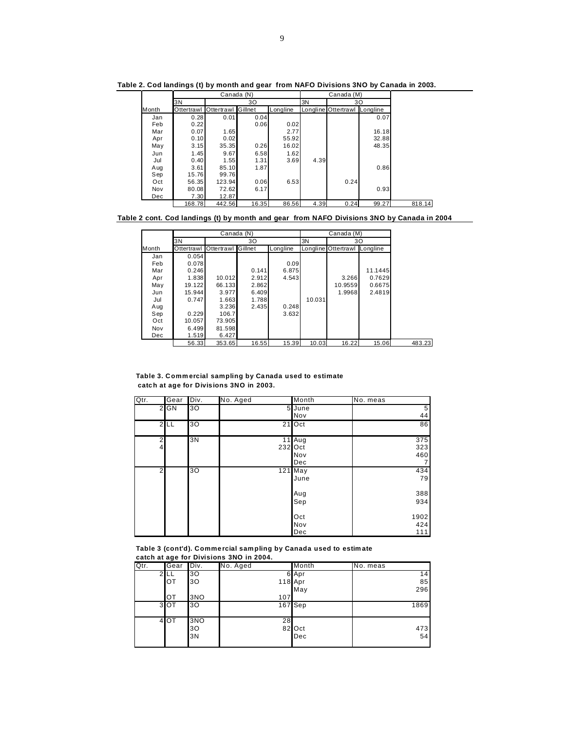**Table 2. Cod landings (t) by month and gear from NAFO Divisions 3NO by Canada in 2003.**

| | Canada (N) | | | | Canada (M) | | | |
|---|---|---|---|---|---|---|---|---|
| | 3N | 3O | | | 3N | 3O | | |
| Month | Ottertrawl | Ottertrawl | Gillnet | Longline | Longline | Ottertrawl | Longline | |
| Jan | 0.28 | 0.01 | 0.04 | | | | 0.07 | |
| Feb | 0.22 | | 0.06 | 0.02 | | | | |
| Mar | 0.07 | 1.65 | | 2.77 | | | 16.18 | |
| Apr | 0.10 | 0.02 | | 55.92 | | | 32.88 | |
| May | 3.15 | 35.35 | 0.26 | 16.02 | | | 48.35 | |
| Jun | 1.45 | 9.67 | 6.58 | 1.62 | | | | |
| Jul | 0.40 | 1.55 | 1.31 | 3.69 | 4.39 | | | |
| Aug | 3.61 | 85.10 | 1.87 | | | | 0.86 | |
| Sep | 15.76 | 99.76 | | | | | | |
| Oct | 56.35 | 123.94 | 0.06 | 6.53 | | 0.24 | | |
| Nov | 80.08 | 72.62 | 6.17 | | | | 0.93 | |
| Dec | 7.30 | 12.87 | | | | | | |
| | 168.78 | 442.56 | 16.35 | 86.56 | 4.39 | 0.24 | 99.27 | 818.14 |

**Table 2 cont. Cod landings (t) by month and gear from NAFO Divisions 3NO by Canada in 2004**

| | Canada (N) | | | | Canada (M) | | | |
|---|---|---|---|---|---|---|---|---|
| | 3N | 3O | | | 3N | 3O | | |
| Month | Ottertrawl | Ottertrawl | Gillnet | Longline | Longline | Ottertrawl | Longline | |
| Jan | 0.054 | | | | | | | |
| Feb | 0.078 | | | 0.09 | | | | |
| Mar | 0.246 | | 0.141 | 6.875 | | | 11.1445 | |
| Apr | 1.838 | 10.012 | 2.912 | 4.543 | | 3.266 | 0.7629 | |
| May | 19.122 | 66.133 | 2.862 | | | 10.9559 | 0.6675 | |
| Jun | 15.944 | 3.977 | 6.409 | | | 1.9968 | 2.4819 | |
| Jul | 0.747 | 1.663 | 1.788 | | 10.031 | | | |
| Aug | | 3.236 | 2.435 | 0.248 | | | | |
| Sep | 0.229 | 106.7 | | 3.632 | | | | |
| Oct | 10.057 | 73.905 | | | | | | |
| Nov | 6.499 | 81.598 | | | | | | |
| Dec | 1.519 | 6.427 | | | | | | |
| | 56.33 | 353.65 | 16.55 | 15.39 | 10.03 | 16.22 | 15.06 | 483.23 |

**Table 3. Commercial sampling by Canada used to estimate catch at age for Divisions 3NO in 2003.**

| Qtr. | Gear | Div. | No. Aged | Month | No. meas |
|---|---|---|---|---|---|
| 2 | GN | 3O | 5 | June | 5 |
| | | | | Nov | 44 |
| 2 | LL | 3O | 21 | Oct | 86 |
| 2 | | 3N | 11 | Aug | 375 |
| 4 | | | 232 | Oct | 323 |
| | | | | Nov | 460 |
| | | | | Dec | 7 |
| 2 | | 3O | 121 | May | 434 |
| | | | | June | 79 |
| | | | | Aug | 388 |
| | | | | Sep | 934 |
| | | | | Oct | 1902 |
| | | | | Nov | 424 |
| | | | | Dec | 111 |

**Table 3 (cont'd). Commercial sampling by Canada used to estimate catch at age for Divisions 3NO in 2004.**

| Qtr. | Gear | Div. | No. Aged | Month | No. meas |
|---|---|---|---|---|---|
| 2 | LL | 3O | 6 | Apr | 14 |
| | OT | 3O | 118 | Apr | 85 |
| | | | | May | 296 |
| | OT | 3NO | 107 | | |
| 3 | OT | 3O | 167 | Sep | 1869 |
| 4 | OT | 3NO | 28 | | |
| | | 3O | 82 | Oct | 473 |
| | | 3N | | Dec | 54 |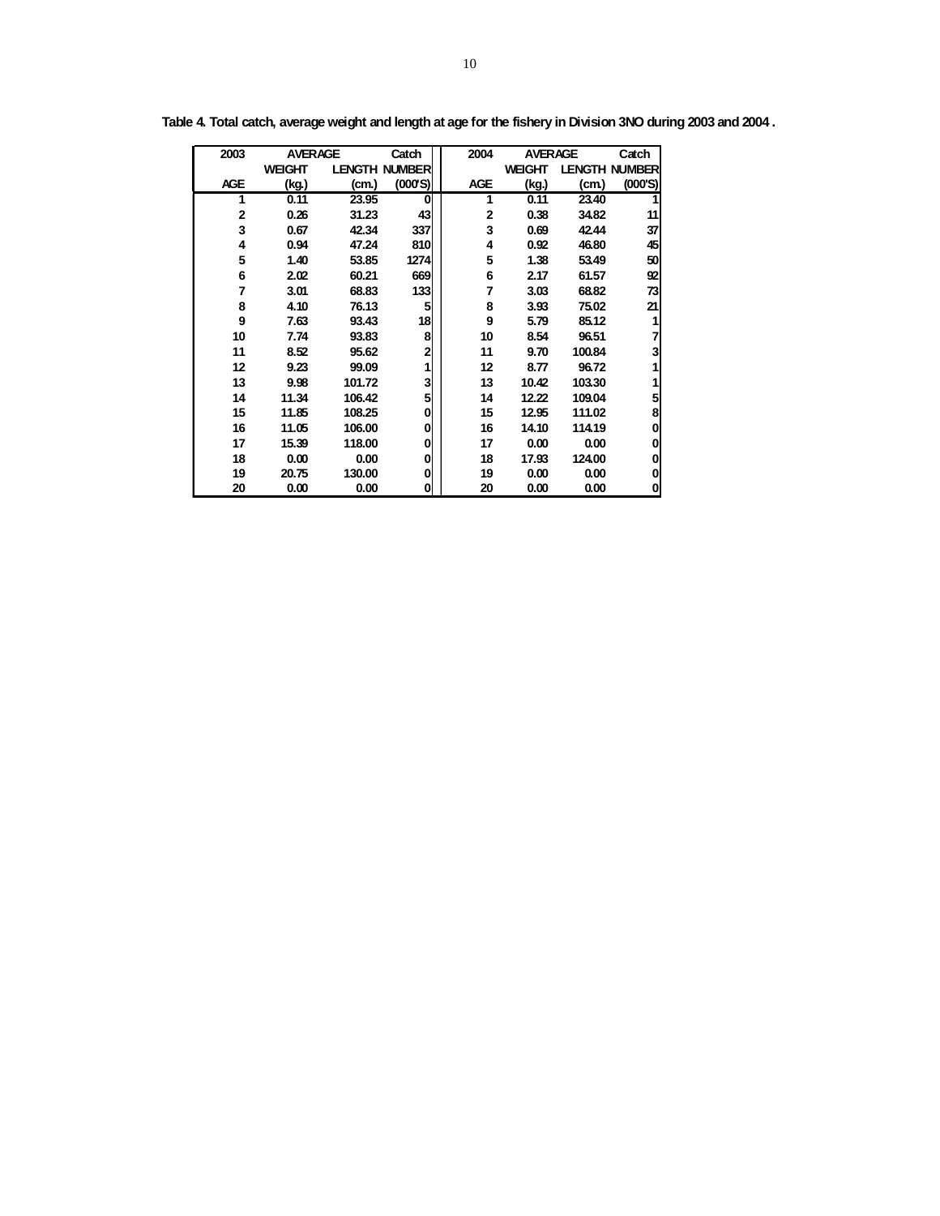**Table 4. Total catch, average weight and length at age for the fishery in Division 3NO during 2003 and 2004 .**

| 2003 | AVERAGE | | Catch | 2004 | AVERAGE | | Catch |
|---|---|---|---|---|---|---|---|
| | WEIGHT | LENGTH | NUMBER | | WEIGHT | LENGTH | NUMBER |
| AGE | (kg.) | (cm.) | (000'S) | AGE | (kg.) | (cm.) | (000'S) |
| 1 | 0.11 | 23.95 | 0 | 1 | 0.11 | 23.40 | 1 |
| 2 | 0.26 | 31.23 | 43 | 2 | 0.38 | 34.82 | 11 |
| 3 | 0.67 | 42.34 | 337 | 3 | 0.69 | 42.44 | 37 |
| 4 | 0.94 | 47.24 | 810 | 4 | 0.92 | 46.80 | 45 |
| 5 | 1.40 | 53.85 | 1274 | 5 | 1.38 | 53.49 | 50 |
| 6 | 2.02 | 60.21 | 669 | 6 | 2.17 | 61.57 | 92 |
| 7 | 3.01 | 68.83 | 133 | 7 | 3.03 | 68.82 | 73 |
| 8 | 4.10 | 76.13 | 5 | 8 | 3.93 | 75.02 | 21 |
| 9 | 7.63 | 93.43 | 18 | 9 | 5.79 | 85.12 | 1 |
| 10 | 7.74 | 93.83 | 8 | 10 | 8.54 | 96.51 | 7 |
| 11 | 8.52 | 95.62 | 2 | 11 | 9.70 | 100.84 | 3 |
| 12 | 9.23 | 99.09 | 1 | 12 | 8.77 | 96.72 | 1 |
| 13 | 9.98 | 101.72 | 3 | 13 | 10.42 | 103.30 | 1 |
| 14 | 11.34 | 106.42 | 5 | 14 | 12.22 | 109.04 | 5 |
| 15 | 11.85 | 108.25 | 0 | 15 | 12.95 | 111.02 | 8 |
| 16 | 11.05 | 106.00 | 0 | 16 | 14.10 | 114.19 | 0 |
| 17 | 15.39 | 118.00 | 0 | 17 | 0.00 | 0.00 | 0 |
| 18 | 0.00 | 0.00 | 0 | 18 | 17.93 | 124.00 | 0 |
| 19 | 20.75 | 130.00 | 0 | 19 | 0.00 | 0.00 | 0 |
| 20 | 0.00 | 0.00 | 0 | 20 | 0.00 | 0.00 | 0 |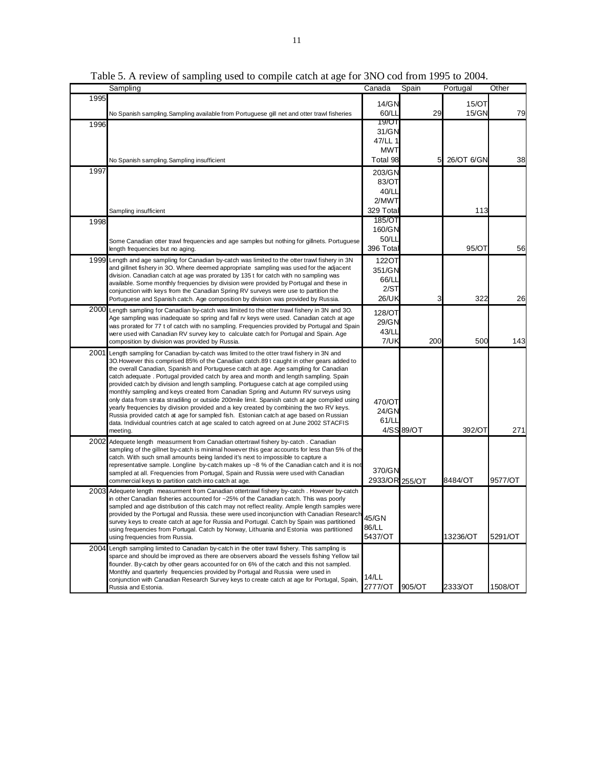Table 5. A review of sampling used to compile catch at age for 3NO cod from 1995 to 2004.

| | Sampling | Canada | Spain | Portugal | Other |
|---|---|---|---|---|---|
| 1995 | No Spanish sampling. Sampling available from Portuguese gill net and otter trawl fisheries | 14/GN 60/LL | 29 | 15/OT 15/GN | 79 |
| 1996 | No Spanish sampling. Sampling insufficient | 19/OT 31/GN 47/LL 1 MWT Total 98 | 5 | 26/OT 6/GN | 38 |
| 1997 | Sampling insufficient | 203/GN 83/OT 40/LL 2/MWT 329 Total | | 113 | |
| 1998 | Some Canadian otter trawl frequencies and age samples but nothing for gillnets. Portuguese length frequencies but no aging. | 185/OT 160/GN 50/LL 396 Total | | 95/OT | 56 |
| 1999 | Length and age sampling for Canadian by-catch was limited to the otter trawl fishery in 3N and gillnet fishery in 3O. Where deemed appropriate sampling was used for the adjacent division. Canadian catch at age was prorated by 135 t for catch with no sampling was available. Some monthly frequencies by division were provided by Portugal and these in conjunction with keys from the Canadian Spring RV surveys were use to partition the Portuguese and Spanish catch. Age composition by division was provided by Russia. | 122OT 351/GN 66/LL 2/ST 26/UK | 3 | 322 | 26 |
| 2000 | Length sampling for Canadian by-catch was limited to the otter trawl fishery in 3N and 3O. Age sampling was inadequate so spring and fall rv keys were used. Canadian catch at age was prorated for 77 t of catch with no sampling. Frequencies provided by Portugal and Spain were used with Canadian RV survey key to calculate catch for Portugal and Spain. Age composition by division was provided by Russia. | 128/OT 29/GN 43/LL 7/UK | 200 | 500 | 143 |
| 2001 | Length sampling for Canadian by-catch was limited to the otter trawl fishery in 3N and 3O. However this comprised 85% of the Canadian catch. 89 t caught in other gears added to the overall Canadian, Spanish and Portuguese catch at age. Age sampling for Canadian catch adequate . Portugal provided catch by area and month and length sampling. Spain provided catch by division and length sampling. Portuguese catch at age compiled using monthly sampling and keys created from Canadian Spring and Autumn RV surveys using only data from strata stradiling or outside 200mile limit. Spanish catch at age compiled using yearly frequencies by division provided and a key created by combining the two RV keys. Russia provided catch at age for sampled fish. Estonian catch at age based on Russian data. Individual countries catch at age scaled to catch agreed on at June 2002 STACFIS meeting. | 470/OT 24/GN 61/LL 4/SS | 89/OT | 392/OT | 271 |
| 2002 | Adequete length measurment from Canadian ottertrawl fishery by-catch . Canadian sampling of the gillnet by-catch is minimal however this gear accounts for less than 5% of the catch. With such small amounts being landed it's next to impossible to capture a representative sample. Longline by-catch makes up ~8 % of the Canadian catch and it is not sampled at all. Frequencies from Portugal, Spain and Russia were used with Canadian commercial keys to partition catch into catch at age. | 370/GN 2933/OR | 255/OT | 8484/OT | 9577/OT |
| 2003 | Adequete length measurment from Canadian ottertrawl fishery by-catch . However by-catch in other Canadian fisheries accounted for ~25% of the Canadian catch. This was poorly sampled and age distribution of this catch may not reflect reality. Ample length samples were provided by the Portugal and Russia. these were used inconjunction with Canadian Research survey keys to create catch at age for Russia and Portugal. Catch by Spain was partitioned using frequencies from Portugal. Catch by Norway, Lithuania and Estonia was partitioned using frequencies from Russia. | 45/GN 86/LL 5437/OT | | 13236/OT | 5291/OT |
| 2004 | Length sampling limited to Canadian by-catch in the otter trawl fishery. This sampling is sparce and should be improved as there are observers aboard the vessels fishing Yellow tail flounder. By-catch by other gears accounted for on 6% of the catch and this not sampled. Monthly and quarterly frequencies provided by Portugal and Russia were used in conjunction with Canadian Research Survey keys to create catch at age for Portugal, Spain, Russia and Estonia. | 14/LL 2777/OT | 905/OT | 2333/OT | 1508/OT |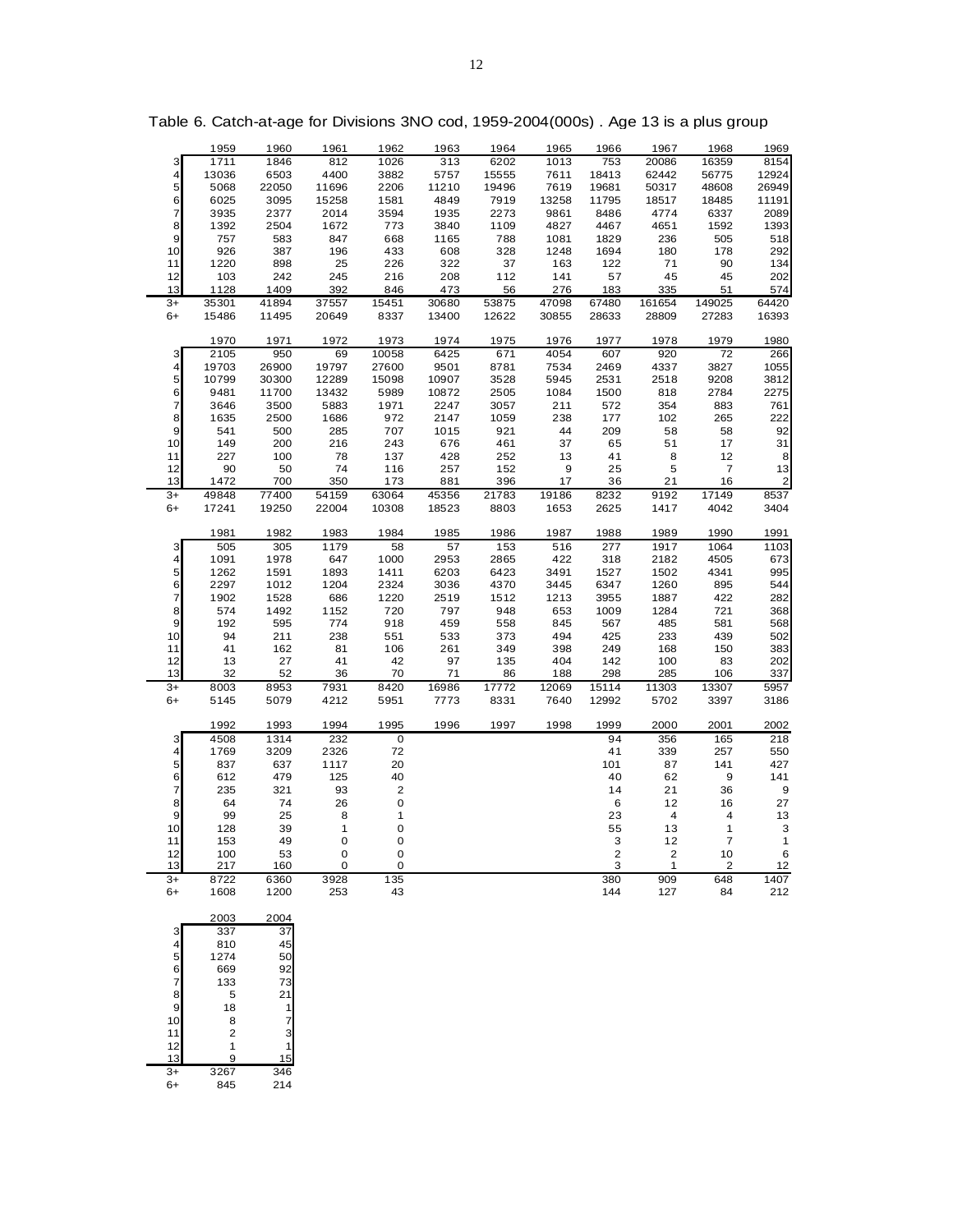Table 6. Catch-at-age for Divisions 3NO cod, 1959-2004(000s) . Age 13 is a plus group

| | 1959 | 1960 | 1961 | 1962 | 1963 | 1964 | 1965 | 1966 | 1967 | 1968 | 1969 |
|---|---|---|---|---|---|---|---|---|---|---|---|
| 3 | 1711 | 1846 | 812 | 1026 | 313 | 6202 | 1013 | 753 | 20086 | 16359 | 8154 |
| 4 | 13036 | 6503 | 4400 | 3882 | 5757 | 15555 | 7611 | 18413 | 62442 | 56775 | 12924 |
| 5 | 5068 | 22050 | 11696 | 2206 | 11210 | 19496 | 7619 | 19681 | 50317 | 48608 | 26949 |
| 6 | 6025 | 3095 | 15258 | 1581 | 4849 | 7919 | 13258 | 11795 | 18517 | 18485 | 11191 |
| 7 | 3935 | 2377 | 2014 | 3594 | 1935 | 2273 | 9861 | 8486 | 4774 | 6337 | 2089 |
| 8 | 1392 | 2504 | 1672 | 773 | 3840 | 1109 | 4827 | 4467 | 4651 | 1592 | 1393 |
| 9 | 757 | 583 | 847 | 668 | 1165 | 788 | 1081 | 1829 | 236 | 505 | 518 |
| 10 | 926 | 387 | 196 | 433 | 608 | 328 | 1248 | 1694 | 180 | 178 | 292 |
| 11 | 1220 | 898 | 25 | 226 | 322 | 37 | 163 | 122 | 71 | 90 | 134 |
| 12 | 103 | 242 | 245 | 216 | 208 | 112 | 141 | 57 | 45 | 45 | 202 |
| 13 | 1128 | 1409 | 392 | 846 | 473 | 56 | 276 | 183 | 335 | 51 | 574 |
| 3+ | 35301 | 41894 | 37557 | 15451 | 30680 | 53875 | 47098 | 67480 | 161654 | 149025 | 64420 |
| 6+ | 15486 | 11495 | 20649 | 8337 | 13400 | 12622 | 30855 | 28633 | 28809 | 27283 | 16393 |

| | 1970 | 1971 | 1972 | 1973 | 1974 | 1975 | 1976 | 1977 | 1978 | 1979 | 1980 |
|---|---|---|---|---|---|---|---|---|---|---|---|
| 3 | 2105 | 950 | 69 | 10058 | 6425 | 671 | 4054 | 607 | 920 | 72 | 266 |
| 4 | 19703 | 26900 | 19797 | 27600 | 9501 | 8781 | 7534 | 2469 | 4337 | 3827 | 1055 |
| 5 | 10799 | 30300 | 12289 | 15098 | 10907 | 3528 | 5945 | 2531 | 2518 | 9208 | 3812 |
| 6 | 9481 | 11700 | 13432 | 5989 | 10872 | 2505 | 1084 | 1500 | 818 | 2784 | 2275 |
| 7 | 3646 | 3500 | 5883 | 1971 | 2247 | 3057 | 211 | 572 | 354 | 883 | 761 |
| 8 | 1635 | 2500 | 1686 | 972 | 2147 | 1059 | 238 | 177 | 102 | 265 | 222 |
| 9 | 541 | 500 | 285 | 707 | 1015 | 921 | 44 | 209 | 58 | 58 | 92 |
| 10 | 149 | 200 | 216 | 243 | 676 | 461 | 37 | 65 | 51 | 17 | 31 |
| 11 | 227 | 100 | 78 | 137 | 428 | 252 | 13 | 41 | 8 | 12 | 8 |
| 12 | 90 | 50 | 74 | 116 | 257 | 152 | 9 | 25 | 5 | 7 | 13 |
| 13 | 1472 | 700 | 350 | 173 | 881 | 396 | 17 | 36 | 21 | 16 | 2 |
| 3+ | 49848 | 77400 | 54159 | 63064 | 45356 | 21783 | 19186 | 8232 | 9192 | 17149 | 8537 |
| 6+ | 17241 | 19250 | 22004 | 10308 | 18523 | 8803 | 1653 | 2625 | 1417 | 4042 | 3404 |

| | 1981 | 1982 | 1983 | 1984 | 1985 | 1986 | 1987 | 1988 | 1989 | 1990 | 1991 |
|---|---|---|---|---|---|---|---|---|---|---|---|
| 3 | 505 | 305 | 1179 | 58 | 57 | 153 | 516 | 277 | 1917 | 1064 | 1103 |
| 4 | 1091 | 1978 | 647 | 1000 | 2953 | 2865 | 422 | 318 | 2182 | 4505 | 673 |
| 5 | 1262 | 1591 | 1893 | 1411 | 6203 | 6423 | 3491 | 1527 | 1502 | 4341 | 995 |
| 6 | 2297 | 1012 | 1204 | 2324 | 3036 | 4370 | 3445 | 6347 | 1260 | 895 | 544 |
| 7 | 1902 | 1528 | 686 | 1220 | 2519 | 1512 | 1213 | 3955 | 1887 | 422 | 282 |
| 8 | 574 | 1492 | 1152 | 720 | 797 | 948 | 653 | 1009 | 1284 | 721 | 368 |
| 9 | 192 | 595 | 774 | 918 | 459 | 558 | 845 | 567 | 485 | 581 | 568 |
| 10 | 94 | 211 | 238 | 551 | 533 | 373 | 494 | 425 | 233 | 439 | 502 |
| 11 | 41 | 162 | 81 | 106 | 261 | 349 | 398 | 249 | 168 | 150 | 383 |
| 12 | 13 | 27 | 41 | 42 | 97 | 135 | 404 | 142 | 100 | 83 | 202 |
| 13 | 32 | 52 | 36 | 70 | 71 | 86 | 188 | 298 | 285 | 106 | 337 |
| 3+ | 8003 | 8953 | 7931 | 8420 | 16986 | 17772 | 12069 | 15114 | 11303 | 13307 | 5957 |
| 6+ | 5145 | 5079 | 4212 | 5951 | 7773 | 8331 | 7640 | 12992 | 5702 | 3397 | 3186 |

| | 1992 | 1993 | 1994 | 1995 | 1996 | 1997 | 1998 | 1999 | 2000 | 2001 | 2002 |
|---|---|---|---|---|---|---|---|---|---|---|---|
| 3 | 4508 | 1314 | 232 | 0 | | | | 94 | 356 | 165 | 218 |
| 4 | 1769 | 3209 | 2326 | 72 | | | | 41 | 339 | 257 | 550 |
| 5 | 837 | 637 | 1117 | 20 | | | | 101 | 87 | 141 | 427 |
| 6 | 612 | 479 | 125 | 40 | | | | 40 | 62 | 9 | 141 |
| 7 | 235 | 321 | 93 | 2 | | | | 14 | 21 | 36 | 9 |
| 8 | 64 | 74 | 26 | 0 | | | | 6 | 12 | 16 | 27 |
| 9 | 99 | 25 | 8 | 1 | | | | 23 | 4 | 4 | 13 |
| 10 | 128 | 39 | 1 | 0 | | | | 55 | 13 | 1 | 3 |
| 11 | 153 | 49 | 0 | 0 | | | | 3 | 12 | 7 | 1 |
| 12 | 100 | 53 | 0 | 0 | | | | 2 | 2 | 10 | 6 |
| 13 | 217 | 160 | 0 | 0 | | | | 3 | 1 | 2 | 12 |
| 3+ | 8722 | 6360 | 3928 | 135 | | | | 380 | 909 | 648 | 1407 |
| 6+ | 1608 | 1200 | 253 | 43 | | | | 144 | 127 | 84 | 212 |

| | 2003 | 2004 |
|---|---|---|
| 3 | 337 | 37 |
| 4 | 810 | 45 |
| 5 | 1274 | 50 |
| 6 | 669 | 92 |
| 7 | 133 | 73 |
| 8 | 5 | 21 |
| 9 | 18 | 1 |
| 10 | 8 | 7 |
| 11 | 2 | 3 |
| 12 | 1 | 1 |
| 13 | 9 | 15 |
| 3+ | 3267 | 346 |
| 6+ | 845 | 214 |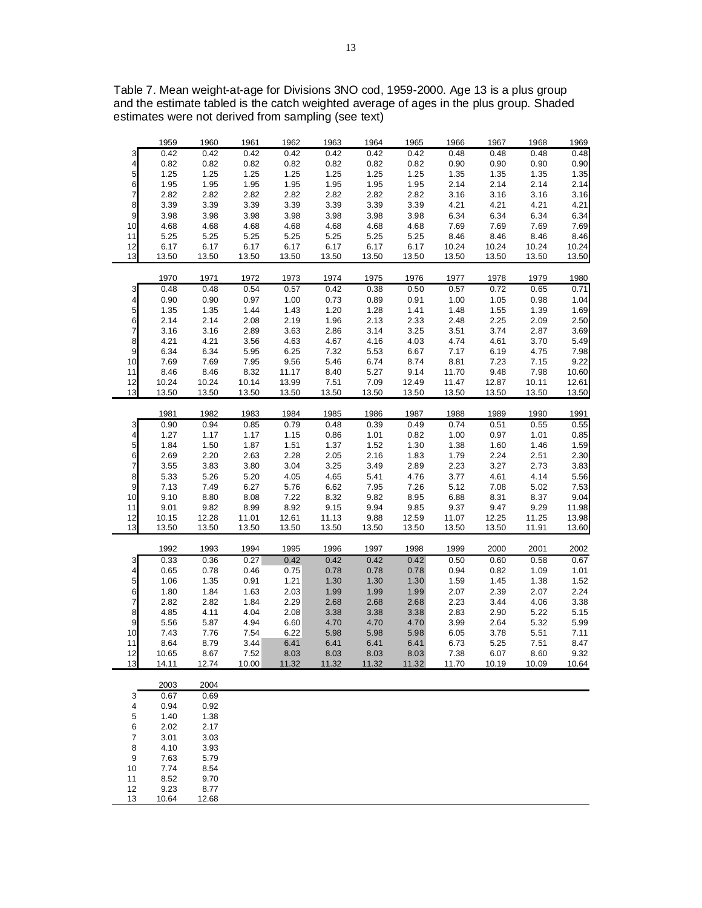Table 7. Mean weight-at-age for Divisions 3NO cod, 1959-2000. Age 13 is a plus group and the estimate tabled is the catch weighted average of ages in the plus group. Shaded estimates were not derived from sampling (see text)

| | 1959 | 1960 | 1961 | 1962 | 1963 | 1964 | 1965 | 1966 | 1967 | 1968 | 1969 |
|---|---|---|---|---|---|---|---|---|---|---|---|
| 3 | 0.42 | 0.42 | 0.42 | 0.42 | 0.42 | 0.42 | 0.42 | 0.48 | 0.48 | 0.48 | 0.48 |
| 4 | 0.82 | 0.82 | 0.82 | 0.82 | 0.82 | 0.82 | 0.82 | 0.90 | 0.90 | 0.90 | 0.90 |
| 5 | 1.25 | 1.25 | 1.25 | 1.25 | 1.25 | 1.25 | 1.25 | 1.35 | 1.35 | 1.35 | 1.35 |
| 6 | 1.95 | 1.95 | 1.95 | 1.95 | 1.95 | 1.95 | 1.95 | 2.14 | 2.14 | 2.14 | 2.14 |
| 7 | 2.82 | 2.82 | 2.82 | 2.82 | 2.82 | 2.82 | 2.82 | 3.16 | 3.16 | 3.16 | 3.16 |
| 8 | 3.39 | 3.39 | 3.39 | 3.39 | 3.39 | 3.39 | 3.39 | 4.21 | 4.21 | 4.21 | 4.21 |
| 9 | 3.98 | 3.98 | 3.98 | 3.98 | 3.98 | 3.98 | 3.98 | 6.34 | 6.34 | 6.34 | 6.34 |
| 10 | 4.68 | 4.68 | 4.68 | 4.68 | 4.68 | 4.68 | 4.68 | 7.69 | 7.69 | 7.69 | 7.69 |
| 11 | 5.25 | 5.25 | 5.25 | 5.25 | 5.25 | 5.25 | 5.25 | 8.46 | 8.46 | 8.46 | 8.46 |
| 12 | 6.17 | 6.17 | 6.17 | 6.17 | 6.17 | 6.17 | 6.17 | 10.24 | 10.24 | 10.24 | 10.24 |
| 13 | 13.50 | 13.50 | 13.50 | 13.50 | 13.50 | 13.50 | 13.50 | 13.50 | 13.50 | 13.50 | 13.50 |

| | 1970 | 1971 | 1972 | 1973 | 1974 | 1975 | 1976 | 1977 | 1978 | 1979 | 1980 |
|---|---|---|---|---|---|---|---|---|---|---|---|
| 3 | 0.48 | 0.48 | 0.54 | 0.57 | 0.42 | 0.38 | 0.50 | 0.57 | 0.72 | 0.65 | 0.71 |
| 4 | 0.90 | 0.90 | 0.97 | 1.00 | 0.73 | 0.89 | 0.91 | 1.00 | 1.05 | 0.98 | 1.04 |
| 5 | 1.35 | 1.35 | 1.44 | 1.43 | 1.20 | 1.28 | 1.41 | 1.48 | 1.55 | 1.39 | 1.69 |
| 6 | 2.14 | 2.14 | 2.08 | 2.19 | 1.96 | 2.13 | 2.33 | 2.48 | 2.25 | 2.09 | 2.50 |
| 7 | 3.16 | 3.16 | 2.89 | 3.63 | 2.86 | 3.14 | 3.25 | 3.51 | 3.74 | 2.87 | 3.69 |
| 8 | 4.21 | 4.21 | 3.56 | 4.63 | 4.67 | 4.16 | 4.03 | 4.74 | 4.61 | 3.70 | 5.49 |
| 9 | 6.34 | 6.34 | 5.95 | 6.25 | 7.32 | 5.53 | 6.67 | 7.17 | 6.19 | 4.75 | 7.98 |
| 10 | 7.69 | 7.69 | 7.95 | 9.56 | 5.46 | 6.74 | 8.74 | 8.81 | 7.23 | 7.15 | 9.22 |
| 11 | 8.46 | 8.46 | 8.32 | 11.17 | 8.40 | 5.27 | 9.14 | 11.70 | 9.48 | 7.98 | 10.60 |
| 12 | 10.24 | 10.24 | 10.14 | 13.99 | 7.51 | 7.09 | 12.49 | 11.47 | 12.87 | 10.11 | 12.61 |
| 13 | 13.50 | 13.50 | 13.50 | 13.50 | 13.50 | 13.50 | 13.50 | 13.50 | 13.50 | 13.50 | 13.50 |

| | 1981 | 1982 | 1983 | 1984 | 1985 | 1986 | 1987 | 1988 | 1989 | 1990 | 1991 |
|---|---|---|---|---|---|---|---|---|---|---|---|
| 3 | 0.90 | 0.94 | 0.85 | 0.79 | 0.48 | 0.39 | 0.49 | 0.74 | 0.51 | 0.55 | 0.55 |
| 4 | 1.27 | 1.17 | 1.17 | 1.15 | 0.86 | 1.01 | 0.82 | 1.00 | 0.97 | 1.01 | 0.85 |
| 5 | 1.84 | 1.50 | 1.87 | 1.51 | 1.37 | 1.52 | 1.30 | 1.38 | 1.60 | 1.46 | 1.59 |
| 6 | 2.69 | 2.20 | 2.63 | 2.28 | 2.05 | 2.16 | 1.83 | 1.79 | 2.24 | 2.51 | 2.30 |
| 7 | 3.55 | 3.83 | 3.80 | 3.04 | 3.25 | 3.49 | 2.89 | 2.23 | 3.27 | 2.73 | 3.83 |
| 8 | 5.33 | 5.26 | 5.20 | 4.05 | 4.65 | 5.41 | 4.76 | 3.77 | 4.61 | 4.14 | 5.56 |
| 9 | 7.13 | 7.49 | 6.27 | 5.76 | 6.62 | 7.95 | 7.26 | 5.12 | 7.08 | 5.02 | 7.53 |
| 10 | 9.10 | 8.80 | 8.08 | 7.22 | 8.32 | 9.82 | 8.95 | 6.88 | 8.31 | 8.37 | 9.04 |
| 11 | 9.01 | 9.82 | 8.99 | 8.92 | 9.15 | 9.94 | 9.85 | 9.37 | 9.47 | 9.29 | 11.98 |
| 12 | 10.15 | 12.28 | 11.01 | 12.61 | 11.13 | 9.88 | 12.59 | 11.07 | 12.25 | 11.25 | 13.98 |
| 13 | 13.50 | 13.50 | 13.50 | 13.50 | 13.50 | 13.50 | 13.50 | 13.50 | 13.50 | 11.91 | 13.60 |

| | 1992 | 1993 | 1994 | 1995 | 1996 | 1997 | 1998 | 1999 | 2000 | 2001 | 2002 |
|---|---|---|---|---|---|---|---|---|---|---|---|
| 3 | 0.33 | 0.36 | 0.27 | 0.42 | 0.42 | 0.42 | 0.42 | 0.50 | 0.60 | 0.58 | 0.67 |
| 4 | 0.65 | 0.78 | 0.46 | 0.75 | 0.78 | 0.78 | 0.78 | 0.94 | 0.82 | 1.09 | 1.01 |
| 5 | 1.06 | 1.35 | 0.91 | 1.21 | 1.30 | 1.30 | 1.30 | 1.59 | 1.45 | 1.38 | 1.52 |
| 6 | 1.80 | 1.84 | 1.63 | 2.03 | 1.99 | 1.99 | 1.99 | 2.07 | 2.39 | 2.07 | 2.24 |
| 7 | 2.82 | 2.82 | 1.84 | 2.29 | 2.68 | 2.68 | 2.68 | 2.23 | 3.44 | 4.06 | 3.38 |
| 8 | 4.85 | 4.11 | 4.04 | 2.08 | 3.38 | 3.38 | 3.38 | 2.83 | 2.90 | 5.22 | 5.15 |
| 9 | 5.56 | 5.87 | 4.94 | 6.60 | 4.70 | 4.70 | 4.70 | 3.99 | 2.64 | 5.32 | 5.99 |
| 10 | 7.43 | 7.76 | 7.54 | 6.22 | 5.98 | 5.98 | 5.98 | 6.05 | 3.78 | 5.51 | 7.11 |
| 11 | 8.64 | 8.79 | 3.44 | 6.41 | 6.41 | 6.41 | 6.41 | 6.73 | 5.25 | 7.51 | 8.47 |
| 12 | 10.65 | 8.67 | 7.52 | 8.03 | 8.03 | 8.03 | 8.03 | 7.38 | 6.07 | 8.60 | 9.32 |
| 13 | 14.11 | 12.74 | 10.00 | 11.32 | 11.32 | 11.32 | 11.32 | 11.70 | 10.19 | 10.09 | 10.64 |

| | 2003 | 2004 |
|---|---|---|
| 3 | 0.67 | 0.69 |
| 4 | 0.94 | 0.92 |
| 5 | 1.40 | 1.38 |
| 6 | 2.02 | 2.17 |
| 7 | 3.01 | 3.03 |
| 8 | 4.10 | 3.93 |
| 9 | 7.63 | 5.79 |
| 10 | 7.74 | 8.54 |
| 11 | 8.52 | 9.70 |
| 12 | 9.23 | 8.77 |
| 13 | 10.64 | 12.68 |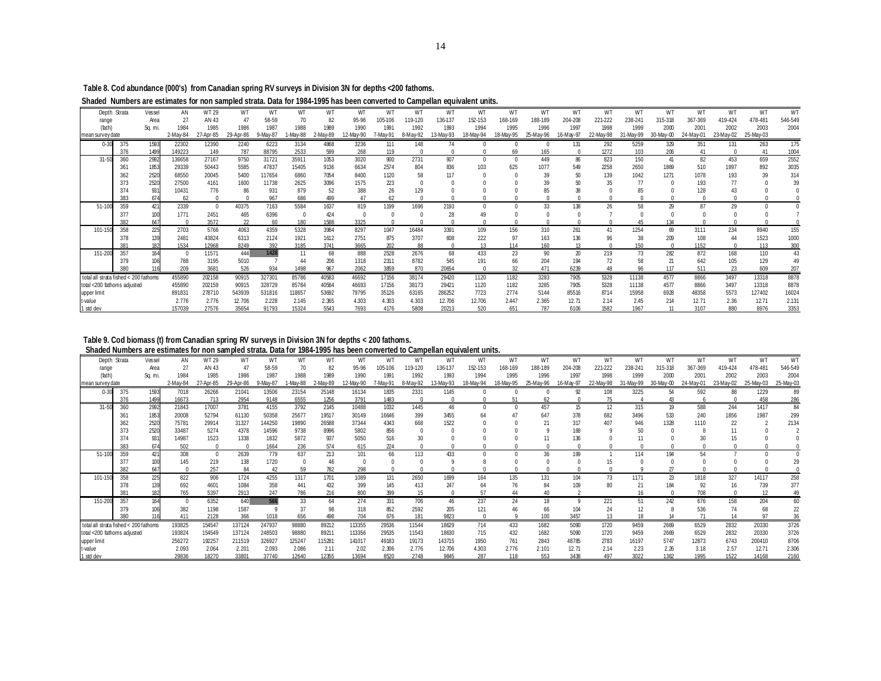**Table 8. Cod abundance (000's) from Canadian spring RV surveys in Division 3N for depths <200 fathoms.**

**Shaded Numbers are estimates for non sampled strata. Data for 1984-1995 has been converted to Campellan equivalent units.**

| Depth | Strata | Vessel | AN | WT 29 | WT | WT | WT | WT | WT | WT | WT | WT | WT | WT | WT | WT | WT | WT | WT | WT | WT | WT | WT |
|---|---|---|---|---|---|---|---|---|---|---|---|---|---|---|---|---|---|---|---|---|---|---|---|
| range | | Area | 27 | AN 43 | 47 | 58-59 | 70 | 82 | 95-96 | 105-106 | 119-120 | 136-137 | 152-153 | 168-169 | 188-189 | 204-208 | 221-222 | 238-241 | 315-318 | 367-369 | 419-424 | 478-481 | 546-549 |
| (fath) | | Sq. mi. | 1984 | 1985 | 1986 | 1987 | 1988 | 1989 | 1990 | 1991 | 1992 | 1993 | 1994 | 1995 | 1996 | 1997 | 1998 | 1999 | 2000 | 2001 | 2002 | 2003 | 2004 |
| mean survey date | | | 2-May-84 | 27-Apr-85 | 29-Apr-86 | 9-May-87 | 1-May-88 | 2-May-89 | 12-May-90 | 7-May-91 | 8-May-92 | 13-May-93 | 18-May-94 | 18-May-95 | 25-May-96 | 16-May-97 | 22-May-98 | 31-May-99 | 30-May-00 | 24-May-01 | 23-May-02 | 25-May-03 | |
| 0-30 | 375 | 1593 | 22302 | 12390 | 2240 | 6223 | 3134 | 4868 | 3236 | 111 | 148 | 74 | 0 | 0 | 0 | 131 | 292 | 5259 | 329 | 351 | 131 | 263 | 175 |
| | 376 | 1499 | 149223 | 149 | 787 | 88795 | 2533 | 599 | 268 | 119 | 0 | 0 | 0 | 69 | 165 | 0 | 1272 | 103 | 206 | 41 | 0 | 41 | 1004 |
| 31-50 | 360 | 2992 | 136658 | 27167 | 9750 | 31721 | 35911 | 1053 | 3020 | 900 | 2731 | 907 | 0 | 0 | 449 | 86 | 823 | 150 | 41 | 82 | 453 | 659 | 2552 |
| | 361 | 1853 | 29339 | 50443 | 5585 | 47837 | 15405 | 9136 | 6634 | 2574 | 804 | 836 | 103 | 625 | 1077 | 549 | 2258 | 2650 | 1869 | 510 | 1997 | 892 | 3035 |
| | 362 | 2520 | 68550 | 20045 | 5400 | 117654 | 6860 | 7054 | 8400 | 1120 | 58 | 117 | 0 | 0 | 39 | 50 | 139 | 1042 | 1271 | 1078 | 193 | 39 | 314 |
| | 373 | 2520 | 27500 | 4161 | 1600 | 11738 | 2625 | 3096 | 1575 | 223 | 0 | 0 | 0 | 0 | 39 | 50 | 35 | 77 | 0 | 193 | 77 | 0 | 39 |
| | 374 | 931 | 10431 | 776 | 86 | 931 | 879 | 52 | 388 | 26 | 129 | 0 | 0 | 0 | 85 | 38 | 0 | 85 | 0 | 128 | 43 | 0 | 0 |
| | 383 | 674 | 62 | 0 | 0 | 967 | 686 | 499 | 47 | 62 | 0 | 0 | 0 | 0 | 0 | 0 | 0 | 0 | 0 | 0 | 0 | 0 | 0 |
| 51-100 | 359 | 421 | 2339 | 0 | 40375 | 7163 | 5584 | 1637 | 819 | 1199 | 1696 | 2193 | 0 | 0 | 33 | 138 | 26 | 58 | 29 | 87 | 29 | 0 | 0 |
| | 377 | 100 | 1771 | 2451 | 465 | 6396 | 0 | 424 | 0 | 0 | 0 | 28 | 49 | 0 | 0 | 0 | 7 | 0 | 0 | 0 | 0 | 0 | 7 |
| | 382 | 647 | 0 | 3572 | 22 | 60 | 180 | 1588 | 3325 | 0 | 0 | 0 | 0 | 0 | 0 | 0 | 0 | 45 | 134 | 0 | 0 | 0 | 0 |
| 101-150 | 358 | 225 | 2703 | 5766 | 4063 | 4359 | 5328 | 3984 | 8297 | 1047 | 16484 | 3391 | 109 | 156 | 310 | 261 | 41 | 1254 | 69 | 3111 | 234 | 8940 | 155 |
| | 378 | 139 | 2481 | 43824 | 6313 | 2124 | 1921 | 1612 | 2751 | 875 | 3707 | 608 | 222 | 97 | 163 | 136 | 96 | 38 | 209 | 108 | 44 | 1523 | 1000 |
| | 381 | 182 | 1534 | 12968 | 8249 | 392 | 3185 | 3741 | 3665 | 202 | 88 | 0 | 13 | 114 | 160 | 13 | 0 | 150 | 0 | 1152 | 0 | 113 | 300 |
| 151-200 | 357 | 164 | 0 | 11571 | 444 | 1428 | 11 | 68 | 888 | 2528 | 2676 | 68 | 433 | 23 | 90 | 20 | 219 | 73 | 282 | 872 | 168 | 110 | 43 |
| | 379 | 106 | 788 | 3195 | 5010 | 7 | 44 | 206 | 1318 | 2311 | 8782 | 545 | 191 | 66 | 204 | 194 | 72 | 58 | 21 | 642 | 105 | 129 | 49 |
| | 380 | 116 | 209 | 3681 | 526 | 934 | 1498 | 967 | 2062 | 3859 | 870 | 20654 | 0 | 32 | 471 | 6239 | 48 | 96 | 117 | 511 | 23 | 609 | 207 |
| total all strata fished < 200 fathoms | | | 455890 | 202158 | 90915 | 327301 | 85786 | 40583 | 46692 | 17156 | 38174 | 29420 | 1120 | 1182 | 3283 | 7905 | 5328 | 11138 | 4577 | 8866 | 3497 | 13318 | 8878 |
| total <200 fathoms adjusted | | | 455890 | 202159 | 90915 | 328729 | 85784 | 40584 | 46693 | 17156 | 38173 | 29421 | 1120 | 1182 | 3285 | 7905 | 5328 | 11138 | 4577 | 8866 | 3497 | 13318 | 8878 |
| upper limit | | | 891831 | 278710 | 543939 | 531816 | 118657 | 53692 | 79795 | 35126 | 63165 | 286252 | 7723 | 2774 | 5144 | 85516 | 8714 | 15958 | 6928 | 48358 | 5573 | 127402 | 16024 |
| t-value | | | 2.776 | 2.776 | 12.706 | 2.228 | 2.145 | 2.365 | 4.303 | 4.303 | 4.303 | 12.706 | 12.706 | 2.447 | 2.365 | 12.71 | 2.14 | 2.45 | 214 | 12.71 | 2.36 | 12.71 | 2.131 |
| 1 std dev | | | 157039 | 27576 | 35654 | 91793 | 15324 | 5543 | 7693 | 4176 | 5808 | 20213 | 520 | 651 | 787 | 6106 | 1582 | 1967 | 11 | 3107 | 880 | 8976 | 3353 |

**Table 9. Cod biomass (t) from Canadian spring RV surveys in Division 3N for depths < 200 fathoms.**

**Shaded Numbers are estimates for non sampled strata. Data for 1984-1995 has been converted to Campellan equivalent units.**

| Depth | Strata | Vessel | AN | WT 29 | WT | WT | WT | WT | WT | WT | WT | WT | WT | WT | WT | WT | WT | WT | WT | WT | WT | WT | WT |
|---|---|---|---|---|---|---|---|---|---|---|---|---|---|---|---|---|---|---|---|---|---|---|---|
| range | | Area | 27 | AN 43 | 47 | 58-59 | 70 | 82 | 95-96 | 105-106 | 119-120 | 136-137 | 152-153 | 168-169 | 188-189 | 204-208 | 221-222 | 238-241 | 315-318 | 367-369 | 419-424 | 478-481 | 546-549 |
| (fath) | | Sq. mi. | 1984 | 1985 | 1986 | 1987 | 1988 | 1989 | 1990 | 1991 | 1992 | 1993 | 1994 | 1995 | 1996 | 1997 | 1998 | 1999 | 2000 | 2001 | 2002 | 2003 | 2004 |
| mean survey date | | | 2-May-84 | 27-Apr-85 | 29-Apr-86 | 9-May-87 | 1-May-88 | 2-May-89 | 12-May-90 | 7-May-91 | 8-May-92 | 13-May-93 | 18-May-94 | 18-May-95 | 25-May-96 | 16-May-97 | 22-May-98 | 31-May-99 | 30-May-00 | 24-May-01 | 23-May-02 | 25-May-03 | 25-May-03 |
| 0-30 | 375 | 1593 | 7018 | 26266 | 21041 | 13506 | 23154 | 25148 | 16134 | 1835 | 2331 | 1145 | 0 | 0 | 0 | 92 | 108 | 3225 | 54 | 592 | 88 | 1229 | 89 |
| | 376 | 1499 | 16673 | 713 | 2954 | 9148 | 6555 | 1256 | 3791 | 1483 | 0 | 0 | 0 | 51 | 62 | 0 | 75 | 4 | 43 | 6 | 0 | 458 | 286 |
| 31-50 | 360 | 2992 | 21843 | 17007 | 3781 | 4155 | 3792 | 2145 | 10488 | 1032 | 1445 | 46 | 0 | 0 | 457 | 15 | 12 | 315 | 19 | 588 | 244 | 1417 | 84 |
| | 361 | 1853 | 20008 | 52794 | 61130 | 50358 | 25677 | 19517 | 30149 | 16646 | 399 | 3455 | 64 | 47 | 647 | 378 | 682 | 3496 | 533 | 240 | 1856 | 1987 | 299 |
| | 362 | 2520 | 75781 | 29914 | 31327 | 144250 | 19890 | 26588 | 37344 | 4343 | 668 | 1522 | 0 | 0 | 21 | 317 | 407 | 946 | 1328 | 1110 | 22 | 2 | 2134 |
| | 373 | 2520 | 33487 | 5274 | 4378 | 14596 | 9738 | 8996 | 5802 | 856 | 0 | 0 | 0 | 0 | 9 | 168 | 9 | 50 | 0 | 8 | 11 | 0 | 2 |
| | 374 | 931 | 14987 | 1523 | 1338 | 1832 | 5872 | 937 | 5050 | 516 | 30 | 0 | 0 | 0 | 11 | 136 | 0 | 11 | 0 | 30 | 15 | 0 | 0 |
| | 383 | 674 | 502 | 0 | 0 | 1664 | 236 | 574 | 615 | 224 | 0 | 0 | 0 | 0 | 0 | 0 | 0 | 0 | 0 | 0 | 0 | 0 | 0 |
| 51-100 | 359 | 421 | 308 | 0 | 2639 | 779 | 637 | 213 | 101 | 66 | 113 | 433 | 0 | 0 | 36 | 199 | 1 | 114 | 194 | 54 | 7 | 0 | 0 |
| | 377 | 100 | 145 | 219 | 138 | 1720 | 0 | 46 | 0 | 0 | 0 | 9 | 8 | 0 | 0 | 0 | 15 | 0 | 0 | 0 | 0 | 0 | 29 |
| | 382 | 647 | 0 | 257 | 84 | 42 | 59 | 782 | 298 | 0 | 0 | 0 | 0 | 0 | 0 | 0 | 0 | 9 | 27 | 0 | 0 | 0 | 0 |
| 101-150 | 358 | 225 | 822 | 906 | 1724 | 4255 | 1317 | 1701 | 1089 | 131 | 2650 | 1699 | 164 | 135 | 131 | 104 | 73 | 1171 | 23 | 1818 | 327 | 14117 | 258 |
| | 378 | 139 | 692 | 4601 | 1084 | 358 | 441 | 432 | 399 | 145 | 413 | 247 | 64 | 76 | 84 | 109 | 80 | 21 | 184 | 92 | 16 | 739 | 377 |
| | 381 | 182 | 765 | 5397 | 2913 | 247 | 786 | 216 | 800 | 399 | 15 | 0 | 57 | 44 | 40 | 2 | | 16 | 0 | 708 | 0 | 12 | 49 |
| 151-200 | 357 | 164 | 0 | 6352 | 640 | 566 | 33 | 64 | 274 | 331 | 706 | 46 | 237 | 24 | 18 | 9 | 221 | 51 | 242 | 676 | 158 | 204 | 60 |
| | 379 | 106 | 382 | 1198 | 1587 | 9 | 37 | 98 | 318 | 852 | 2592 | 205 | 121 | 46 | 66 | 104 | 24 | 12 | 8 | 536 | 74 | 68 | 22 |
| | 380 | 116 | 411 | 2128 | 366 | 1018 | 656 | 498 | 704 | 676 | 181 | 9823 | 0 | 9 | 100 | 3457 | 13 | 18 | 14 | 71 | 14 | 97 | 36 |
| total all strata fished < 200 fathoms | | | 193825 | 154547 | 137124 | 247937 | 98880 | 89212 | 113355 | 29536 | 11544 | 18629 | 714 | 433 | 1682 | 5090 | 1720 | 9459 | 2669 | 6529 | 2832 | 20330 | 3726 |
| total <200 fathoms adjusted | | | 193824 | 154549 | 137124 | 248503 | 98880 | 89211 | 113356 | 29535 | 11543 | 18630 | 715 | 432 | 1682 | 5090 | 1720 | 9459 | 2669 | 6529 | 2832 | 20330 | 3726 |
| upper limit | | | 256272 | 192257 | 211519 | 326927 | 125247 | 115281 | 141017 | 49183 | 19173 | 143715 | 1950 | 761 | 2843 | 48785 | 2783 | 16197 | 5747 | 12873 | 6743 | 200410 | 8706 |
| t-value | | | 2.093 | 2.064 | 2.201 | 2.093 | 2.086 | 2.11 | 2.02 | 2.306 | 2.776 | 12.706 | 4.303 | 2.776 | 2.101 | 12.71 | 2.14 | 2.23 | 2.26 | 3.18 | 2.57 | 12.71 | 2.306 |
| 1 std dev | | | 29836 | 18270 | 33801 | 37740 | 12640 | 12355 | 13694 | 8520 | 2748 | 9845 | 287 | 118 | 553 | 3438 | 497 | 3022 | 1362 | 1995 | 1522 | 14168 | 2160 |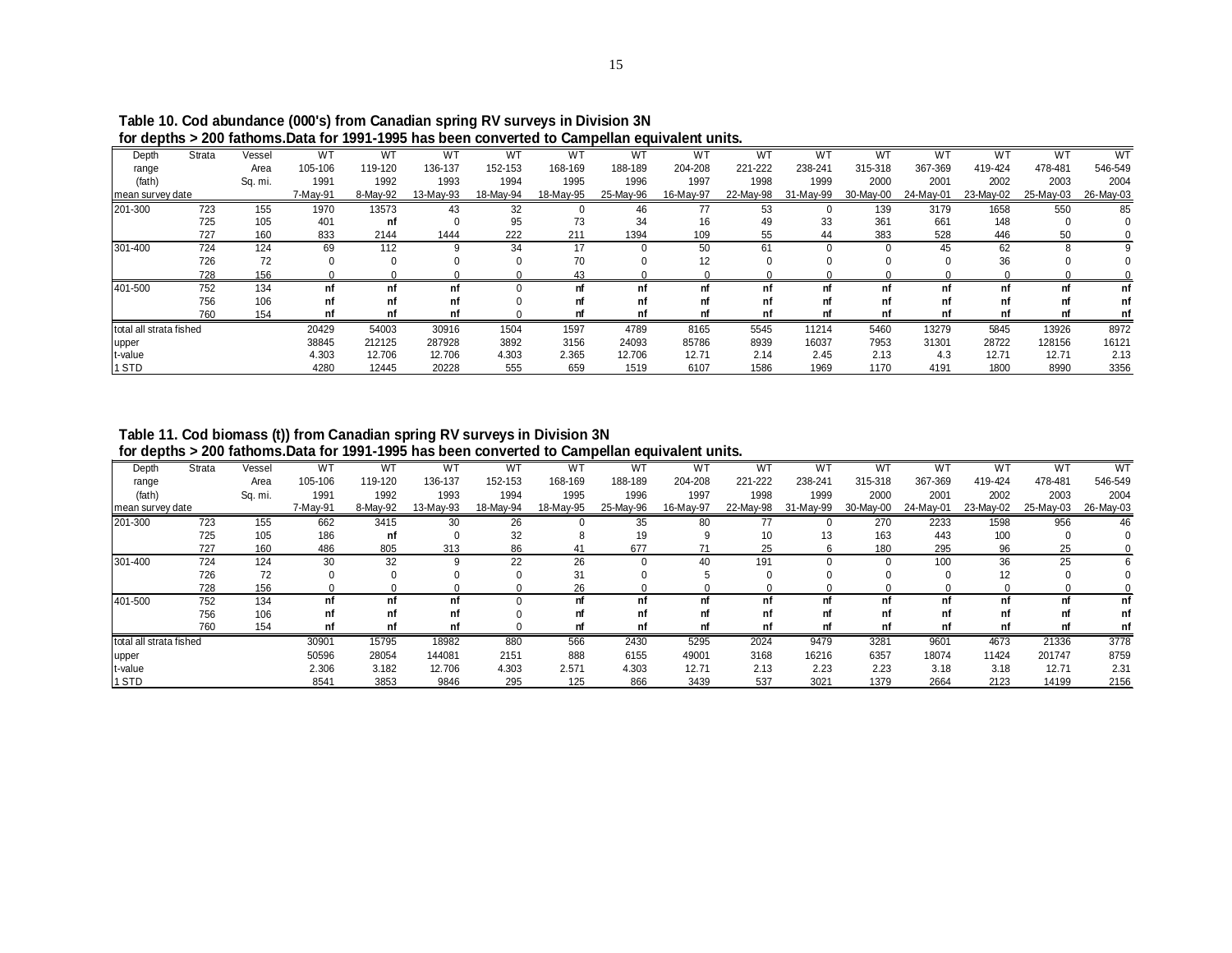**Table 10. Cod abundance (000's) from Canadian spring RV surveys in Division 3N for depths > 200 fathoms.Data for 1991-1995 has been converted to Campellan equivalent units.**

| Depth range (fath) | Strata | Vessel Area Sq. mi. | WT 105-106 1991 7-May-91 | WT 119-120 1992 8-May-92 | WT 136-137 1993 13-May-93 | WT 152-153 1994 18-May-94 | WT 168-169 1995 18-May-95 | WT 188-189 1996 25-May-96 | WT 204-208 1997 16-May-97 | WT 221-222 1998 22-May-98 | WT 238-241 1999 31-May-99 | WT 315-318 2000 30-May-00 | WT 367-369 2001 24-May-01 | WT 419-424 2002 23-May-02 | WT 478-481 2003 25-May-03 | WT 546-549 2004 26-May-03 |
|---|---|---|---|---|---|---|---|---|---|---|---|---|---|---|---|---|
| 201-300 | 723 | 155 | 1970 | 13573 | 43 | 32 | 0 | 46 | 77 | 53 | 0 | 139 | 3179 | 1658 | 550 | 85 |
| | 725 | 105 | 401 | nf | 0 | 95 | 73 | 34 | 16 | 49 | 33 | 361 | 661 | 148 | 0 | 0 |
| | 727 | 160 | 833 | 2144 | 1444 | 222 | 211 | 1394 | 109 | 55 | 44 | 383 | 528 | 446 | 50 | 0 |
| 301-400 | 724 | 124 | 69 | 112 | 9 | 34 | 17 | 0 | 50 | 61 | 0 | 0 | 45 | 62 | 8 | 9 |
| | 726 | 72 | 0 | 0 | 0 | 0 | 70 | 0 | 12 | 0 | 0 | 0 | 0 | 36 | 0 | 0 |
| | 728 | 156 | 0 | 0 | 0 | 0 | 43 | 0 | 0 | 0 | 0 | 0 | 0 | 0 | 0 | 0 |
| 401-500 | 752 | 134 | nf | nf | nf | 0 | nf | nf | nf | nf | nf | nf | nf | nf | nf | nf |
| | 756 | 106 | nf | nf | nf | 0 | nf | nf | nf | nf | nf | nf | nf | nf | nf | nf |
| | 760 | 154 | nf | nf | nf | 0 | nf | nf | nf | nf | nf | nf | nf | nf | nf | nf |
| total all strata fished | | | 20429 | 54003 | 30916 | 1504 | 1597 | 4789 | 8165 | 5545 | 11214 | 5460 | 13279 | 5845 | 13926 | 8972 |
| upper | | | 38845 | 212125 | 287928 | 3892 | 3156 | 24093 | 85786 | 8939 | 16037 | 7953 | 31301 | 28722 | 128156 | 16121 |
| t-value | | | 4.303 | 12.706 | 12.706 | 4.303 | 2.365 | 12.706 | 12.71 | 2.14 | 2.45 | 2.13 | 4.3 | 12.71 | 12.71 | 2.13 |
| 1 STD | | | 4280 | 12445 | 20228 | 555 | 659 | 1519 | 6107 | 1586 | 1969 | 1170 | 4191 | 1800 | 8990 | 3356 |

**Table 11. Cod biomass (t)) from Canadian spring RV surveys in Division 3N for depths > 200 fathoms.Data for 1991-1995 has been converted to Campellan equivalent units.**

| Depth range (fath) | Strata | Vessel Area Sq. mi. | WT 105-106 1991 7-May-91 | WT 119-120 1992 8-May-92 | WT 136-137 1993 13-May-93 | WT 152-153 1994 18-May-94 | WT 168-169 1995 18-May-95 | WT 188-189 1996 25-May-96 | WT 204-208 1997 16-May-97 | WT 221-222 1998 22-May-98 | WT 238-241 1999 31-May-99 | WT 315-318 2000 30-May-00 | WT 367-369 2001 24-May-01 | WT 419-424 2002 23-May-02 | WT 478-481 2003 25-May-03 | WT 546-549 2004 26-May-03 |
|---|---|---|---|---|---|---|---|---|---|---|---|---|---|---|---|---|
| 201-300 | 723 | 155 | 662 | 3415 | 30 | 26 | 0 | 35 | 80 | 77 | 0 | 270 | 2233 | 1598 | 956 | 46 |
| | 725 | 105 | 186 | nf | 0 | 32 | 8 | 19 | 9 | 10 | 13 | 163 | 443 | 100 | 0 | 0 |
| | 727 | 160 | 486 | 805 | 313 | 86 | 41 | 677 | 71 | 25 | 6 | 180 | 295 | 96 | 25 | 0 |
| 301-400 | 724 | 124 | 30 | 32 | 9 | 22 | 26 | 0 | 40 | 191 | 0 | 0 | 100 | 36 | 25 | 6 |
| | 726 | 72 | 0 | 0 | 0 | 0 | 31 | 0 | 5 | 0 | 0 | 0 | 0 | 12 | 0 | 0 |
| | 728 | 156 | 0 | 0 | 0 | 0 | 26 | 0 | 0 | 0 | 0 | 0 | 0 | 0 | 0 | 0 |
| 401-500 | 752 | 134 | nf | nf | nf | 0 | nf | nf | nf | nf | nf | nf | nf | nf | nf | nf |
| | 756 | 106 | nf | nf | nf | 0 | nf | nf | nf | nf | nf | nf | nf | nf | nf | nf |
| | 760 | 154 | nf | nf | nf | 0 | nf | nf | nf | nf | nf | nf | nf | nf | nf | nf |
| total all strata fished | | | 30901 | 15795 | 18982 | 880 | 566 | 2430 | 5295 | 2024 | 9479 | 3281 | 9601 | 4673 | 21336 | 3778 |
| upper | | | 50596 | 28054 | 144081 | 2151 | 888 | 6155 | 49001 | 3168 | 16216 | 6357 | 18074 | 11424 | 201747 | 8759 |
| t-value | | | 2.306 | 3.182 | 12.706 | 4.303 | 2.571 | 4.303 | 12.71 | 2.13 | 2.23 | 2.23 | 3.18 | 3.18 | 12.71 | 2.31 |
| 1 STD | | | 8541 | 3853 | 9846 | 295 | 125 | 866 | 3439 | 537 | 3021 | 1379 | 2664 | 2123 | 14199 | 2156 |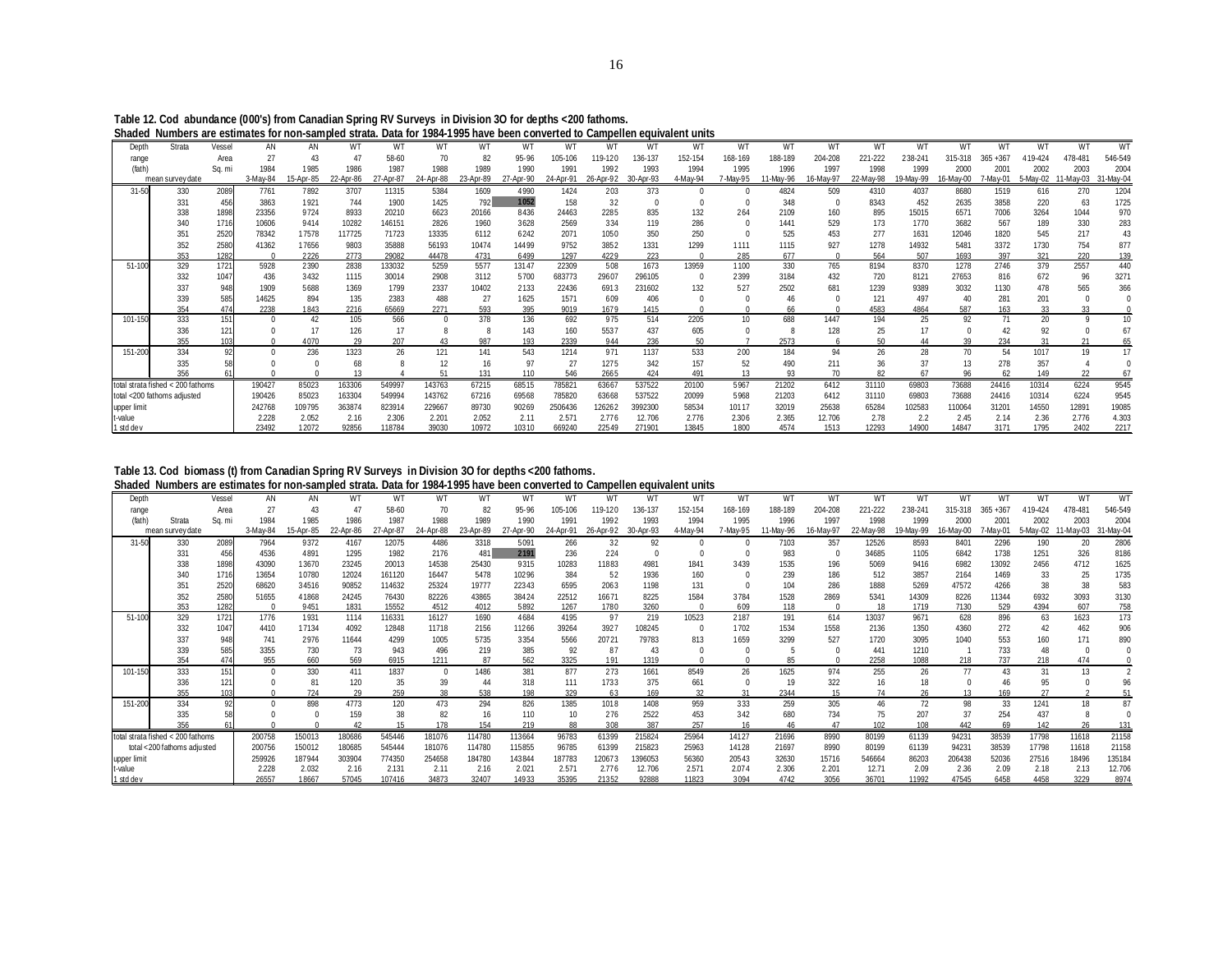**Table 12. Cod abundance (000's) from Canadian Spring RV Surveys in Division 3O for depths <200 fathoms.**
**Shaded Numbers are estimates for non-sampled strata. Data for 1984-1995 have been converted to Campellen equivalent units**

| Depth range (fath) | Strata | Vessel Area Sq. mi | AN 27 1984 | AN 43 1985 | WT 47 1986 | WT 58-60 1987 | WT 70 1988 | WT 82 1989 | WT 95-96 1990 | WT 105-106 1991 | WT 119-120 1992 | WT 136-137 1993 | WT 152-154 1994 | WT 168-169 1995 | WT 188-189 1996 | WT 204-208 1997 | WT 221-222 1998 | WT 238-241 1999 | WT 315-318 2000 | WT 365 +367 2001 | WT 419-424 2002 | WT 478-481 2003 | WT 546-549 2004 |
|---|---|---|---|---|---|---|---|---|---|---|---|---|---|---|---|---|---|---|---|---|---|---|---|
| mean survey date | | | 3-May-84 | 15-Apr-85 | 22-Apr-86 | 27-Apr-87 | 24-Apr-88 | 23-Apr-89 | 27-Apr-90 | 24-Apr-91 | 26-Apr-92 | 30-Apr-93 | 4-May-94 | 7-May-95 | 11-May-96 | 16-May-97 | 22-May-98 | 19-May-99 | 16-May-00 | 7-May-01 | 5-May-02 | 11-May-03 | 31-May-04 |
| 31-50 | 330 | 2089 | 7761 | 7892 | 3707 | 11315 | 5384 | 1609 | 4990 | 1424 | 203 | 373 | 0 | 0 | 4824 | 509 | 4310 | 4037 | 8680 | 1519 | 616 | 270 | 1204 |
| | 331 | 456 | 3863 | 1921 | 744 | 1900 | 1425 | 792 | 1052 | 158 | 32 | 0 | 0 | 0 | 348 | 0 | 8343 | 452 | 2635 | 3858 | 220 | 63 | 1725 |
| | 338 | 1898 | 23356 | 9724 | 8933 | 20210 | 6623 | 20166 | 8436 | 24463 | 2285 | 835 | 132 | 264 | 2109 | 160 | 895 | 15015 | 6571 | 7006 | 3264 | 1044 | 970 |
| | 340 | 1716 | 10606 | 9414 | 10282 | 146151 | 2826 | 1960 | 3628 | 2569 | 334 | 119 | 286 | 0 | 1441 | 529 | 173 | 1770 | 3682 | 567 | 189 | 330 | 283 |
| | 351 | 2520 | 78342 | 17578 | 117725 | 71723 | 13335 | 6112 | 6242 | 2071 | 1050 | 350 | 250 | 0 | 525 | 453 | 277 | 1631 | 12046 | 1820 | 545 | 217 | 43 |
| | 352 | 2580 | 41362 | 17656 | 9803 | 35888 | 56193 | 10474 | 14499 | 9752 | 3852 | 1331 | 1299 | 1111 | 1115 | 927 | 1278 | 14932 | 5481 | 3372 | 1730 | 754 | 877 |
| | 353 | 1282 | 0 | 2226 | 2773 | 29082 | 44478 | 4731 | 6499 | 1297 | 4229 | 223 | 0 | 285 | 677 | 0 | 564 | 507 | 1693 | 397 | 321 | 220 | 139 |
| 51-100 | 329 | 1721 | 5928 | 2390 | 2838 | 133032 | 5259 | 5577 | 13147 | 22309 | 508 | 1673 | 13959 | 1100 | 330 | 765 | 8194 | 8370 | 1278 | 2746 | 379 | 2557 | 440 |
| | 332 | 1047 | 436 | 3432 | 1115 | 30014 | 2908 | 3112 | 5700 | 683773 | 29607 | 296105 | 0 | 2399 | 3184 | 432 | 720 | 8121 | 27653 | 816 | 672 | 96 | 3271 |
| | 337 | 948 | 1909 | 5688 | 1369 | 1799 | 2337 | 10402 | 2133 | 22436 | 6913 | 231602 | 132 | 527 | 2502 | 681 | 1239 | 9389 | 3032 | 1130 | 478 | 565 | 366 |
| | 339 | 585 | 14625 | 894 | 135 | 2383 | 488 | 27 | 1625 | 1571 | 609 | 406 | 0 | 0 | 46 | 0 | 121 | 497 | 40 | 281 | 201 | 0 | 0 |
| | 354 | 474 | 2238 | 1843 | 2216 | 65669 | 2271 | 593 | 395 | 9019 | 1679 | 1415 | 0 | 0 | 66 | 0 | 4583 | 4864 | 587 | 163 | 33 | 33 | 0 |
| 101-150 | 333 | 151 | 0 | 42 | 105 | 566 | 0 | 378 | 136 | 692 | 975 | 514 | 2205 | 10 | 688 | 1447 | 194 | 25 | 92 | 71 | 20 | 9 | 10 |
| | 336 | 121 | 0 | 17 | 126 | 17 | 8 | 8 | 143 | 160 | 5537 | 437 | 605 | 0 | 8 | 128 | 25 | 17 | 0 | 42 | 92 | 0 | 67 |
| | 355 | 103 | 0 | 4070 | 29 | 207 | 43 | 987 | 193 | 2339 | 944 | 236 | 50 | 7 | 2573 | 6 | 50 | 44 | 39 | 234 | 31 | 21 | 65 |
| 151-200 | 334 | 92 | 0 | 236 | 1323 | 26 | 121 | 141 | 543 | 1214 | 971 | 1137 | 533 | 200 | 184 | 94 | 26 | 28 | 70 | 54 | 1017 | 19 | 17 |
| | 335 | 58 | 0 | 0 | 68 | 8 | 12 | 16 | 97 | 27 | 1275 | 342 | 157 | 52 | 490 | 211 | 36 | 37 | 13 | 278 | 357 | 4 | 0 |
| | 356 | 61 | 0 | 0 | 13 | 4 | 51 | 131 | 110 | 546 | 2665 | 424 | 491 | 13 | 93 | 70 | 82 | 67 | 96 | 62 | 149 | 22 | 67 |
| total strata fished < 200 fathoms | | | 190427 | 85023 | 163306 | 549997 | 143763 | 67215 | 68515 | 785821 | 63667 | 537522 | 20100 | 5967 | 21202 | 6412 | 31110 | 69803 | 73688 | 24416 | 10314 | 6224 | 9545 |
| total <200 fathoms adjusted | | | 190426 | 85023 | 163304 | 549994 | 143762 | 67216 | 69568 | 785820 | 63668 | 537522 | 20099 | 5968 | 21203 | 6412 | 31110 | 69803 | 73688 | 24416 | 10314 | 6224 | 9545 |
| upper limit | | | 242768 | 109795 | 363874 | 823914 | 229667 | 89730 | 90269 | 2506436 | 126262 | 3992300 | 58534 | 10117 | 32019 | 25638 | 65284 | 102583 | 110064 | 31201 | 14550 | 12891 | 19085 |
| t-value | | | 2.228 | 2.052 | 2.16 | 2.306 | 2.201 | 2.052 | 2.11 | 2.571 | 2.776 | 12.706 | 2.776 | 2.306 | 2.365 | 12.706 | 2.78 | 2.2 | 2.45 | 2.14 | 2.36 | 2.776 | 4.303 |
| 1 std dev | | | 23492 | 12072 | 92856 | 118784 | 39030 | 10972 | 10310 | 669240 | 22549 | 271901 | 13845 | 1800 | 4574 | 1513 | 12293 | 14900 | 14847 | 3171 | 1795 | 2402 | 2217 |

**Table 13. Cod biomass (t) from Canadian Spring RV Surveys in Division 3O for depths <200 fathoms.**
**Shaded Numbers are estimates for non-sampled strata. Data for 1984-1995 have been converted to Campellen equivalent units**

| Depth range (fath) | Strata | Vessel Area Sq. mi | AN 27 1984 | AN 43 1985 | WT 47 1986 | WT 58-60 1987 | WT 70 1988 | WT 82 1989 | WT 95-96 1990 | WT 105-106 1991 | WT 119-120 1992 | WT 136-137 1993 | WT 152-154 1994 | WT 168-169 1995 | WT 188-189 1996 | WT 204-208 1997 | WT 221-222 1998 | WT 238-241 1999 | WT 315-318 2000 | WT 365 +367 2001 | WT 419-424 2002 | WT 478-481 2003 | WT 546-549 2004 |
|---|---|---|---|---|---|---|---|---|---|---|---|---|---|---|---|---|---|---|---|---|---|---|---|
| mean survey date | | | 3-May-84 | 15-Apr-85 | 22-Apr-86 | 27-Apr-87 | 24-Apr-88 | 23-Apr-89 | 27-Apr-90 | 24-Apr-91 | 26-Apr-92 | 30-Apr-93 | 4-May-94 | 7-May-95 | 11-May-96 | 16-May-97 | 22-May-98 | 19-May-99 | 16-May-00 | 7-May-01 | 5-May-02 | 11-May-03 | 31-May-04 |
| 31-50 | 330 | 2089 | 7964 | 9372 | 4167 | 12075 | 4486 | 3318 | 5091 | 266 | 32 | 92 | 0 | 0 | 7103 | 357 | 12526 | 8593 | 8401 | 2296 | 190 | 20 | 2806 |
| | 331 | 456 | 4536 | 4891 | 1295 | 1982 | 2176 | 481 | 2191 | 236 | 224 | 0 | 0 | 0 | 983 | 0 | 34685 | 1105 | 6842 | 1738 | 1251 | 326 | 8186 |
| | 338 | 1898 | 43090 | 13670 | 23245 | 20013 | 14538 | 25430 | 9315 | 10283 | 11883 | 4981 | 1841 | 3439 | 1535 | 196 | 5069 | 9416 | 6982 | 13092 | 2456 | 4712 | 1625 |
| | 340 | 1716 | 13654 | 10780 | 12024 | 161120 | 16447 | 5478 | 10296 | 384 | 52 | 1936 | 160 | 0 | 239 | 186 | 512 | 3857 | 2164 | 1469 | 33 | 25 | 1735 |
| | 351 | 2520 | 68620 | 34516 | 90852 | 114632 | 25324 | 19777 | 22343 | 6595 | 2063 | 1198 | 131 | 0 | 104 | 286 | 1888 | 5269 | 47572 | 4266 | 38 | 38 | 583 |
| | 352 | 2580 | 51655 | 41868 | 24245 | 76430 | 82226 | 43865 | 38424 | 22512 | 16671 | 8225 | 1584 | 3784 | 1528 | 2869 | 5341 | 14309 | 8226 | 11344 | 6932 | 3093 | 3130 |
| | 353 | 1282 | 0 | 9451 | 1831 | 15552 | 4512 | 4012 | 5892 | 1267 | 1780 | 3260 | 0 | 609 | 118 | 0 | 18 | 1719 | 7130 | 529 | 4394 | 607 | 758 |
| 51-100 | 329 | 1721 | 1776 | 1931 | 1114 | 116331 | 16127 | 1690 | 4684 | 4195 | 97 | 219 | 10523 | 2187 | 191 | 614 | 13037 | 9671 | 628 | 896 | 63 | 1623 | 173 |
| | 332 | 1047 | 4410 | 17134 | 4092 | 12848 | 11718 | 2156 | 11266 | 39264 | 3927 | 108245 | 0 | 1702 | 1534 | 1558 | 2136 | 1350 | 4360 | 272 | 42 | 462 | 906 |
| | 337 | 948 | 741 | 2976 | 11644 | 4299 | 1005 | 5735 | 3354 | 5566 | 20721 | 79783 | 813 | 1659 | 3299 | 527 | 1720 | 3095 | 1040 | 553 | 160 | 171 | 890 |
| | 339 | 585 | 3355 | 730 | 73 | 943 | 496 | 219 | 385 | 92 | 87 | 43 | 0 | 0 | 5 | 0 | 441 | 1210 | 1 | 733 | 48 | 0 | 0 |
| | 354 | 474 | 955 | 660 | 569 | 6915 | 1211 | 87 | 562 | 3325 | 191 | 1319 | 0 | 0 | 85 | 0 | 2258 | 1088 | 218 | 737 | 218 | 474 | 0 |
| 101-150 | 333 | 151 | 0 | 330 | 411 | 1837 | 0 | 1486 | 381 | 877 | 273 | 1661 | 8549 | 26 | 1625 | 974 | 255 | 26 | 77 | 43 | 31 | 13 | 2 |
| | 336 | 121 | 0 | 81 | 120 | 35 | 39 | 44 | 318 | 111 | 1733 | 375 | 661 | 0 | 19 | 322 | 16 | 18 | 0 | 46 | 95 | 0 | 96 |
| | 355 | 103 | 0 | 724 | 29 | 259 | 38 | 538 | 198 | 329 | 63 | 169 | 32 | 31 | 2344 | 15 | 74 | 26 | 13 | 169 | 27 | 2 | 51 |
| 151-200 | 334 | 92 | 0 | 898 | 4773 | 120 | 473 | 294 | 826 | 1385 | 1018 | 1408 | 959 | 333 | 259 | 305 | 46 | 72 | 98 | 33 | 1241 | 18 | 87 |
| | 335 | 58 | 0 | 0 | 159 | 38 | 82 | 16 | 110 | 10 | 276 | 2522 | 453 | 342 | 680 | 734 | 75 | 207 | 37 | 254 | 437 | 8 | 0 |
| | 356 | 61 | 0 | 0 | 42 | 15 | 178 | 154 | 219 | 88 | 308 | 387 | 257 | 16 | 46 | 47 | 102 | 108 | 442 | 69 | 142 | 26 | 131 |
| total strata fished < 200 fathoms | | | 200758 | 150013 | 180686 | 545446 | 181076 | 114780 | 113664 | 96783 | 61399 | 215824 | 25964 | 14127 | 21696 | 8990 | 80199 | 61139 | 94231 | 38539 | 17798 | 11618 | 21158 |
| total <200 fathoms adjusted | | | 200756 | 150012 | 180685 | 545444 | 181076 | 114780 | 115855 | 96785 | 61399 | 215823 | 25963 | 14128 | 21697 | 8990 | 80199 | 61139 | 94231 | 38539 | 17798 | 11618 | 21158 |
| upper limit | | | 259926 | 187944 | 303904 | 774350 | 254658 | 184780 | 143844 | 187783 | 120673 | 1396053 | 56360 | 20543 | 32630 | 15716 | 546664 | 86203 | 206438 | 52036 | 27516 | 18496 | 135184 |
| t-value | | | 2.228 | 2.032 | 2.16 | 2.131 | 2.11 | 2.16 | 2.021 | 2.571 | 2.776 | 12.706 | 2.571 | 2.074 | 2.306 | 2.201 | 12.71 | 2.09 | 2.36 | 2.09 | 2.18 | 2.13 | 12.706 |
| 1 std dev | | | 26557 | 18667 | 57045 | 107416 | 34873 | 32407 | 14933 | 35395 | 21352 | 92888 | 11823 | 3094 | 4742 | 3056 | 36701 | 11992 | 47545 | 6458 | 4458 | 3229 | 8974 |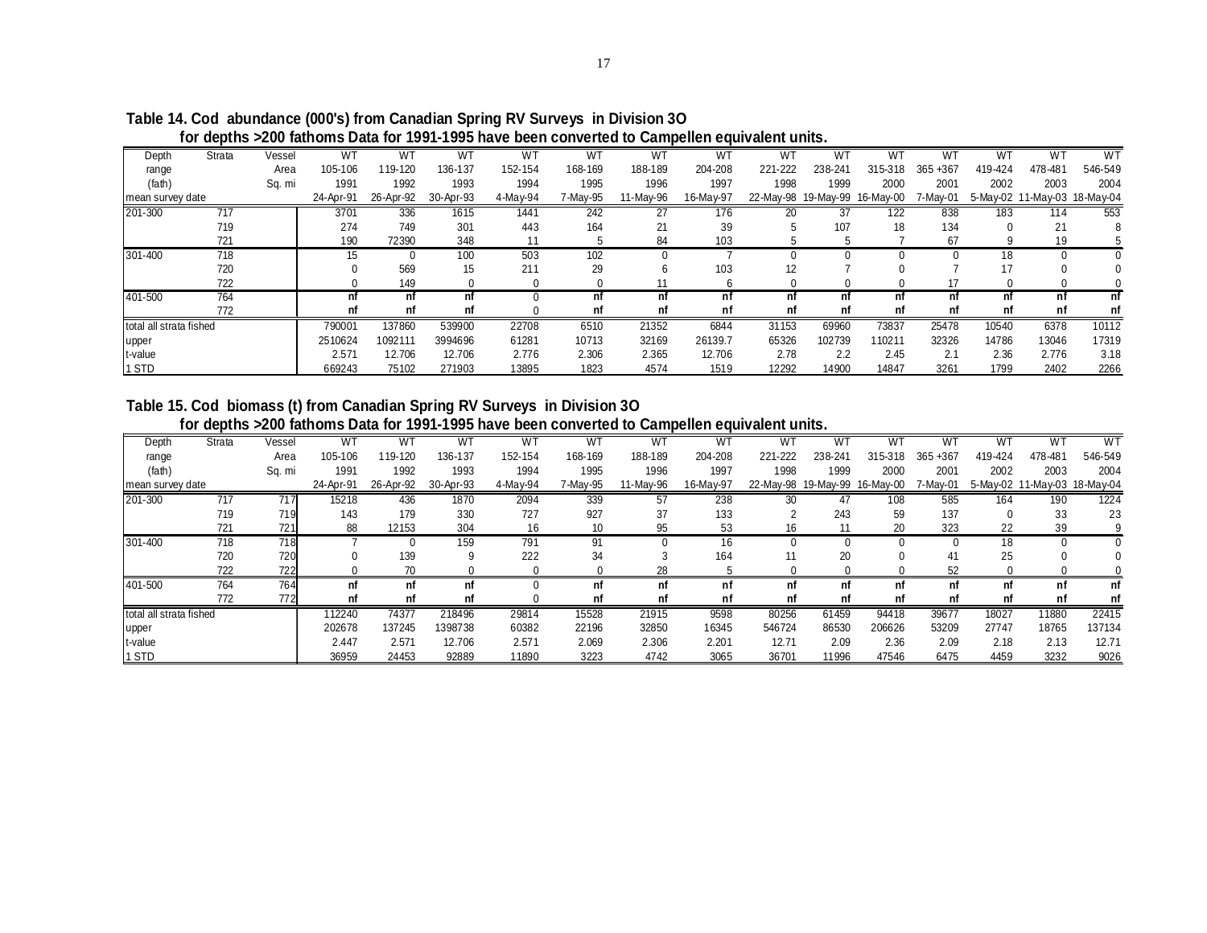**Table 14. Cod abundance (000's) from Canadian Spring RV Surveys in Division 3O for depths >200 fathoms Data for 1991-1995 have been converted to Campellen equivalent units.**

| Depth range (fath) | Strata | Vessel Area Sq. mi | WT 105-106 1991 24-Apr-91 | WT 119-120 1992 26-Apr-92 | WT 136-137 1993 30-Apr-93 | WT 152-154 1994 4-May-94 | WT 168-169 1995 7-May-95 | WT 188-189 1996 11-May-96 | WT 204-208 1997 16-May-97 | WT 221-222 1998 22-May-98 | WT 238-241 1999 19-May-99 | WT 315-318 2000 16-May-00 | WT 365 +367 2001 7-May-01 | WT 419-424 2002 5-May-02 | WT 478-481 2003 11-May-03 | WT 546-549 2004 18-May-04 |
|---|---|---|---|---|---|---|---|---|---|---|---|---|---|---|---|---|
| 201-300 | 717 | | 3701 | 336 | 1615 | 1441 | 242 | 27 | 176 | 20 | 37 | 122 | 838 | 183 | 114 | 553 |
| | 719 | | 274 | 749 | 301 | 443 | 164 | 21 | 39 | 5 | 107 | 18 | 134 | 0 | 21 | 8 |
| | 721 | | 190 | 72390 | 348 | 11 | 5 | 84 | 103 | 5 | 5 | 7 | 67 | 9 | 19 | 5 |
| 301-400 | 718 | | 15 | 0 | 100 | 503 | 102 | 0 | 7 | 0 | 0 | 0 | 0 | 18 | 0 | 0 |
| | 720 | | 0 | 569 | 15 | 211 | 29 | 6 | 103 | 12 | 7 | 0 | 7 | 17 | 0 | 0 |
| | 722 | | 0 | 149 | 0 | 0 | 0 | 11 | 6 | 0 | 0 | 0 | 17 | 0 | 0 | 0 |
| 401-500 | 764 | | nf | nf | nf | 0 | nf | nf | nf | nf | nf | nf | nf | nf | nf | nf |
| | 772 | | nf | nf | nf | 0 | nf | nf | nf | nf | nf | nf | nf | nf | nf | nf |
| total all strata fished | | | 790001 | 137860 | 539900 | 22708 | 6510 | 21352 | 6844 | 31153 | 69960 | 73837 | 25478 | 10540 | 6378 | 10112 |
| upper | | | 2510624 | 1092111 | 3994696 | 61281 | 10713 | 32169 | 26139.7 | 65326 | 102739 | 110211 | 32326 | 14786 | 13046 | 17319 |
| t-value | | | 2.571 | 12.706 | 12.706 | 2.776 | 2.306 | 2.365 | 12.706 | 2.78 | 2.2 | 2.45 | 2.1 | 2.36 | 2.776 | 3.18 |
| 1 STD | | | 669243 | 75102 | 271903 | 13895 | 1823 | 4574 | 1519 | 12292 | 14900 | 14847 | 3261 | 1799 | 2402 | 2266 |

**Table 15. Cod biomass (t) from Canadian Spring RV Surveys in Division 3O for depths >200 fathoms Data for 1991-1995 have been converted to Campellen equivalent units.**

| Depth range (fath) | Strata | Vessel Area Sq. mi | WT 105-106 1991 24-Apr-91 | WT 119-120 1992 26-Apr-92 | WT 136-137 1993 30-Apr-93 | WT 152-154 1994 4-May-94 | WT 168-169 1995 7-May-95 | WT 188-189 1996 11-May-96 | WT 204-208 1997 16-May-97 | WT 221-222 1998 22-May-98 | WT 238-241 1999 19-May-99 | WT 315-318 2000 16-May-00 | WT 365 +367 2001 7-May-01 | WT 419-424 2002 5-May-02 | WT 478-481 2003 11-May-03 | WT 546-549 2004 18-May-04 |
|---|---|---|---|---|---|---|---|---|---|---|---|---|---|---|---|---|
| 201-300 | 717 | 717 | 15218 | 436 | 1870 | 2094 | 339 | 57 | 238 | 30 | 47 | 108 | 585 | 164 | 190 | 1224 |
| | 719 | 719 | 143 | 179 | 330 | 727 | 927 | 37 | 133 | 2 | 243 | 59 | 137 | 0 | 33 | 23 |
| | 721 | 721 | 88 | 12153 | 304 | 16 | 10 | 95 | 53 | 16 | 11 | 20 | 323 | 22 | 39 | 9 |
| 301-400 | 718 | 718 | 7 | 0 | 159 | 791 | 91 | 0 | 16 | 0 | 0 | 0 | 0 | 18 | 0 | 0 |
| | 720 | 720 | 0 | 139 | 9 | 222 | 34 | 3 | 164 | 11 | 20 | 0 | 41 | 25 | 0 | 0 |
| | 722 | 722 | 0 | 70 | 0 | 0 | 0 | 28 | 5 | 0 | 0 | 0 | 52 | 0 | 0 | 0 |
| 401-500 | 764 | 764 | nf | nf | nf | 0 | nf | nf | nf | nf | nf | nf | nf | nf | nf | nf |
| | 772 | 772 | nf | nf | nf | 0 | nf | nf | nf | nf | nf | nf | nf | nf | nf | nf |
| total all strata fished | | | 112240 | 74377 | 218496 | 29814 | 15528 | 21915 | 9598 | 80256 | 61459 | 94418 | 39677 | 18027 | 11880 | 22415 |
| upper | | | 202678 | 137245 | 1398738 | 60382 | 22196 | 32850 | 16345 | 546724 | 86530 | 206626 | 53209 | 27747 | 18765 | 137134 |
| t-value | | | 2.447 | 2.571 | 12.706 | 2.571 | 2.069 | 2.306 | 2.201 | 12.71 | 2.09 | 2.36 | 2.09 | 2.18 | 2.13 | 12.71 |
| 1 STD | | | 36959 | 24453 | 92889 | 11890 | 3223 | 4742 | 3065 | 36701 | 11996 | 47546 | 6475 | 4459 | 3232 | 9026 |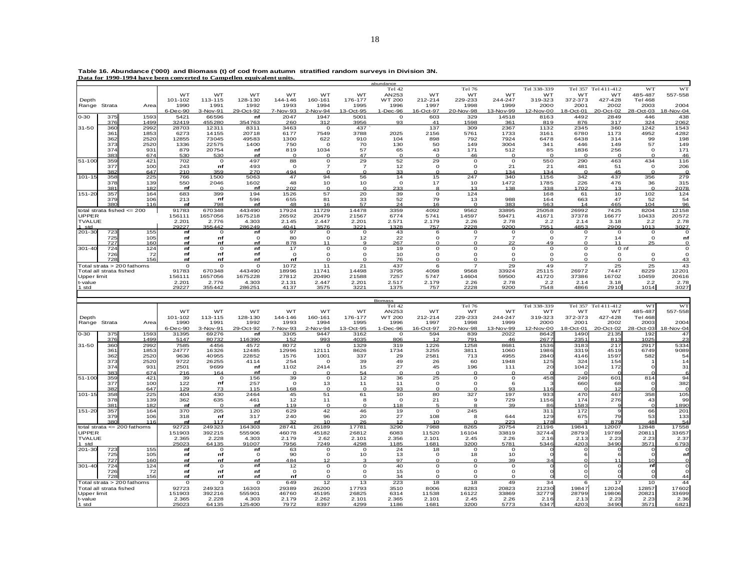**Table 16. Abundance ('000) and Biomass (t) of cod from autumn stratified random surveys in Division 3N. Data for 1990-1994 have been converted to Campelen equivalent units.**

abundance

| Depth Range | Strata | Area | WT 101-102 1990 6-Dec-90 | WT 113-115 1991 3-Nov-91 | WT 128-130 1992 29-Oct-92 | WT 144-146 1993 7-Nov-93 | WT 160-161 1994 2-Nov-94 | WT 176-177 1995 13-Oct-95 | Tel 42 AN253 WT 200 1996 1-Dec-96 | WT 212-214 1997 16-Oct-97 | Tel 76 WT 229-233 1998 20-Nov-98 | WT 244-247 1999 13-Nov-99 | Tel 338-339 WT 319-323 2000 12-Nov-00 | Tel 357 WT 372-373 2001 18-Oct-01 | Tel 411-412 WT 427-428 2002 20-Oct-02 | WT 485-487 Tel 468 2003 28-Oct-03 | WT 557-558 2004 18-Nov-04 |
|---|---|---|---|---|---|---|---|---|---|---|---|---|---|---|---|---|---|
| 0-30 | 375 | 1593 | 5421 | 66596 | nf | 2047 | 1947 | 5001 | 0 | 603 | 329 | 14518 | 8163 | 4492 | 2849 | 446 | 438 |
| | 376 | 1499 | 32419 | 455280 | 354763 | 260 | 312 | 3956 | 93 | 41 | 1598 | 361 | 819 | 876 | 317 | 324 | 2062 |
| 31-50 | 360 | 2992 | 28703 | 12311 | 8311 | 3463 | 0 | 437 | | 137 | 309 | 2367 | 1132 | 2345 | 360 | 1242 | 1543 |
| | 361 | 1853 | 6273 | 14155 | 20718 | 6177 | 7549 | 3788 | 2025 | 2156 | 5761 | 1733 | 3161 | 6780 | 1173 | 4952 | 4282 |
| | 362 | 2520 | 12855 | 73045 | 49583 | 1300 | 622 | 910 | 104 | 898 | 792 | 7924 | 6478 | 6438 | 314 | 99 | 198 |
| | 373 | 2520 | 1336 | 22575 | 1400 | 750 | 0 | 70 | 130 | 50 | 149 | 3004 | 341 | 446 | 149 | 57 | 149 |
| | 374 | 931 | 879 | 20754 | nf | 819 | 1034 | 57 | 65 | 43 | 171 | 512 | 85 | 1836 | 256 | 0 | 171 |
| | 383 | 674 | 530 | 530 | nf | 0 | 0 | 47 | 0 | 0 | 46 | 0 | 0 | 0 | 0 | 0 | 46 |
| 51-100 | 359 | 421 | 702 | 0 | 497 | 88 | 0 | 29 | 52 | 29 | 0 | 0 | 550 | 290 | 463 | 434 | 116 |
| | 377 | 100 | 243 | nf | 493 | 0 | 7 | 7 | 12 | 0 | 0 | 21 | 21 | 481 | 51 | 0 | 206 |
| | 382 | 647 | 210 | 359 | 270 | 494 | 0 | 0 | 33 | 0 | 0 | 134 | 134 | 0 | 45 | 0 | 0 |
| 101-15 | 358 | 225 | 766 | 1500 | 5063 | 47 | 94 | 56 | 14 | 15 | 247 | 340 | 1156 | 342 | 437 | 356 | 279 |
| | 378 | 139 | 550 | 2046 | 1602 | 48 | 10 | 10 | 0 | 17 | 10 | 1472 | 1785 | 226 | 476 | 36 | 315 |
| | 381 | 182 | nf | 0 | nf | 202 | 0 | 0 | 233 | 8 | 13 | 138 | 338 | 1702 | 13 | 0 | 2078 |
| 151-20 | 357 | 164 | 683 | 399 | 194 | 1526 | 57 | 20 | 39 | 0 | 124 | | 168 | 61 | 10 | 102 | 124 |
| | 379 | 106 | 213 | nf | 596 | 655 | 81 | 33 | 52 | 79 | 13 | 988 | 164 | 663 | 47 | 52 | 54 |
| | 380 | 116 | nf | 798 | nf | 48 | 16 | 57 | 24 | 16 | 0 | 383 | 563 | 14 | 465 | 104 | 96 |
| total strata fished <= 200 | | | 91783 | 670348 | 443490 | 17924 | 11729 | 14478 | 3359 | 4092 | 9562 | 33895 | 25058 | 26992 | 7425 | 8204 | 12158 |
| UPPER | | | 156111 | 1657056 | 1675218 | 26592 | 20479 | 21567 | 6774 | 5741 | 14597 | 59471 | 41671 | 37378 | 16677 | 10433 | 20572 |
| TVALUE | | | 2.201 | 2.776 | 4.303 | 2.145 | 2.447 | 2.201 | 2.571 | 2.179 | 2.26 | 2.78 | 2.2 | 2.14 | 3.18 | 2.2 | 2.78 |
| 1 std | | | 29227 | 355442 | 286249 | 4041 | 3576 | 3221 | 1328 | 757 | 2228 | 9200 | 7551 | 4853 | 2909 | 1013 | 3027 |
| 201-30 | 723 | 155 | nf | 0 | nf | 97 | 0 | 0 | 43 | 6 | 0 | 0 | 0 | 0 | 0 | 0 | 0 |
| | 725 | 105 | nf | nf | 0 | 80 | 0 | 12 | 22 | 0 | 7 | 7 | 0 | 7 | 14 | 0 | nf |
| | 727 | 160 | nf | nf | nf | 878 | 11 | 9 | 267 | 0 | 0 | 22 | 49 | 0 | 11 | 25 | 0 |
| 301-40 | 724 | 124 | nf | 0 | nf | 17 | 0 | 0 | 19 | 0 | 0 | 0 | 0 | 0 | 0 | nf | 0 |
| | 726 | 72 | nf | nf | nf | 0 | 0 | 0 | 10 | 0 | 0 | 0 | 0 | 0 | 0 | 0 | 0 |
| | 728 | 156 | nf | nf | nf | nf | 0 | 0 | 76 | 0 | 0 | 0 | 0 | 0 | 0 | 0 | 43 |
| Total strata > 200 fathoms | | | 0 | 0 | 0 | 1072 | 11 | 21 | 437 | 6 | 7 | 29 | 49 | 7 | 25 | 25 | 43 |
| Total all strata fished | | | 91783 | 670348 | 443490 | 18996 | 11741 | 14498 | 3795 | 4098 | 9568 | 33924 | 25115 | 26972 | 7447 | 8229 | 12201 |
| Upper limit | | | 156111 | 1657056 | 1675228 | 27812 | 20490 | 21588 | 7257 | 5747 | 14604 | 59500 | 41720 | 37386 | 16702 | 10459 | 20616 |
| t-value | | | 2.201 | 2.776 | 4.303 | 2.131 | 2.447 | 2.201 | 2.517 | 2.179 | 2.26 | 2.78 | 2.2 | 2.14 | 3.18 | 2.2 | 2.78 |
| 1 std | | | 29227 | 355442 | 286251 | 4137 | 3575 | 3221 | 1375 | 757 | 2228 | 9200 | 7548 | 4866 | 2910 | 1014 | 3027 |

Biomass

| Depth Range | Strata | Area | WT 101-102 1990 6-Dec-90 | WT 113-115 1991 3-Nov-91 | WT 128-130 1992 29-Oct-92 | WT 144-146 1993 7-Nov-93 | WT 160-161 1994 2-Nov-94 | WT 176-177 1995 13-Oct-95 | Tel 42 AN253 WT 200 1996 1-Dec-96 | WT 212-214 1997 16-Oct-97 | Tel 76 WT 229-233 1998 20-Nov-98 | WT 244-247 1999 13-Nov-99 | Tel 338-339 WT 319-323 2000 12-Nov-00 | Tel 357 WT 372-373 2001 18-Oct-01 | Tel 411-412 WT 427-428 2002 20-Oct-02 | WT 485-487 Tel 468 2003 28-Oct-03 | WT 557-558 2004 18-Nov-04 |
|---|---|---|---|---|---|---|---|---|---|---|---|---|---|---|---|---|---|
| 0-30 | 375 | 1593 | 31395 | 69276 | nf | 3305 | 9447 | 3162 | 0 | 594 | 839 | 2022 | 8642 | 1490 | 2135 | 192 | 47 |
| | 376 | 1499 | 5147 | 80732 | 116390 | 152 | 993 | 4035 | 806 | 12 | 791 | 46 | 2677 | 2351 | 813 | 1025 | 23 |
| 31-50 | 360 | 2992 | 7585 | 4456 | 4572 | 8072 | 0 | 1329 | 319 | 1226 | 1258 | 8681 | 1536 | 3183 | 217 | 2917 | 5334 |
| | 361 | 1853 | 24777 | 16326 | 12485 | 12996 | 12111 | 8626 | 1734 | 3255 | 3811 | 1060 | 1986 | 3319 | 4519 | 6749 | 9089 |
| | 362 | 2520 | 9636 | 40955 | 22853 | 1576 | 1001 | 337 | 29 | 2581 | 713 | 4955 | 2840 | 4146 | 1597 | 582 | 54 |
| | 373 | 2520 | 9722 | 26255 | 4114 | 254 | 0 | 39 | 49 | 26 | 60 | 1948 | 125 | 324 | 154 | 1 | 14 |
| | 374 | 931 | 2501 | 9699 | nf | 1102 | 2414 | 15 | 27 | 45 | 196 | 111 | 20 | 1042 | 172 | 0 | 31 |
| | 383 | 674 | 216 | 164 | nf | 0 | 0 | 54 | 0 | 0 | 0 | 0 | 0 | 0 | 0 | 0 | 6 |
| 51-100 | 359 | 421 | 39 | 0 | 156 | 39 | 0 | 12 | 36 | 25 | 0 | 0 | 458 | 249 | 601 | 814 | 94 |
| | 377 | 100 | 122 | nf | 257 | 0 | 13 | 11 | 11 | 0 | 0 | 6 | 3 | 660 | 68 | 0 | 382 |
| | 382 | 647 | 129 | 73 | 115 | 168 | 0 | 0 | 93 | 0 | 0 | 93 | 116 | 0 | 12 | 0 | 0 |
| 101-15 | 358 | 225 | 404 | 430 | 2464 | 45 | 51 | 61 | 10 | 80 | 327 | 197 | 933 | 470 | 467 | 358 | 105 |
| | 378 | 139 | 362 | 635 | 461 | 12 | 11 | 8 | 0 | 21 | 9 | 729 | 1156 | 174 | 276 | 43 | 99 |
| | 381 | 182 | nf | 0 | nf | 119 | 0 | 0 | 118 | 5 | 8 | 39 | 86 | 1583 | 9 | 0 | 1890 |
| 151-20 | 357 | 164 | 370 | 205 | 120 | 629 | 42 | 46 | 19 | 0 | 245 | | 311 | 172 | 9 | 66 | 201 |
| | 379 | 106 | 318 | nf | 317 | 240 | 96 | 20 | 27 | 108 | 8 | 644 | 129 | 675 | 79 | 53 | 133 |
| | 380 | 116 | nf | 117 | nf | 32 | 10 | 26 | 12 | 10 | 0 | 223 | 178 | 3 | 879 | 48 | 54 |
| total strata <= 200 fathoms | | | 92723 | 249323 | 164303 | 28741 | 26189 | 17781 | 3290 | 7988 | 8265 | 20754 | 21196 | 19841 | 12007 | 12848 | 17558 |
| UPPER | | | 151903 | 392215 | 555906 | 46078 | 45182 | 26812 | 6083 | 11520 | 16104 | 33819 | 32744 | 28793 | 19789 | 20811 | 33657 |
| TVALUE | | | 2.365 | 2.228 | 4.303 | 2.179 | 2.62 | 2.101 | 2.356 | 2.101 | 2.45 | 2.26 | 2.16 | 2.13 | 2.23 | 2.23 | 2.37 |
| 1 std | | | 25023 | 64135 | 91007 | 7956 | 7249 | 4298 | 1185 | 1681 | 3200 | 5781 | 5346 | 4203 | 3490 | 3571 | 6793 |
| 201-30 | 723 | 155 | nf | 0 | nf | 63 | 0 | 0 | 24 | 18 | 0 | 0 | 0 | 0 | 0 | 0 | 0 |
| | 725 | 105 | nf | nf | 0 | 90 | 0 | 10 | 13 | 0 | 18 | 10 | 0 | 6 | 6 | 0 | nf |
| | 727 | 160 | nf | nf | nf | 484 | 12 | 3 | 97 | 0 | 0 | 39 | 34 | 0 | 11 | 10 | 0 |
| 301-40 | 724 | 124 | nf | 0 | nf | 12 | 0 | 0 | 40 | 0 | 0 | 0 | 0 | 0 | 0 | nf | 0 |
| | 726 | 72 | nf | nf | nf | 0 | 0 | 0 | 15 | 0 | 0 | 0 | 0 | 0 | 0 | 0 | 0 |
| | 728 | 156 | nf | nf | nf | nf | 0 | 0 | 34 | 0 | 0 | 0 | 0 | 0 | 0 | 0 | 44 |
| Total strata > 200 fathoms | | | 0 | 0 | 0 | 649 | 12 | 13 | 223 | 18 | 18 | 49 | 34 | 6 | 17 | 10 | 44 |
| Total all strata fished | | | 92723 | 249323 | 16303 | 29389 | 26200 | 17793 | 3510 | 8006 | 8283 | 20823 | 21230 | 19847 | 12024 | 12857 | 17602 |
| Upper limit | | | 151903 | 392216 | 555901 | 46760 | 45195 | 26825 | 6314 | 11538 | 16122 | 33869 | 32779 | 28799 | 19806 | 20821 | 33699 |
| t-value | | | 2.365 | 2.228 | 4.303 | 2.179 | 2.262 | 2.101 | 2.365 | 2.101 | 2.45 | 2.26 | 2.16 | 2.13 | 2.23 | 2.23 | 2.36 |
| 1 std | | | 25023 | 64135 | 125400 | 7972 | 8397 | 4299 | 1186 | 1681 | 3200 | 5773 | 5347 | 4203 | 3490 | 3571 | 6821 |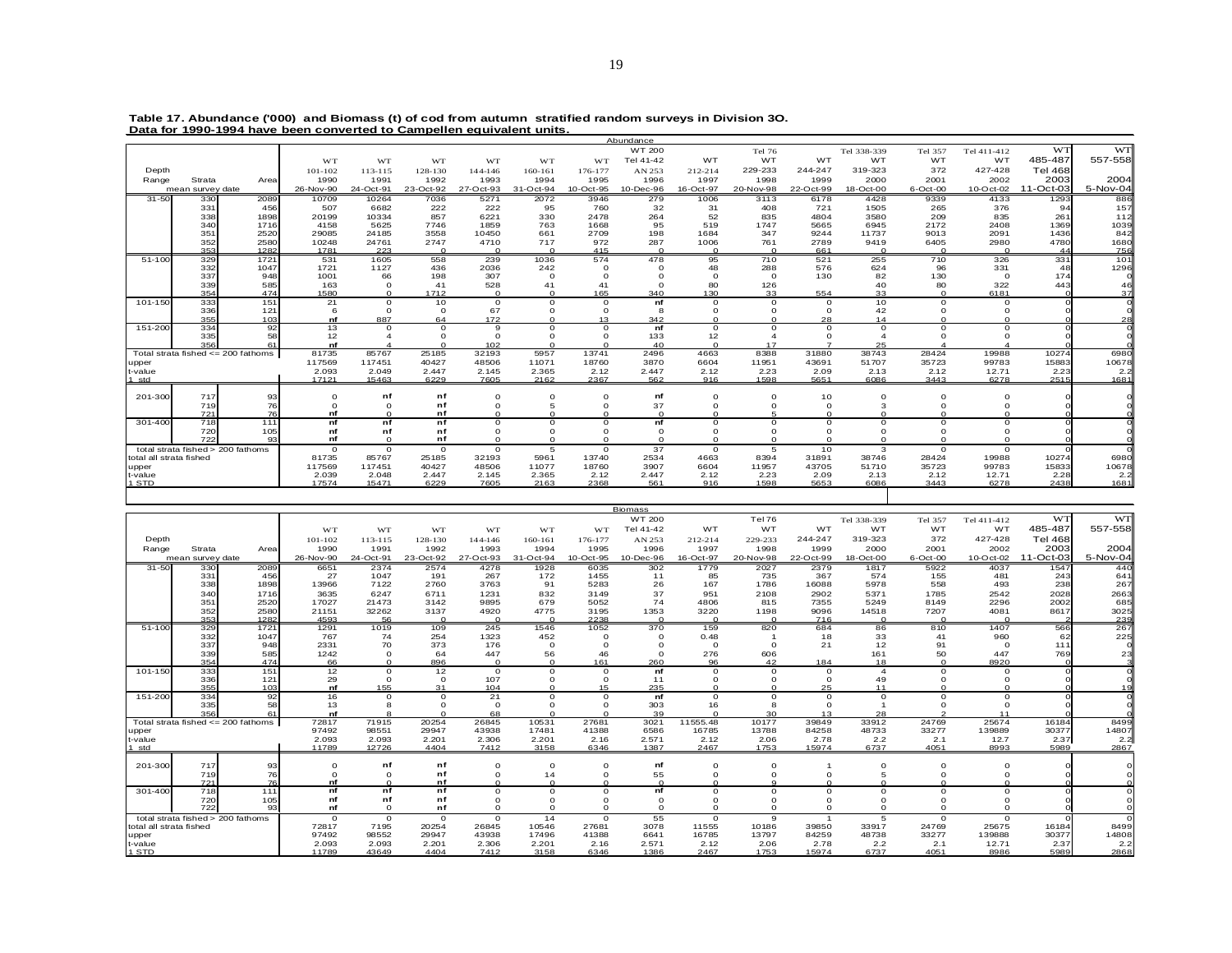**Table 17. Abundance ('000) and Biomass (t) of cod from autumn stratified random surveys in Division 3O.**
**Data for 1990-1994 have been converted to Campellen equivalent units.**

Abundance

| Depth Range | Strata | Area | WT 101-102 1990 26-Nov-90 | WT 113-115 1991 24-Oct-91 | WT 128-130 1992 23-Oct-92 | WT 144-146 1993 27-Oct-93 | WT 160-161 1994 31-Oct-94 | WT 176-177 1995 10-Oct-95 | WT 200 Tel 41-42 AN 253 1996 10-Dec-96 | WT 212-214 1997 16-Oct-97 | Tel 76 WT 229-233 1998 20-Nov-98 | WT 244-247 1999 22-Oct-99 | Tel 338-339 WT 319-323 2000 18-Oct-00 | Tel 357 WT 372 2001 6-Oct-00 | Tel 411-412 WT 427-428 2002 10-Oct-02 | WT 485-487 Tel 468 2003 11-Oct-03 | WT 557-558 2004 5-Nov-04 |
|---|---|---|---|---|---|---|---|---|---|---|---|---|---|---|---|---|---|
| mean survey date | | | | | | | | | | | | | | | | | |
| 31-50 | 330 | 2089 | 10709 | 10264 | 7036 | 5271 | 2072 | 3946 | 279 | 1006 | 3113 | 6178 | 4428 | 9339 | 4133 | 1293 | 886 |
| | 331 | 456 | 507 | 6682 | 222 | 222 | 95 | 760 | 32 | 31 | 408 | 721 | 1505 | 265 | 376 | 94 | 157 |
| | 338 | 1898 | 20199 | 10334 | 857 | 6221 | 330 | 2478 | 264 | 52 | 835 | 4804 | 3580 | 209 | 835 | 261 | 112 |
| | 340 | 1716 | 4158 | 5625 | 7746 | 1859 | 763 | 1668 | 95 | 519 | 1747 | 5665 | 6945 | 2172 | 2408 | 1369 | 1039 |
| | 351 | 2520 | 29085 | 24185 | 3558 | 10450 | 661 | 2709 | 198 | 1684 | 347 | 9244 | 11737 | 9013 | 2091 | 1436 | 842 |
| | 352 | 2580 | 10248 | 24761 | 2747 | 4710 | 717 | 972 | 287 | 1006 | 761 | 2789 | 9419 | 6405 | 2980 | 4780 | 1680 |
| | 353 | 1282 | 1781 | 223 | 0 | 0 | 0 | 415 | 0 | 0 | 0 | 661 | 0 | 0 | 0 | 44 | 756 |
| 51-100 | 329 | 1721 | 531 | 1605 | 558 | 239 | 1036 | 574 | 478 | 95 | 710 | 521 | 255 | 710 | 326 | 331 | 101 |
| | 332 | 1047 | 1721 | 1127 | 436 | 2036 | 242 | 0 | 0 | 48 | 288 | 576 | 624 | 96 | 331 | 48 | 1296 |
| | 337 | 948 | 1001 | 66 | 198 | 307 | 0 | 0 | 0 | 0 | 0 | 130 | 82 | 130 | 0 | 174 | 0 |
| | 339 | 585 | 163 | 0 | 41 | 528 | 41 | 41 | 0 | 80 | 126 | | 40 | 80 | 322 | 443 | 46 |
| | 354 | 474 | 1580 | 0 | 1712 | 0 | 0 | 165 | 340 | 130 | 33 | 554 | 33 | 0 | 6181 | 0 | 37 |
| 101-150 | 333 | 151 | 21 | 0 | 10 | 0 | 0 | 0 | nf | 0 | 0 | 0 | 10 | 0 | 0 | 0 | 0 |
| | 336 | 121 | 6 | 0 | 0 | 67 | 0 | 0 | 8 | 0 | 0 | 0 | 42 | 0 | 0 | 0 | 0 |
| | 355 | 103 | nf | 887 | 64 | 172 | 0 | 13 | 342 | 0 | 0 | 28 | 14 | 0 | 0 | 0 | 28 |
| 151-200 | 334 | 92 | 13 | 0 | 0 | 9 | 0 | 0 | nf | 0 | 0 | 0 | 0 | 0 | 0 | 0 | 0 |
| | 335 | 58 | 12 | 4 | 0 | 0 | 0 | 0 | 133 | 12 | 4 | 0 | 4 | 0 | 0 | 0 | 0 |
| | 356 | 61 | nf | 4 | 0 | 102 | 0 | 0 | 40 | 0 | 17 | 7 | 25 | 4 | 4 | 0 | 0 |
| Total strata fished <= 200 fathoms | | | 81735 | 85767 | 25185 | 32193 | 5957 | 13741 | 2496 | 4663 | 8388 | 31880 | 38743 | 28424 | 19988 | 10274 | 6980 |
| upper | | | 117569 | 117451 | 40427 | 48506 | 11071 | 18760 | 3870 | 6604 | 11951 | 43691 | 51707 | 35723 | 99783 | 15883 | 10678 |
| t-value | | | 2.093 | 2.049 | 2.447 | 2.145 | 2.365 | 2.12 | 2.447 | 2.12 | 2.23 | 2.09 | 2.13 | 2.12 | 12.71 | 2.23 | 2.2 |
| 1 std | | | 17121 | 15463 | 6229 | 7605 | 2162 | 2367 | 562 | 916 | 1598 | 5651 | 6086 | 3443 | 6278 | 2515 | 1681 |
| 201-300 | 717 | 93 | 0 | nf | nf | 0 | 0 | 0 | nf | 0 | 0 | 10 | 0 | 0 | 0 | 0 | 0 |
| | 719 | 76 | 0 | 0 | nf | 0 | 5 | 0 | 37 | 0 | 0 | 0 | 3 | 0 | 0 | 0 | 0 |
| | 721 | 76 | nf | 0 | nf | 0 | 0 | 0 | 0 | 0 | 5 | 0 | 0 | 0 | 0 | 0 | 0 |
| 301-400 | 718 | 111 | nf | nf | nf | 0 | 0 | 0 | nf | 0 | 0 | 0 | 0 | 0 | 0 | 0 | 0 |
| | 720 | 105 | nf | nf | nf | 0 | 0 | 0 | 0 | 0 | 0 | 0 | 0 | 0 | 0 | 0 | 0 |
| | 722 | 93 | nf | 0 | nf | 0 | 0 | 0 | 0 | 0 | 0 | 0 | 0 | 0 | 0 | 0 | 0 |
| total strata fished > 200 fathoms | | | 0 | 0 | 0 | 0 | 5 | 0 | 37 | 0 | 5 | 10 | 3 | 0 | 0 | 0 | 0 |
| total all strata fished | | | 81735 | 85767 | 25185 | 32193 | 5961 | 13740 | 2534 | 4663 | 8394 | 31891 | 38746 | 28424 | 19988 | 10274 | 6980 |
| upper | | | 117569 | 117451 | 40427 | 48506 | 11077 | 18760 | 3907 | 6604 | 11957 | 43705 | 51710 | 35723 | 99783 | 15833 | 10678 |
| t-value | | | 2.039 | 2.048 | 2.447 | 2.145 | 2.365 | 2.12 | 2.447 | 2.12 | 2.23 | 2.09 | 2.13 | 2.12 | 12.71 | 2.28 | 2.2 |
| 1 STD | | | 17574 | 15471 | 6229 | 7605 | 2163 | 2368 | 561 | 916 | 1598 | 5653 | 6086 | 3443 | 6278 | 2438 | 1681 |

Biomass

| Depth Range | Strata | Area | WT 101-102 1990 26-Nov-90 | WT 113-115 1991 24-Oct-91 | WT 128-130 1992 23-Oct-92 | WT 144-146 1993 27-Oct-93 | WT 160-161 1994 31-Oct-94 | WT 176-177 1995 10-Oct-95 | WT 200 Tel 41-42 AN 253 1996 10-Dec-96 | WT 212-214 1997 16-Oct-97 | Tel 76 WT 229-233 1998 20-Nov-98 | WT 244-247 1999 22-Oct-99 | Tel 338-339 WT 319-323 2000 18-Oct-00 | Tel 357 WT 372 2001 6-Oct-00 | Tel 411-412 WT 427-428 2002 10-Oct-02 | WT 485-487 Tel 468 2003 11-Oct-03 | WT 557-558 2004 5-Nov-04 |
|---|---|---|---|---|---|---|---|---|---|---|---|---|---|---|---|---|---|
| mean survey date | | | | | | | | | | | | | | | | | |
| 31-50 | 330 | 2089 | 6651 | 2374 | 2574 | 4278 | 1928 | 6035 | 302 | 1779 | 2027 | 2379 | 1817 | 5922 | 4037 | 1547 | 440 |
| | 331 | 456 | 27 | 1047 | 191 | 267 | 172 | 1455 | 11 | 85 | 735 | 367 | 574 | 155 | 481 | 243 | 641 |
| | 338 | 1898 | 13966 | 7122 | 2760 | 3763 | 91 | 5283 | 26 | 167 | 1786 | 16088 | 5978 | 558 | 493 | 238 | 267 |
| | 340 | 1716 | 3635 | 6247 | 6711 | 1231 | 832 | 3149 | 37 | 951 | 2108 | 2902 | 5371 | 1785 | 2542 | 2028 | 2663 |
| | 351 | 2520 | 17027 | 21473 | 3142 | 9895 | 679 | 5052 | 74 | 4806 | 815 | 7355 | 5249 | 8149 | 2296 | 2002 | 685 |
| | 352 | 2580 | 21151 | 32262 | 3137 | 4920 | 4775 | 3195 | 1353 | 3220 | 1198 | 9096 | 14518 | 7207 | 4081 | 8617 | 3025 |
| | 353 | 1282 | 4593 | 56 | 0 | 0 | 0 | 2238 | 0 | 0 | 0 | 716 | 0 | 0 | 0 | 2 | 239 |
| 51-100 | 329 | 1721 | 1291 | 1019 | 109 | 245 | 1546 | 1052 | 370 | 159 | 820 | 684 | 86 | 810 | 1407 | 566 | 267 |
| | 332 | 1047 | 767 | 74 | 254 | 1323 | 452 | 0 | 0 | 0.48 | 1 | 18 | 33 | 41 | 960 | 62 | 225 |
| | 337 | 948 | 2331 | 70 | 373 | 176 | 0 | 0 | 0 | 0 | 0 | 21 | 12 | 91 | 0 | 111 | 0 |
| | 339 | 585 | 1242 | 0 | 64 | 447 | 56 | 46 | 0 | 276 | 606 | | 161 | 50 | 447 | 769 | 23 |
| | 354 | 474 | 66 | 0 | 896 | 0 | 0 | 161 | 260 | 96 | 42 | 184 | 18 | 0 | 8920 | 0 | 3 |
| 101-150 | 333 | 151 | 12 | 0 | 12 | 0 | 0 | 0 | nf | 0 | 0 | 0 | 4 | 0 | 0 | 0 | 0 |
| | 336 | 121 | 29 | 0 | 0 | 107 | 0 | 0 | 11 | 0 | 0 | 0 | 49 | 0 | 0 | 0 | 0 |
| | 355 | 103 | nf | 155 | 31 | 104 | 0 | 15 | 235 | 0 | 0 | 25 | 11 | 0 | 0 | 0 | 19 |
| 151-200 | 334 | 92 | 16 | 0 | 0 | 21 | 0 | 0 | nf | 0 | 0 | 0 | 0 | 0 | 0 | 0 | 0 |
| | 335 | 58 | 13 | 8 | 0 | 0 | 0 | 0 | 303 | 16 | 8 | 0 | 1 | 0 | 0 | 0 | 0 |
| | 356 | 61 | nf | 8 | 0 | 68 | 0 | 0 | 39 | 0 | 30 | 13 | 28 | 2 | 11 | 0 | 0 |
| Total strata fished <= 200 fathoms | | | 72817 | 71915 | 20254 | 26845 | 10531 | 27681 | 3021 | 11555.48 | 10177 | 39849 | 33912 | 24769 | 25674 | 16184 | 8499 |
| upper | | | 97492 | 98551 | 29947 | 43938 | 17481 | 41388 | 6586 | 16785 | 13788 | 84258 | 48733 | 33277 | 139889 | 30377 | 14807 |
| t-value | | | 2.093 | 2.093 | 2.201 | 2.306 | 2.201 | 2.16 | 2.571 | 2.12 | 2.06 | 2.78 | 2.2 | 2.1 | 12.7 | 2.37 | 2.2 |
| 1 std | | | 11789 | 12726 | 4404 | 7412 | 3158 | 6346 | 1387 | 2467 | 1753 | 15974 | 6737 | 4051 | 8993 | 5989 | 2867 |
| 201-300 | 717 | 93 | 0 | nf | nf | 0 | 0 | 0 | nf | 0 | 0 | 1 | 0 | 0 | 0 | 0 | 0 |
| | 719 | 76 | 0 | 0 | nf | 0 | 14 | 0 | 55 | 0 | 0 | 0 | 5 | 0 | 0 | 0 | 0 |
| | 721 | 76 | nf | 0 | nf | 0 | 0 | 0 | 0 | 0 | 9 | 0 | 0 | 0 | 0 | 0 | 0 |
| 301-400 | 718 | 111 | nf | nf | nf | 0 | 0 | 0 | nf | 0 | 0 | 0 | 0 | 0 | 0 | 0 | 0 |
| | 720 | 105 | nf | nf | nf | 0 | 0 | 0 | 0 | 0 | 0 | 0 | 0 | 0 | 0 | 0 | 0 |
| | 722 | 93 | nf | 0 | nf | 0 | 0 | 0 | 0 | 0 | 0 | 0 | 0 | 0 | 0 | 0 | 0 |
| total strata fished > 200 fathoms | | | 0 | 0 | 0 | 0 | 14 | 0 | 55 | 0 | 9 | 1 | 5 | 0 | 0 | 0 | 0 |
| total all strata fished | | | 72817 | 7195 | 20254 | 26845 | 10546 | 27681 | 3078 | 11555 | 10186 | 39850 | 33917 | 24769 | 25675 | 16184 | 8499 |
| upper | | | 97492 | 98552 | 29947 | 43938 | 17496 | 41388 | 6641 | 16785 | 13797 | 84259 | 48738 | 33277 | 139888 | 30377 | 14808 |
| t-value | | | 2.093 | 2.093 | 2.201 | 2.306 | 2.201 | 2.16 | 2.571 | 2.12 | 2.06 | 2.78 | 2.2 | 2.1 | 12.71 | 2.37 | 2.2 |
| 1 STD | | | 11789 | 43649 | 4404 | 7412 | 3158 | 6346 | 1386 | 2467 | 1753 | 15974 | 6737 | 4051 | 8986 | 5989 | 2868 |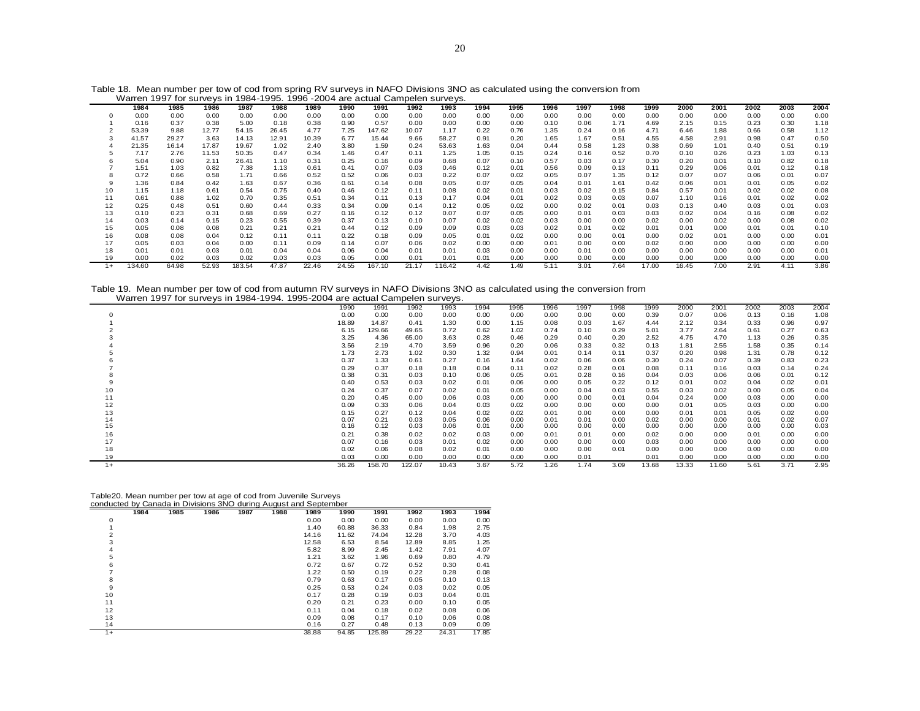Table 18. Mean number per tow of cod from spring RV surveys in NAFO Divisions 3NO as calculated using the conversion from Warren 1997 for surveys in 1984-1995. 1996 -2004 are actual Campelen surveys.

| | 1984 | 1985 | 1986 | 1987 | 1988 | 1989 | 1990 | 1991 | 1992 | 1993 | 1994 | 1995 | 1996 | 1997 | 1998 | 1999 | 2000 | 2001 | 2002 | 2003 | 2004 |
|---|---|---|---|---|---|---|---|---|---|---|---|---|---|---|---|---|---|---|---|---|---|
| 0 | 0.00 | 0.00 | 0.00 | 0.00 | 0.00 | 0.00 | 0.00 | 0.00 | 0.00 | 0.00 | 0.00 | 0.00 | 0.00 | 0.00 | 0.00 | 0.00 | 0.00 | 0.00 | 0.00 | 0.00 | 0.00 |
| 1 | 0.16 | 0.37 | 0.38 | 5.00 | 0.18 | 0.38 | 0.90 | 0.57 | 0.00 | 0.00 | 0.00 | 0.00 | 0.10 | 0.06 | 1.71 | 4.69 | 2.15 | 0.15 | 0.23 | 0.30 | 1.18 |
| 2 | 53.39 | 9.88 | 12.77 | 54.15 | 26.45 | 4.77 | 7.25 | 147.62 | 10.07 | 1.17 | 0.22 | 0.76 | 1.35 | 0.24 | 0.16 | 4.71 | 6.46 | 1.88 | 0.66 | 0.58 | 1.12 |
| 3 | 41.57 | 29.27 | 3.63 | 14.13 | 12.91 | 10.39 | 6.77 | 15.44 | 9.66 | 58.27 | 0.91 | 0.20 | 1.65 | 1.67 | 0.51 | 4.55 | 4.58 | 2.91 | 0.98 | 0.47 | 0.50 |
| 4 | 21.35 | 16.14 | 17.87 | 19.67 | 1.02 | 2.40 | 3.80 | 1.59 | 0.24 | 53.63 | 1.63 | 0.04 | 0.44 | 0.58 | 1.23 | 0.38 | 0.69 | 1.01 | 0.40 | 0.51 | 0.19 |
| 5 | 7.17 | 2.76 | 11.53 | 50.35 | 0.47 | 0.34 | 1.46 | 0.47 | 0.11 | 1.25 | 1.05 | 0.15 | 0.24 | 0.16 | 0.52 | 0.70 | 0.10 | 0.26 | 0.23 | 1.03 | 0.13 |
| 6 | 5.04 | 0.90 | 2.11 | 26.41 | 1.10 | 0.31 | 0.25 | 0.16 | 0.09 | 0.68 | 0.07 | 0.10 | 0.57 | 0.03 | 0.17 | 0.30 | 0.20 | 0.01 | 0.10 | 0.82 | 0.18 |
| 7 | 1.51 | 1.03 | 0.82 | 7.38 | 1.13 | 0.61 | 0.41 | 0.07 | 0.03 | 0.46 | 0.12 | 0.01 | 0.56 | 0.09 | 0.13 | 0.11 | 0.29 | 0.06 | 0.01 | 0.12 | 0.18 |
| 8 | 0.72 | 0.66 | 0.58 | 1.71 | 0.66 | 0.52 | 0.52 | 0.06 | 0.03 | 0.22 | 0.07 | 0.02 | 0.05 | 0.07 | 1.35 | 0.12 | 0.07 | 0.07 | 0.06 | 0.01 | 0.07 |
| 9 | 1.36 | 0.84 | 0.42 | 1.63 | 0.67 | 0.36 | 0.61 | 0.14 | 0.08 | 0.05 | 0.07 | 0.05 | 0.04 | 0.01 | 1.61 | 0.42 | 0.06 | 0.01 | 0.01 | 0.05 | 0.02 |
| 10 | 1.15 | 1.18 | 0.61 | 0.54 | 0.75 | 0.40 | 0.46 | 0.12 | 0.11 | 0.08 | 0.02 | 0.01 | 0.03 | 0.02 | 0.15 | 0.84 | 0.57 | 0.01 | 0.02 | 0.02 | 0.08 |
| 11 | 0.61 | 0.88 | 1.02 | 0.70 | 0.35 | 0.51 | 0.34 | 0.11 | 0.13 | 0.17 | 0.04 | 0.01 | 0.02 | 0.03 | 0.03 | 0.07 | 1.10 | 0.16 | 0.01 | 0.02 | 0.02 |
| 12 | 0.25 | 0.48 | 0.51 | 0.60 | 0.44 | 0.33 | 0.34 | 0.09 | 0.14 | 0.12 | 0.05 | 0.02 | 0.00 | 0.02 | 0.01 | 0.03 | 0.13 | 0.40 | 0.03 | 0.01 | 0.03 |
| 13 | 0.10 | 0.23 | 0.31 | 0.68 | 0.69 | 0.27 | 0.16 | 0.12 | 0.12 | 0.07 | 0.07 | 0.05 | 0.00 | 0.01 | 0.03 | 0.03 | 0.02 | 0.04 | 0.16 | 0.08 | 0.02 |
| 14 | 0.03 | 0.14 | 0.15 | 0.23 | 0.55 | 0.39 | 0.37 | 0.13 | 0.10 | 0.07 | 0.02 | 0.02 | 0.03 | 0.00 | 0.00 | 0.02 | 0.00 | 0.02 | 0.00 | 0.08 | 0.02 |
| 15 | 0.05 | 0.08 | 0.08 | 0.21 | 0.21 | 0.21 | 0.44 | 0.12 | 0.09 | 0.09 | 0.03 | 0.03 | 0.02 | 0.01 | 0.02 | 0.01 | 0.01 | 0.00 | 0.01 | 0.01 | 0.10 |
| 16 | 0.08 | 0.08 | 0.04 | 0.12 | 0.11 | 0.11 | 0.22 | 0.18 | 0.09 | 0.05 | 0.01 | 0.02 | 0.00 | 0.00 | 0.01 | 0.00 | 0.02 | 0.01 | 0.00 | 0.00 | 0.01 |
| 17 | 0.05 | 0.03 | 0.04 | 0.00 | 0.11 | 0.09 | 0.14 | 0.07 | 0.06 | 0.02 | 0.00 | 0.00 | 0.01 | 0.00 | 0.00 | 0.02 | 0.00 | 0.00 | 0.00 | 0.00 | 0.00 |
| 18 | 0.01 | 0.01 | 0.03 | 0.01 | 0.04 | 0.04 | 0.06 | 0.04 | 0.01 | 0.01 | 0.03 | 0.00 | 0.00 | 0.01 | 0.00 | 0.00 | 0.00 | 0.00 | 0.00 | 0.00 | 0.01 |
| 19 | 0.00 | 0.02 | 0.03 | 0.02 | 0.03 | 0.03 | 0.05 | 0.00 | 0.01 | 0.01 | 0.01 | 0.00 | 0.00 | 0.00 | 0.00 | 0.00 | 0.00 | 0.00 | 0.00 | 0.00 | 0.00 |
| 1+ | 134.60 | 64.98 | 52.93 | 183.54 | 47.87 | 22.46 | 24.55 | 167.10 | 21.17 | 116.42 | 4.42 | 1.49 | 5.11 | 3.01 | 7.64 | 17.00 | 16.45 | 7.00 | 2.91 | 4.11 | 3.86 |

Table 19. Mean number per tow of cod from autumn RV surveys in NAFO Divisions 3NO as calculated using the conversion from Warren 1997 for surveys in 1984-1994. 1995-2004 are actual Campelen surveys.

| | 1990 | 1991 | 1992 | 1993 | 1994 | 1995 | 1996 | 1997 | 1998 | 1999 | 2000 | 2001 | 2002 | 2003 | 2004 |
|---|---|---|---|---|---|---|---|---|---|---|---|---|---|---|---|
| 0 | 0.00 | 0.00 | 0.00 | 0.00 | 0.00 | 0.00 | 0.00 | 0.00 | 0.00 | 0.39 | 0.07 | 0.06 | 0.13 | 0.16 | 1.08 |
| 1 | 18.89 | 14.87 | 0.41 | 1.30 | 0.00 | 1.15 | 0.08 | 0.03 | 1.67 | 4.44 | 2.12 | 0.34 | 0.33 | 0.96 | 0.97 |
| 2 | 6.15 | 129.66 | 49.65 | 0.72 | 0.62 | 1.02 | 0.74 | 0.10 | 0.29 | 5.01 | 3.77 | 2.64 | 0.61 | 0.27 | 0.63 |
| 3 | 3.25 | 4.36 | 65.00 | 3.63 | 0.28 | 0.46 | 0.29 | 0.40 | 0.20 | 2.52 | 4.75 | 4.70 | 1.13 | 0.26 | 0.35 |
| 4 | 3.56 | 2.19 | 4.70 | 3.59 | 0.96 | 0.20 | 0.06 | 0.33 | 0.32 | 0.13 | 1.81 | 2.55 | 1.58 | 0.35 | 0.14 |
| 5 | 1.73 | 2.73 | 1.02 | 0.30 | 1.32 | 0.94 | 0.01 | 0.14 | 0.11 | 0.37 | 0.20 | 0.98 | 1.31 | 0.78 | 0.12 |
| 6 | 0.37 | 1.33 | 0.61 | 0.27 | 0.16 | 1.64 | 0.02 | 0.06 | 0.06 | 0.30 | 0.24 | 0.07 | 0.39 | 0.83 | 0.23 |
| 7 | 0.29 | 0.37 | 0.18 | 0.18 | 0.04 | 0.11 | 0.02 | 0.28 | 0.01 | 0.08 | 0.11 | 0.16 | 0.03 | 0.14 | 0.24 |
| 8 | 0.38 | 0.31 | 0.03 | 0.10 | 0.06 | 0.05 | 0.01 | 0.28 | 0.16 | 0.04 | 0.03 | 0.06 | 0.06 | 0.01 | 0.12 |
| 9 | 0.40 | 0.53 | 0.03 | 0.02 | 0.01 | 0.06 | 0.00 | 0.05 | 0.22 | 0.12 | 0.01 | 0.02 | 0.04 | 0.02 | 0.01 |
| 10 | 0.24 | 0.37 | 0.07 | 0.02 | 0.01 | 0.05 | 0.00 | 0.04 | 0.03 | 0.55 | 0.03 | 0.02 | 0.00 | 0.05 | 0.04 |
| 11 | 0.20 | 0.45 | 0.00 | 0.06 | 0.03 | 0.00 | 0.00 | 0.00 | 0.01 | 0.04 | 0.24 | 0.00 | 0.03 | 0.00 | 0.00 |
| 12 | 0.09 | 0.33 | 0.06 | 0.04 | 0.03 | 0.02 | 0.00 | 0.00 | 0.00 | 0.00 | 0.01 | 0.05 | 0.03 | 0.00 | 0.00 |
| 13 | 0.15 | 0.27 | 0.12 | 0.04 | 0.02 | 0.02 | 0.01 | 0.00 | 0.00 | 0.00 | 0.01 | 0.01 | 0.05 | 0.02 | 0.00 |
| 14 | 0.07 | 0.21 | 0.03 | 0.05 | 0.06 | 0.00 | 0.01 | 0.01 | 0.00 | 0.02 | 0.00 | 0.00 | 0.01 | 0.02 | 0.07 |
| 15 | 0.16 | 0.12 | 0.03 | 0.06 | 0.01 | 0.00 | 0.00 | 0.00 | 0.00 | 0.00 | 0.00 | 0.00 | 0.00 | 0.00 | 0.03 |
| 16 | 0.21 | 0.38 | 0.02 | 0.02 | 0.03 | 0.00 | 0.01 | 0.01 | 0.00 | 0.02 | 0.00 | 0.00 | 0.01 | 0.00 | 0.00 |
| 17 | 0.07 | 0.16 | 0.03 | 0.01 | 0.02 | 0.00 | 0.00 | 0.00 | 0.00 | 0.03 | 0.00 | 0.00 | 0.00 | 0.00 | 0.00 |
| 18 | 0.02 | 0.06 | 0.08 | 0.02 | 0.01 | 0.00 | 0.00 | 0.00 | 0.01 | 0.00 | 0.00 | 0.00 | 0.00 | 0.00 | 0.00 |
| 19 | 0.03 | 0.00 | 0.00 | 0.00 | 0.00 | 0.00 | 0.00 | 0.01 | | 0.01 | 0.00 | 0.00 | 0.00 | 0.00 | 0.00 |
| 1+ | 36.26 | 158.70 | 122.07 | 10.43 | 3.67 | 5.72 | 1.26 | 1.74 | 3.09 | 13.68 | 13.33 | 11.60 | 5.61 | 3.71 | 2.95 |

Table20. Mean number per tow at age of cod from Juvenile Surveys conducted by Canada in Divisions 3NO during August and September

| | 1984 | 1985 | 1986 | 1987 | 1988 | 1989 | 1990 | 1991 | 1992 | 1993 | 1994 |
|---|---|---|---|---|---|---|---|---|---|---|---|
| 0 | | | | | | 0.00 | 0.00 | 0.00 | 0.00 | 0.00 | 0.00 |
| 1 | | | | | | 1.40 | 60.88 | 36.33 | 0.84 | 1.98 | 2.75 |
| 2 | | | | | | 14.16 | 11.62 | 74.04 | 12.28 | 3.70 | 4.03 |
| 3 | | | | | | 12.58 | 6.53 | 8.54 | 12.89 | 8.85 | 1.25 |
| 4 | | | | | | 5.82 | 8.99 | 2.45 | 1.42 | 7.91 | 4.07 |
| 5 | | | | | | 1.21 | 3.62 | 1.96 | 0.69 | 0.80 | 4.79 |
| 6 | | | | | | 0.72 | 0.67 | 0.72 | 0.52 | 0.30 | 0.41 |
| 7 | | | | | | 1.22 | 0.50 | 0.19 | 0.22 | 0.28 | 0.08 |
| 8 | | | | | | 0.79 | 0.63 | 0.17 | 0.05 | 0.10 | 0.13 |
| 9 | | | | | | 0.25 | 0.53 | 0.24 | 0.03 | 0.02 | 0.05 |
| 10 | | | | | | 0.17 | 0.28 | 0.19 | 0.03 | 0.04 | 0.01 |
| 11 | | | | | | 0.20 | 0.21 | 0.23 | 0.00 | 0.10 | 0.05 |
| 12 | | | | | | 0.11 | 0.04 | 0.18 | 0.02 | 0.08 | 0.06 |
| 13 | | | | | | 0.09 | 0.08 | 0.17 | 0.10 | 0.06 | 0.08 |
| 14 | | | | | | 0.16 | 0.27 | 0.48 | 0.13 | 0.09 | 0.09 |
| 1+ | | | | | | 38.88 | 94.85 | 125.89 | 29.22 | 24.31 | 17.85 |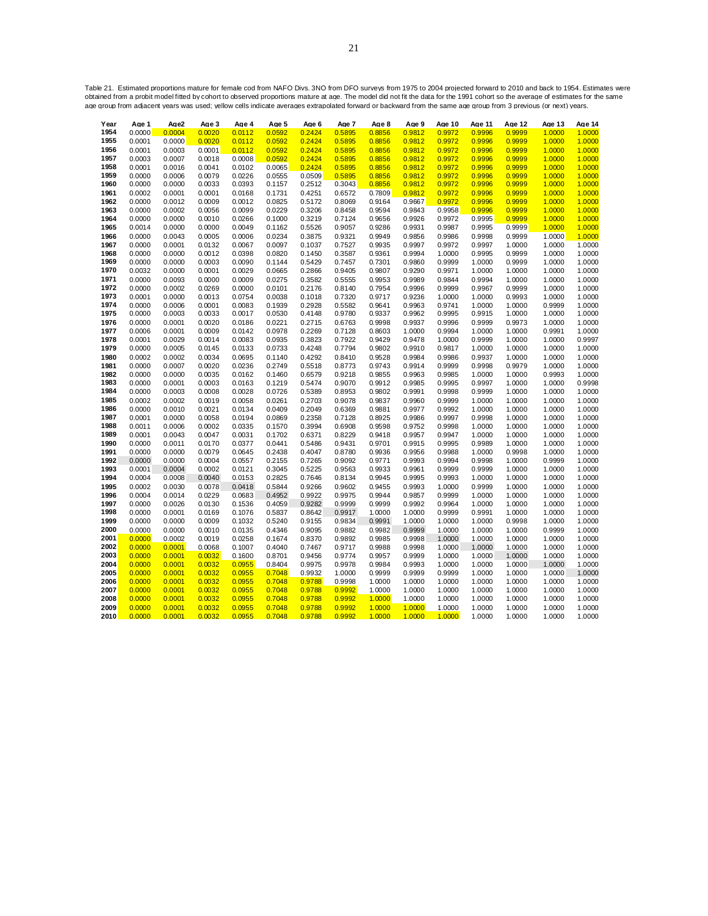Table 21. Estimated proportions mature for female cod from NAFO Divs. 3NO from DFO surveys from 1975 to 2004 projected forward to 2010 and back to 1954. Estimates were obtained from a probit model fitted by cohort to observed proportions mature at age. The model did not fit the data for the 1991 cohort so the average of estimates for the same age group from adjacent years was used; yellow cells indicate averages extrapolated forward or backward from the same age group from 3 previous (or next) years.

| Year | Age 1 | Age2 | Age 3 | Age 4 | Age 5 | Age 6 | Age 7 | Age 8 | Age 9 | Age 10 | Age 11 | Age 12 | Age 13 | Age 14 |
|---|---|---|---|---|---|---|---|---|---|---|---|---|---|---|
| 1954 | 0.0000 | 0.0004 | 0.0020 | 0.0112 | 0.0592 | 0.2424 | 0.5895 | 0.8856 | 0.9812 | 0.9972 | 0.9996 | 0.9999 | 1.0000 | 1.0000 |
| 1955 | 0.0001 | 0.0000 | 0.0020 | 0.0112 | 0.0592 | 0.2424 | 0.5895 | 0.8856 | 0.9812 | 0.9972 | 0.9996 | 0.9999 | 1.0000 | 1.0000 |
| 1956 | 0.0001 | 0.0003 | 0.0001 | 0.0112 | 0.0592 | 0.2424 | 0.5895 | 0.8856 | 0.9812 | 0.9972 | 0.9996 | 0.9999 | 1.0000 | 1.0000 |
| 1957 | 0.0003 | 0.0007 | 0.0018 | 0.0008 | 0.0592 | 0.2424 | 0.5895 | 0.8856 | 0.9812 | 0.9972 | 0.9996 | 0.9999 | 1.0000 | 1.0000 |
| 1958 | 0.0001 | 0.0016 | 0.0041 | 0.0102 | 0.0065 | 0.2424 | 0.5895 | 0.8856 | 0.9812 | 0.9972 | 0.9996 | 0.9999 | 1.0000 | 1.0000 |
| 1959 | 0.0000 | 0.0006 | 0.0079 | 0.0226 | 0.0555 | 0.0509 | 0.5895 | 0.8856 | 0.9812 | 0.9972 | 0.9996 | 0.9999 | 1.0000 | 1.0000 |
| 1960 | 0.0000 | 0.0000 | 0.0033 | 0.0393 | 0.1157 | 0.2512 | 0.3043 | 0.8856 | 0.9812 | 0.9972 | 0.9996 | 0.9999 | 1.0000 | 1.0000 |
| 1961 | 0.0002 | 0.0001 | 0.0001 | 0.0168 | 0.1731 | 0.4251 | 0.6572 | 0.7809 | 0.9812 | 0.9972 | 0.9996 | 0.9999 | 1.0000 | 1.0000 |
| 1962 | 0.0000 | 0.0012 | 0.0009 | 0.0012 | 0.0825 | 0.5172 | 0.8069 | 0.9164 | 0.9667 | 0.9972 | 0.9996 | 0.9999 | 1.0000 | 1.0000 |
| 1963 | 0.0000 | 0.0002 | 0.0056 | 0.0099 | 0.0229 | 0.3206 | 0.8458 | 0.9594 | 0.9843 | 0.9958 | 0.9996 | 0.9999 | 1.0000 | 1.0000 |
| 1964 | 0.0000 | 0.0000 | 0.0010 | 0.0266 | 0.1000 | 0.3219 | 0.7124 | 0.9656 | 0.9926 | 0.9972 | 0.9995 | 0.9999 | 1.0000 | 1.0000 |
| 1965 | 0.0014 | 0.0000 | 0.0000 | 0.0049 | 0.1162 | 0.5526 | 0.9057 | 0.9286 | 0.9931 | 0.9987 | 0.9995 | 0.9999 | 1.0000 | 1.0000 |
| 1966 | 0.0000 | 0.0043 | 0.0005 | 0.0006 | 0.0234 | 0.3875 | 0.9321 | 0.9949 | 0.9856 | 0.9986 | 0.9998 | 0.9999 | 1.0000 | 1.0000 |
| 1967 | 0.0000 | 0.0001 | 0.0132 | 0.0067 | 0.0097 | 0.1037 | 0.7527 | 0.9935 | 0.9997 | 0.9972 | 0.9997 | 1.0000 | 1.0000 | 1.0000 |
| 1968 | 0.0000 | 0.0000 | 0.0012 | 0.0398 | 0.0820 | 0.1450 | 0.3587 | 0.9361 | 0.9994 | 1.0000 | 0.9995 | 0.9999 | 1.0000 | 1.0000 |
| 1969 | 0.0000 | 0.0000 | 0.0003 | 0.0090 | 0.1144 | 0.5429 | 0.7457 | 0.7301 | 0.9860 | 0.9999 | 1.0000 | 0.9999 | 1.0000 | 1.0000 |
| 1970 | 0.0032 | 0.0000 | 0.0001 | 0.0029 | 0.0665 | 0.2866 | 0.9405 | 0.9807 | 0.9290 | 0.9971 | 1.0000 | 1.0000 | 1.0000 | 1.0000 |
| 1971 | 0.0000 | 0.0093 | 0.0000 | 0.0009 | 0.0275 | 0.3582 | 0.5555 | 0.9953 | 0.9989 | 0.9844 | 0.9994 | 1.0000 | 1.0000 | 1.0000 |
| 1972 | 0.0000 | 0.0002 | 0.0269 | 0.0000 | 0.0101 | 0.2176 | 0.8140 | 0.7954 | 0.9996 | 0.9999 | 0.9967 | 0.9999 | 1.0000 | 1.0000 |
| 1973 | 0.0001 | 0.0000 | 0.0013 | 0.0754 | 0.0038 | 0.1018 | 0.7320 | 0.9717 | 0.9236 | 1.0000 | 1.0000 | 0.9993 | 1.0000 | 1.0000 |
| 1974 | 0.0000 | 0.0006 | 0.0001 | 0.0083 | 0.1939 | 0.2928 | 0.5582 | 0.9641 | 0.9963 | 0.9741 | 1.0000 | 1.0000 | 0.9999 | 1.0000 |
| 1975 | 0.0000 | 0.0003 | 0.0033 | 0.0017 | 0.0530 | 0.4148 | 0.9780 | 0.9337 | 0.9962 | 0.9995 | 0.9915 | 1.0000 | 1.0000 | 1.0000 |
| 1976 | 0.0000 | 0.0001 | 0.0020 | 0.0186 | 0.0221 | 0.2715 | 0.6763 | 0.9998 | 0.9937 | 0.9996 | 0.9999 | 0.9973 | 1.0000 | 1.0000 |
| 1977 | 0.0006 | 0.0001 | 0.0009 | 0.0142 | 0.0978 | 0.2269 | 0.7128 | 0.8603 | 1.0000 | 0.9994 | 1.0000 | 1.0000 | 0.9991 | 1.0000 |
| 1978 | 0.0001 | 0.0029 | 0.0014 | 0.0083 | 0.0935 | 0.3823 | 0.7922 | 0.9429 | 0.9478 | 1.0000 | 0.9999 | 1.0000 | 1.0000 | 0.9997 |
| 1979 | 0.0000 | 0.0005 | 0.0145 | 0.0133 | 0.0733 | 0.4248 | 0.7794 | 0.9802 | 0.9910 | 0.9817 | 1.0000 | 1.0000 | 1.0000 | 1.0000 |
| 1980 | 0.0002 | 0.0002 | 0.0034 | 0.0695 | 0.1140 | 0.4292 | 0.8410 | 0.9528 | 0.9984 | 0.9986 | 0.9937 | 1.0000 | 1.0000 | 1.0000 |
| 1981 | 0.0000 | 0.0007 | 0.0020 | 0.0236 | 0.2749 | 0.5518 | 0.8773 | 0.9743 | 0.9914 | 0.9999 | 0.9998 | 0.9979 | 1.0000 | 1.0000 |
| 1982 | 0.0000 | 0.0000 | 0.0035 | 0.0162 | 0.1460 | 0.6579 | 0.9218 | 0.9855 | 0.9963 | 0.9985 | 1.0000 | 1.0000 | 0.9993 | 1.0000 |
| 1983 | 0.0000 | 0.0001 | 0.0003 | 0.0163 | 0.1219 | 0.5474 | 0.9070 | 0.9912 | 0.9985 | 0.9995 | 0.9997 | 1.0000 | 1.0000 | 0.9998 |
| 1984 | 0.0000 | 0.0003 | 0.0008 | 0.0028 | 0.0726 | 0.5389 | 0.8953 | 0.9802 | 0.9991 | 0.9998 | 0.9999 | 1.0000 | 1.0000 | 1.0000 |
| 1985 | 0.0002 | 0.0002 | 0.0019 | 0.0058 | 0.0261 | 0.2703 | 0.9078 | 0.9837 | 0.9960 | 0.9999 | 1.0000 | 1.0000 | 1.0000 | 1.0000 |
| 1986 | 0.0000 | 0.0010 | 0.0021 | 0.0134 | 0.0409 | 0.2049 | 0.6369 | 0.9881 | 0.9977 | 0.9992 | 1.0000 | 1.0000 | 1.0000 | 1.0000 |
| 1987 | 0.0001 | 0.0000 | 0.0058 | 0.0194 | 0.0869 | 0.2358 | 0.7128 | 0.8925 | 0.9986 | 0.9997 | 0.9998 | 1.0000 | 1.0000 | 1.0000 |
| 1988 | 0.0011 | 0.0006 | 0.0002 | 0.0335 | 0.1570 | 0.3994 | 0.6908 | 0.9598 | 0.9752 | 0.9998 | 1.0000 | 1.0000 | 1.0000 | 1.0000 |
| 1989 | 0.0001 | 0.0043 | 0.0047 | 0.0031 | 0.1702 | 0.6371 | 0.8229 | 0.9418 | 0.9957 | 0.9947 | 1.0000 | 1.0000 | 1.0000 | 1.0000 |
| 1990 | 0.0000 | 0.0011 | 0.0170 | 0.0377 | 0.0441 | 0.5486 | 0.9431 | 0.9701 | 0.9915 | 0.9995 | 0.9989 | 1.0000 | 1.0000 | 1.0000 |
| 1991 | 0.0000 | 0.0000 | 0.0079 | 0.0645 | 0.2438 | 0.4047 | 0.8780 | 0.9936 | 0.9956 | 0.9988 | 1.0000 | 0.9998 | 1.0000 | 1.0000 |
| 1992 | 0.0000 | 0.0000 | 0.0004 | 0.0557 | 0.2155 | 0.7265 | 0.9092 | 0.9771 | 0.9993 | 0.9994 | 0.9998 | 1.0000 | 0.9999 | 1.0000 |
| 1993 | 0.0001 | 0.0004 | 0.0002 | 0.0121 | 0.3045 | 0.5225 | 0.9563 | 0.9933 | 0.9961 | 0.9999 | 0.9999 | 1.0000 | 1.0000 | 1.0000 |
| 1994 | 0.0004 | 0.0008 | 0.0040 | 0.0153 | 0.2825 | 0.7646 | 0.8134 | 0.9945 | 0.9995 | 0.9993 | 1.0000 | 1.0000 | 1.0000 | 1.0000 |
| 1995 | 0.0002 | 0.0030 | 0.0078 | 0.0418 | 0.5844 | 0.9266 | 0.9602 | 0.9455 | 0.9993 | 1.0000 | 0.9999 | 1.0000 | 1.0000 | 1.0000 |
| 1996 | 0.0004 | 0.0014 | 0.0229 | 0.0683 | 0.4952 | 0.9922 | 0.9975 | 0.9944 | 0.9857 | 0.9999 | 1.0000 | 1.0000 | 1.0000 | 1.0000 |
| 1997 | 0.0000 | 0.0026 | 0.0130 | 0.1536 | 0.4059 | 0.9282 | 0.9999 | 0.9999 | 0.9992 | 0.9964 | 1.0000 | 1.0000 | 1.0000 | 1.0000 |
| 1998 | 0.0000 | 0.0001 | 0.0169 | 0.1076 | 0.5837 | 0.8642 | 0.9917 | 1.0000 | 1.0000 | 0.9999 | 0.9991 | 1.0000 | 1.0000 | 1.0000 |
| 1999 | 0.0000 | 0.0000 | 0.0009 | 0.1032 | 0.5240 | 0.9155 | 0.9834 | 0.9991 | 1.0000 | 1.0000 | 1.0000 | 0.9998 | 1.0000 | 1.0000 |
| 2000 | 0.0000 | 0.0000 | 0.0010 | 0.0135 | 0.4346 | 0.9095 | 0.9882 | 0.9982 | 0.9999 | 1.0000 | 1.0000 | 1.0000 | 0.9999 | 1.0000 |
| 2001 | 0.0000 | 0.0002 | 0.0019 | 0.0258 | 0.1674 | 0.8370 | 0.9892 | 0.9985 | 0.9998 | 1.0000 | 1.0000 | 1.0000 | 1.0000 | 1.0000 |
| 2002 | 0.0000 | 0.0001 | 0.0068 | 0.1007 | 0.4040 | 0.7467 | 0.9717 | 0.9988 | 0.9998 | 1.0000 | 1.0000 | 1.0000 | 1.0000 | 1.0000 |
| 2003 | 0.0000 | 0.0001 | 0.0032 | 0.1600 | 0.8701 | 0.9456 | 0.9774 | 0.9957 | 0.9999 | 1.0000 | 1.0000 | 1.0000 | 1.0000 | 1.0000 |
| 2004 | 0.0000 | 0.0001 | 0.0032 | 0.0955 | 0.8404 | 0.9975 | 0.9978 | 0.9984 | 0.9993 | 1.0000 | 1.0000 | 1.0000 | 1.0000 | 1.0000 |
| 2005 | 0.0000 | 0.0001 | 0.0032 | 0.0955 | 0.7048 | 0.9932 | 1.0000 | 0.9999 | 0.9999 | 0.9999 | 1.0000 | 1.0000 | 1.0000 | 1.0000 |
| 2006 | 0.0000 | 0.0001 | 0.0032 | 0.0955 | 0.7048 | 0.9788 | 0.9998 | 1.0000 | 1.0000 | 1.0000 | 1.0000 | 1.0000 | 1.0000 | 1.0000 |
| 2007 | 0.0000 | 0.0001 | 0.0032 | 0.0955 | 0.7048 | 0.9788 | 0.9992 | 1.0000 | 1.0000 | 1.0000 | 1.0000 | 1.0000 | 1.0000 | 1.0000 |
| 2008 | 0.0000 | 0.0001 | 0.0032 | 0.0955 | 0.7048 | 0.9788 | 0.9992 | 1.0000 | 1.0000 | 1.0000 | 1.0000 | 1.0000 | 1.0000 | 1.0000 |
| 2009 | 0.0000 | 0.0001 | 0.0032 | 0.0955 | 0.7048 | 0.9788 | 0.9992 | 1.0000 | 1.0000 | 1.0000 | 1.0000 | 1.0000 | 1.0000 | 1.0000 |
| 2010 | 0.0000 | 0.0001 | 0.0032 | 0.0955 | 0.7048 | 0.9788 | 0.9992 | 1.0000 | 1.0000 | 1.0000 | 1.0000 | 1.0000 | 1.0000 | 1.0000 |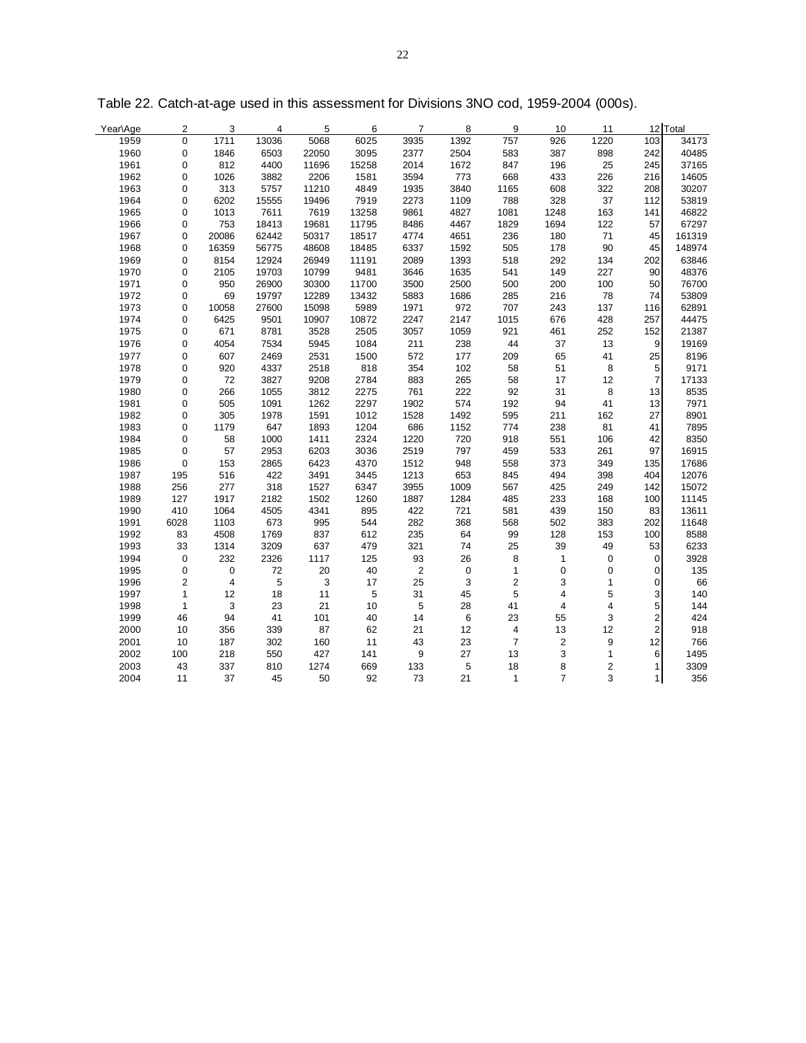Table 22. Catch-at-age used in this assessment for Divisions 3NO cod, 1959-2004 (000s).

| Year\Age | 2 | 3 | 4 | 5 | 6 | 7 | 8 | 9 | 10 | 11 | 12 | Total |
|---|---|---|---|---|---|---|---|---|---|---|---|---|
| 1959 | 0 | 1711 | 13036 | 5068 | 6025 | 3935 | 1392 | 757 | 926 | 1220 | 103 | 34173 |
| 1960 | 0 | 1846 | 6503 | 22050 | 3095 | 2377 | 2504 | 583 | 387 | 898 | 242 | 40485 |
| 1961 | 0 | 812 | 4400 | 11696 | 15258 | 2014 | 1672 | 847 | 196 | 25 | 245 | 37165 |
| 1962 | 0 | 1026 | 3882 | 2206 | 1581 | 3594 | 773 | 668 | 433 | 226 | 216 | 14605 |
| 1963 | 0 | 313 | 5757 | 11210 | 4849 | 1935 | 3840 | 1165 | 608 | 322 | 208 | 30207 |
| 1964 | 0 | 6202 | 15555 | 19496 | 7919 | 2273 | 1109 | 788 | 328 | 37 | 112 | 53819 |
| 1965 | 0 | 1013 | 7611 | 7619 | 13258 | 9861 | 4827 | 1081 | 1248 | 163 | 141 | 46822 |
| 1966 | 0 | 753 | 18413 | 19681 | 11795 | 8486 | 4467 | 1829 | 1694 | 122 | 57 | 67297 |
| 1967 | 0 | 20086 | 62442 | 50317 | 18517 | 4774 | 4651 | 236 | 180 | 71 | 45 | 161319 |
| 1968 | 0 | 16359 | 56775 | 48608 | 18485 | 6337 | 1592 | 505 | 178 | 90 | 45 | 148974 |
| 1969 | 0 | 8154 | 12924 | 26949 | 11191 | 2089 | 1393 | 518 | 292 | 134 | 202 | 63846 |
| 1970 | 0 | 2105 | 19703 | 10799 | 9481 | 3646 | 1635 | 541 | 149 | 227 | 90 | 48376 |
| 1971 | 0 | 950 | 26900 | 30300 | 11700 | 3500 | 2500 | 500 | 200 | 100 | 50 | 76700 |
| 1972 | 0 | 69 | 19797 | 12289 | 13432 | 5883 | 1686 | 285 | 216 | 78 | 74 | 53809 |
| 1973 | 0 | 10058 | 27600 | 15098 | 5989 | 1971 | 972 | 707 | 243 | 137 | 116 | 62891 |
| 1974 | 0 | 6425 | 9501 | 10907 | 10872 | 2247 | 2147 | 1015 | 676 | 428 | 257 | 44475 |
| 1975 | 0 | 671 | 8781 | 3528 | 2505 | 3057 | 1059 | 921 | 461 | 252 | 152 | 21387 |
| 1976 | 0 | 4054 | 7534 | 5945 | 1084 | 211 | 238 | 44 | 37 | 13 | 9 | 19169 |
| 1977 | 0 | 607 | 2469 | 2531 | 1500 | 572 | 177 | 209 | 65 | 41 | 25 | 8196 |
| 1978 | 0 | 920 | 4337 | 2518 | 818 | 354 | 102 | 58 | 51 | 8 | 5 | 9171 |
| 1979 | 0 | 72 | 3827 | 9208 | 2784 | 883 | 265 | 58 | 17 | 12 | 7 | 17133 |
| 1980 | 0 | 266 | 1055 | 3812 | 2275 | 761 | 222 | 92 | 31 | 8 | 13 | 8535 |
| 1981 | 0 | 505 | 1091 | 1262 | 2297 | 1902 | 574 | 192 | 94 | 41 | 13 | 7971 |
| 1982 | 0 | 305 | 1978 | 1591 | 1012 | 1528 | 1492 | 595 | 211 | 162 | 27 | 8901 |
| 1983 | 0 | 1179 | 647 | 1893 | 1204 | 686 | 1152 | 774 | 238 | 81 | 41 | 7895 |
| 1984 | 0 | 58 | 1000 | 1411 | 2324 | 1220 | 720 | 918 | 551 | 106 | 42 | 8350 |
| 1985 | 0 | 57 | 2953 | 6203 | 3036 | 2519 | 797 | 459 | 533 | 261 | 97 | 16915 |
| 1986 | 0 | 153 | 2865 | 6423 | 4370 | 1512 | 948 | 558 | 373 | 349 | 135 | 17686 |
| 1987 | 195 | 516 | 422 | 3491 | 3445 | 1213 | 653 | 845 | 494 | 398 | 404 | 12076 |
| 1988 | 256 | 277 | 318 | 1527 | 6347 | 3955 | 1009 | 567 | 425 | 249 | 142 | 15072 |
| 1989 | 127 | 1917 | 2182 | 1502 | 1260 | 1887 | 1284 | 485 | 233 | 168 | 100 | 11145 |
| 1990 | 410 | 1064 | 4505 | 4341 | 895 | 422 | 721 | 581 | 439 | 150 | 83 | 13611 |
| 1991 | 6028 | 1103 | 673 | 995 | 544 | 282 | 368 | 568 | 502 | 383 | 202 | 11648 |
| 1992 | 83 | 4508 | 1769 | 837 | 612 | 235 | 64 | 99 | 128 | 153 | 100 | 8588 |
| 1993 | 33 | 1314 | 3209 | 637 | 479 | 321 | 74 | 25 | 39 | 49 | 53 | 6233 |
| 1994 | 0 | 232 | 2326 | 1117 | 125 | 93 | 26 | 8 | 1 | 0 | 0 | 3928 |
| 1995 | 0 | 0 | 72 | 20 | 40 | 2 | 0 | 1 | 0 | 0 | 0 | 135 |
| 1996 | 2 | 4 | 5 | 3 | 17 | 25 | 3 | 2 | 3 | 1 | 0 | 66 |
| 1997 | 1 | 12 | 18 | 11 | 5 | 31 | 45 | 5 | 4 | 5 | 3 | 140 |
| 1998 | 1 | 3 | 23 | 21 | 10 | 5 | 28 | 41 | 4 | 4 | 5 | 144 |
| 1999 | 46 | 94 | 41 | 101 | 40 | 14 | 6 | 23 | 55 | 3 | 2 | 424 |
| 2000 | 10 | 356 | 339 | 87 | 62 | 21 | 12 | 4 | 13 | 12 | 2 | 918 |
| 2001 | 10 | 187 | 302 | 160 | 11 | 43 | 23 | 7 | 2 | 9 | 12 | 766 |
| 2002 | 100 | 218 | 550 | 427 | 141 | 9 | 27 | 13 | 3 | 1 | 6 | 1495 |
| 2003 | 43 | 337 | 810 | 1274 | 669 | 133 | 5 | 18 | 8 | 2 | 1 | 3309 |
| 2004 | 11 | 37 | 45 | 50 | 92 | 73 | 21 | 1 | 7 | 3 | 1 | 356 |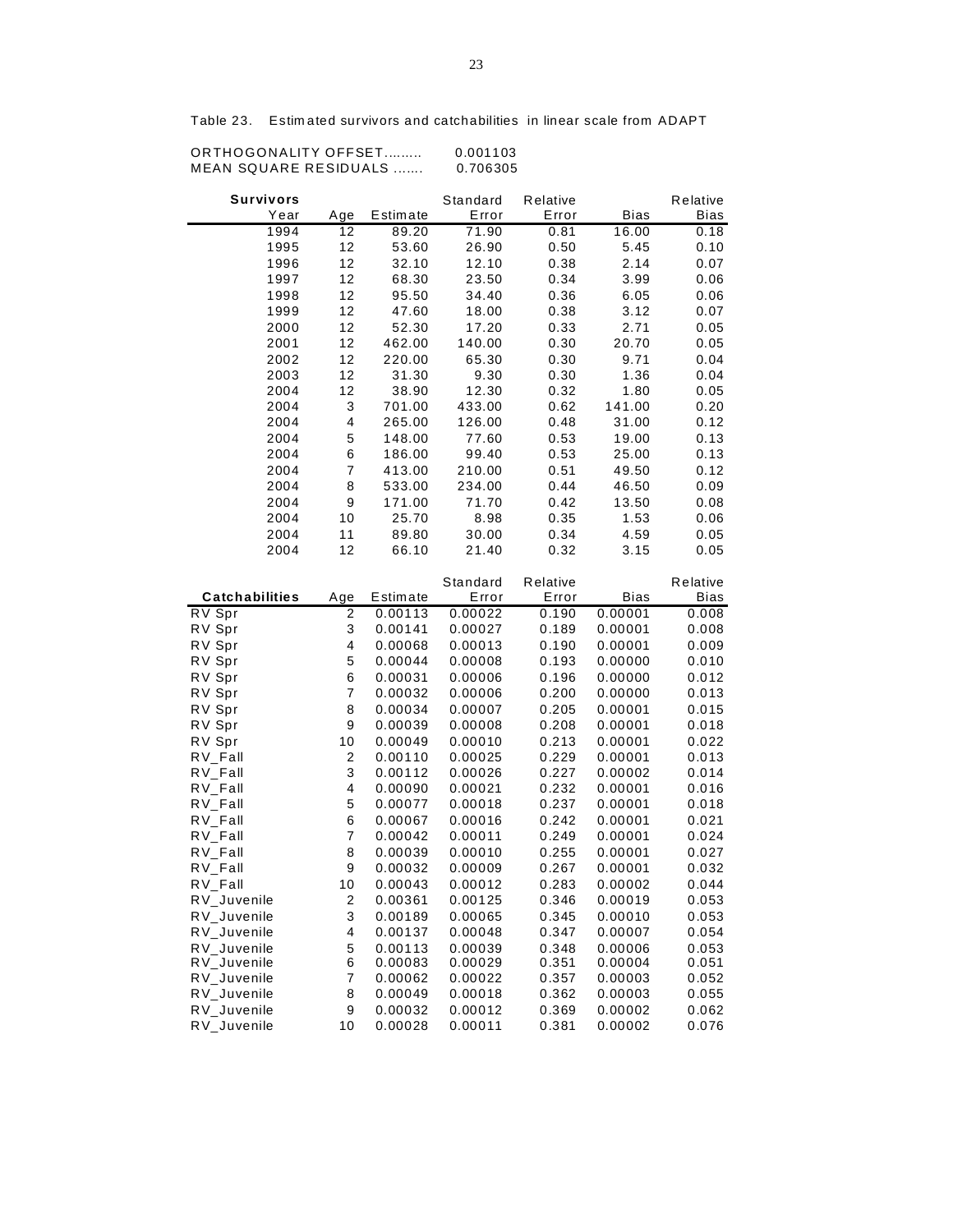Table 23. Estimated survivors and catchabilities in linear scale from ADAPT

ORTHOGONALITY OFFSET......... 0.001103
MEAN SQUARE RESIDUALS ....... 0.706305

| **Survivors** Year | Age | Estimate | Standard Error | Relative Error | Bias | Relative Bias |
|---|---|---|---|---|---|---|
| 1994 | 12 | 89.20 | 71.90 | 0.81 | 16.00 | 0.18 |
| 1995 | 12 | 53.60 | 26.90 | 0.50 | 5.45 | 0.10 |
| 1996 | 12 | 32.10 | 12.10 | 0.38 | 2.14 | 0.07 |
| 1997 | 12 | 68.30 | 23.50 | 0.34 | 3.99 | 0.06 |
| 1998 | 12 | 95.50 | 34.40 | 0.36 | 6.05 | 0.06 |
| 1999 | 12 | 47.60 | 18.00 | 0.38 | 3.12 | 0.07 |
| 2000 | 12 | 52.30 | 17.20 | 0.33 | 2.71 | 0.05 |
| 2001 | 12 | 462.00 | 140.00 | 0.30 | 20.70 | 0.05 |
| 2002 | 12 | 220.00 | 65.30 | 0.30 | 9.71 | 0.04 |
| 2003 | 12 | 31.30 | 9.30 | 0.30 | 1.36 | 0.04 |
| 2004 | 12 | 38.90 | 12.30 | 0.32 | 1.80 | 0.05 |
| 2004 | 3 | 701.00 | 433.00 | 0.62 | 141.00 | 0.20 |
| 2004 | 4 | 265.00 | 126.00 | 0.48 | 31.00 | 0.12 |
| 2004 | 5 | 148.00 | 77.60 | 0.53 | 19.00 | 0.13 |
| 2004 | 6 | 186.00 | 99.40 | 0.53 | 25.00 | 0.13 |
| 2004 | 7 | 413.00 | 210.00 | 0.51 | 49.50 | 0.12 |
| 2004 | 8 | 533.00 | 234.00 | 0.44 | 46.50 | 0.09 |
| 2004 | 9 | 171.00 | 71.70 | 0.42 | 13.50 | 0.08 |
| 2004 | 10 | 25.70 | 8.98 | 0.35 | 1.53 | 0.06 |
| 2004 | 11 | 89.80 | 30.00 | 0.34 | 4.59 | 0.05 |
| 2004 | 12 | 66.10 | 21.40 | 0.32 | 3.15 | 0.05 |

| **Catchabilities** | Age | Estimate | Standard Error | Relative Error | Bias | Relative Bias |
|---|---|---|---|---|---|---|
| RV Spr | 2 | 0.00113 | 0.00022 | 0.190 | 0.00001 | 0.008 |
| RV Spr | 3 | 0.00141 | 0.00027 | 0.189 | 0.00001 | 0.008 |
| RV Spr | 4 | 0.00068 | 0.00013 | 0.190 | 0.00001 | 0.009 |
| RV Spr | 5 | 0.00044 | 0.00008 | 0.193 | 0.00000 | 0.010 |
| RV Spr | 6 | 0.00031 | 0.00006 | 0.196 | 0.00000 | 0.012 |
| RV Spr | 7 | 0.00032 | 0.00006 | 0.200 | 0.00000 | 0.013 |
| RV Spr | 8 | 0.00034 | 0.00007 | 0.205 | 0.00001 | 0.015 |
| RV Spr | 9 | 0.00039 | 0.00008 | 0.208 | 0.00001 | 0.018 |
| RV Spr | 10 | 0.00049 | 0.00010 | 0.213 | 0.00001 | 0.022 |
| RV_Fall | 2 | 0.00110 | 0.00025 | 0.229 | 0.00001 | 0.013 |
| RV_Fall | 3 | 0.00112 | 0.00026 | 0.227 | 0.00002 | 0.014 |
| RV_Fall | 4 | 0.00090 | 0.00021 | 0.232 | 0.00001 | 0.016 |
| RV_Fall | 5 | 0.00077 | 0.00018 | 0.237 | 0.00001 | 0.018 |
| RV_Fall | 6 | 0.00067 | 0.00016 | 0.242 | 0.00001 | 0.021 |
| RV_Fall | 7 | 0.00042 | 0.00011 | 0.249 | 0.00001 | 0.024 |
| RV_Fall | 8 | 0.00039 | 0.00010 | 0.255 | 0.00001 | 0.027 |
| RV_Fall | 9 | 0.00032 | 0.00009 | 0.267 | 0.00001 | 0.032 |
| RV_Fall | 10 | 0.00043 | 0.00012 | 0.283 | 0.00002 | 0.044 |
| RV_Juvenile | 2 | 0.00361 | 0.00125 | 0.346 | 0.00019 | 0.053 |
| RV_Juvenile | 3 | 0.00189 | 0.00065 | 0.345 | 0.00010 | 0.053 |
| RV_Juvenile | 4 | 0.00137 | 0.00048 | 0.347 | 0.00007 | 0.054 |
| RV_Juvenile | 5 | 0.00113 | 0.00039 | 0.348 | 0.00006 | 0.053 |
| RV_Juvenile | 6 | 0.00083 | 0.00029 | 0.351 | 0.00004 | 0.051 |
| RV_Juvenile | 7 | 0.00062 | 0.00022 | 0.357 | 0.00003 | 0.052 |
| RV_Juvenile | 8 | 0.00049 | 0.00018 | 0.362 | 0.00003 | 0.055 |
| RV_Juvenile | 9 | 0.00032 | 0.00012 | 0.369 | 0.00002 | 0.062 |
| RV_Juvenile | 10 | 0.00028 | 0.00011 | 0.381 | 0.00002 | 0.076 |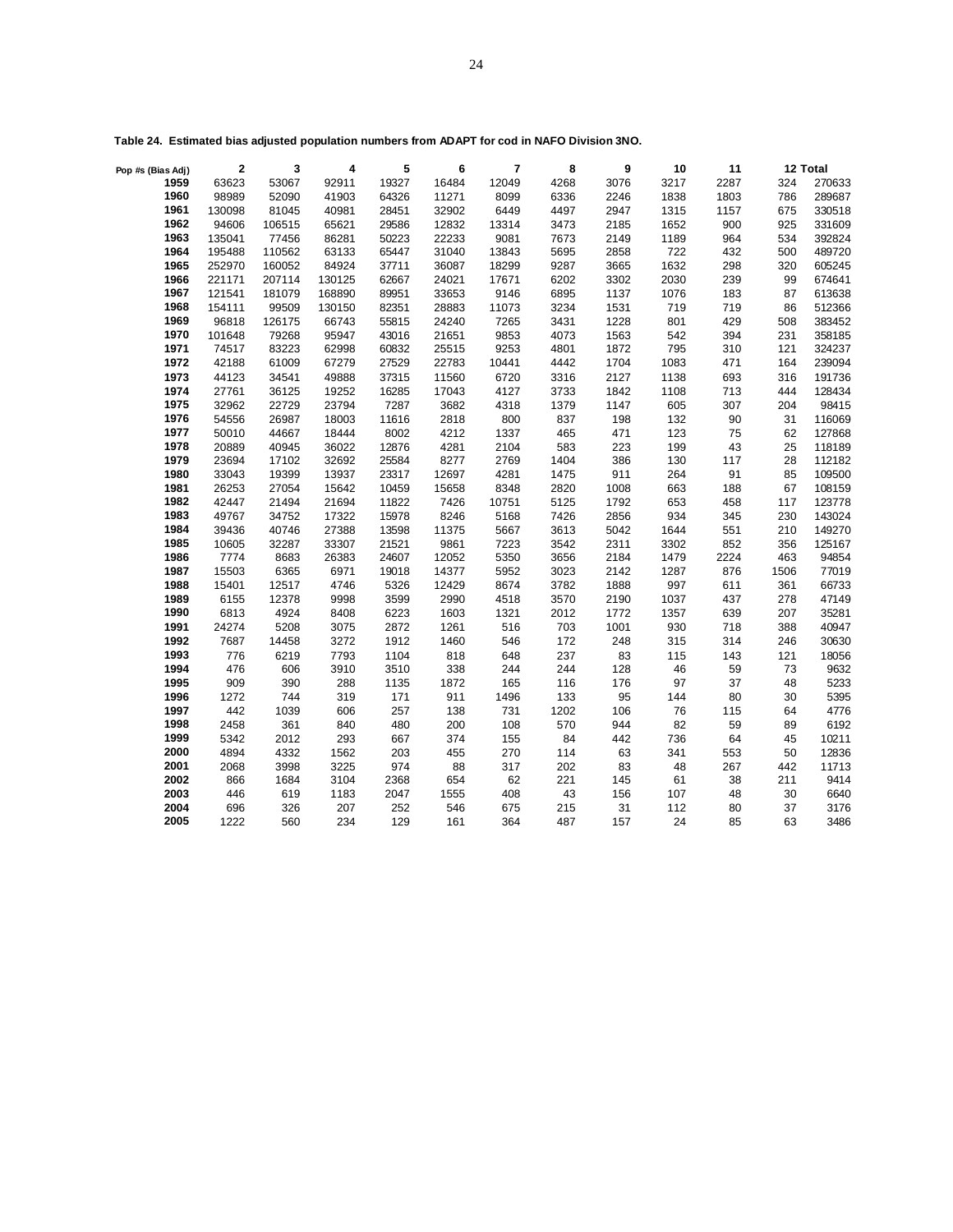**Table 24. Estimated bias adjusted population numbers from ADAPT for cod in NAFO Division 3NO.**

| Pop #s (Bias Adj) | 2 | 3 | 4 | 5 | 6 | 7 | 8 | 9 | 10 | 11 | 12 | Total |
|---|---|---|---|---|---|---|---|---|---|---|---|---|
| 1959 | 63623 | 53067 | 92911 | 19327 | 16484 | 12049 | 4268 | 3076 | 3217 | 2287 | 324 | 270633 |
| 1960 | 98989 | 52090 | 41903 | 64326 | 11271 | 8099 | 6336 | 2246 | 1838 | 1803 | 786 | 289687 |
| 1961 | 130098 | 81045 | 40981 | 28451 | 32902 | 6449 | 4497 | 2947 | 1315 | 1157 | 675 | 330518 |
| 1962 | 94606 | 106515 | 65621 | 29586 | 12832 | 13314 | 3473 | 2185 | 1652 | 900 | 925 | 331609 |
| 1963 | 135041 | 77456 | 86281 | 50223 | 22233 | 9081 | 7673 | 2149 | 1189 | 964 | 534 | 392824 |
| 1964 | 195488 | 110562 | 63133 | 65447 | 31040 | 13843 | 5695 | 2858 | 722 | 432 | 500 | 489720 |
| 1965 | 252970 | 160052 | 84924 | 37711 | 36087 | 18299 | 9287 | 3665 | 1632 | 298 | 320 | 605245 |
| 1966 | 221171 | 207114 | 130125 | 62667 | 24021 | 17671 | 6202 | 3302 | 2030 | 239 | 99 | 674641 |
| 1967 | 121541 | 181079 | 168890 | 89951 | 33653 | 9146 | 6895 | 1137 | 1076 | 183 | 87 | 613638 |
| 1968 | 154111 | 99509 | 130150 | 82351 | 28883 | 11073 | 3234 | 1531 | 719 | 719 | 86 | 512366 |
| 1969 | 96818 | 126175 | 66743 | 55815 | 24240 | 7265 | 3431 | 1228 | 801 | 429 | 508 | 383452 |
| 1970 | 101648 | 79268 | 95947 | 43016 | 21651 | 9853 | 4073 | 1563 | 542 | 394 | 231 | 358185 |
| 1971 | 74517 | 83223 | 62998 | 60832 | 25515 | 9253 | 4801 | 1872 | 795 | 310 | 121 | 324237 |
| 1972 | 42188 | 61009 | 67279 | 27529 | 22783 | 10441 | 4442 | 1704 | 1083 | 471 | 164 | 239094 |
| 1973 | 44123 | 34541 | 49888 | 37315 | 11560 | 6720 | 3316 | 2127 | 1138 | 693 | 316 | 191736 |
| 1974 | 27761 | 36125 | 19252 | 16285 | 17043 | 4127 | 3733 | 1842 | 1108 | 713 | 444 | 128434 |
| 1975 | 32962 | 22729 | 23794 | 7287 | 3682 | 4318 | 1379 | 1147 | 605 | 307 | 204 | 98415 |
| 1976 | 54556 | 26987 | 18003 | 11616 | 2818 | 800 | 837 | 198 | 132 | 90 | 31 | 116069 |
| 1977 | 50010 | 44667 | 18444 | 8002 | 4212 | 1337 | 465 | 471 | 123 | 75 | 62 | 127868 |
| 1978 | 20889 | 40945 | 36022 | 12876 | 4281 | 2104 | 583 | 223 | 199 | 43 | 25 | 118189 |
| 1979 | 23694 | 17102 | 32692 | 25584 | 8277 | 2769 | 1404 | 386 | 130 | 117 | 28 | 112182 |
| 1980 | 33043 | 19399 | 13937 | 23317 | 12697 | 4281 | 1475 | 911 | 264 | 91 | 85 | 109500 |
| 1981 | 26253 | 27054 | 15642 | 10459 | 15658 | 8348 | 2820 | 1008 | 663 | 188 | 67 | 108159 |
| 1982 | 42447 | 21494 | 21694 | 11822 | 7426 | 10751 | 5125 | 1792 | 653 | 458 | 117 | 123778 |
| 1983 | 49767 | 34752 | 17322 | 15978 | 8246 | 5168 | 7426 | 2856 | 934 | 345 | 230 | 143024 |
| 1984 | 39436 | 40746 | 27388 | 13598 | 11375 | 5667 | 3613 | 5042 | 1644 | 551 | 210 | 149270 |
| 1985 | 10605 | 32287 | 33307 | 21521 | 9861 | 7223 | 3542 | 2311 | 3302 | 852 | 356 | 125167 |
| 1986 | 7774 | 8683 | 26383 | 24607 | 12052 | 5350 | 3656 | 2184 | 1479 | 2224 | 463 | 94854 |
| 1987 | 15503 | 6365 | 6971 | 19018 | 14377 | 5952 | 3023 | 2142 | 1287 | 876 | 1506 | 77019 |
| 1988 | 15401 | 12517 | 4746 | 5326 | 12429 | 8674 | 3782 | 1888 | 997 | 611 | 361 | 66733 |
| 1989 | 6155 | 12378 | 9998 | 3599 | 2990 | 4518 | 3570 | 2190 | 1037 | 437 | 278 | 47149 |
| 1990 | 6813 | 4924 | 8408 | 6223 | 1603 | 1321 | 2012 | 1772 | 1357 | 639 | 207 | 35281 |
| 1991 | 24274 | 5208 | 3075 | 2872 | 1261 | 516 | 703 | 1001 | 930 | 718 | 388 | 40947 |
| 1992 | 7687 | 14458 | 3272 | 1912 | 1460 | 546 | 172 | 248 | 315 | 314 | 246 | 30630 |
| 1993 | 776 | 6219 | 7793 | 1104 | 818 | 648 | 237 | 83 | 115 | 143 | 121 | 18056 |
| 1994 | 476 | 606 | 3910 | 3510 | 338 | 244 | 244 | 128 | 46 | 59 | 73 | 9632 |
| 1995 | 909 | 390 | 288 | 1135 | 1872 | 165 | 116 | 176 | 97 | 37 | 48 | 5233 |
| 1996 | 1272 | 744 | 319 | 171 | 911 | 1496 | 133 | 95 | 144 | 80 | 30 | 5395 |
| 1997 | 442 | 1039 | 606 | 257 | 138 | 731 | 1202 | 106 | 76 | 115 | 64 | 4776 |
| 1998 | 2458 | 361 | 840 | 480 | 200 | 108 | 570 | 944 | 82 | 59 | 89 | 6192 |
| 1999 | 5342 | 2012 | 293 | 667 | 374 | 155 | 84 | 442 | 736 | 64 | 45 | 10211 |
| 2000 | 4894 | 4332 | 1562 | 203 | 455 | 270 | 114 | 63 | 341 | 553 | 50 | 12836 |
| 2001 | 2068 | 3998 | 3225 | 974 | 88 | 317 | 202 | 83 | 48 | 267 | 442 | 11713 |
| 2002 | 866 | 1684 | 3104 | 2368 | 654 | 62 | 221 | 145 | 61 | 38 | 211 | 9414 |
| 2003 | 446 | 619 | 1183 | 2047 | 1555 | 408 | 43 | 156 | 107 | 48 | 30 | 6640 |
| 2004 | 696 | 326 | 207 | 252 | 546 | 675 | 215 | 31 | 112 | 80 | 37 | 3176 |
| 2005 | 1222 | 560 | 234 | 129 | 161 | 364 | 487 | 157 | 24 | 85 | 63 | 3486 |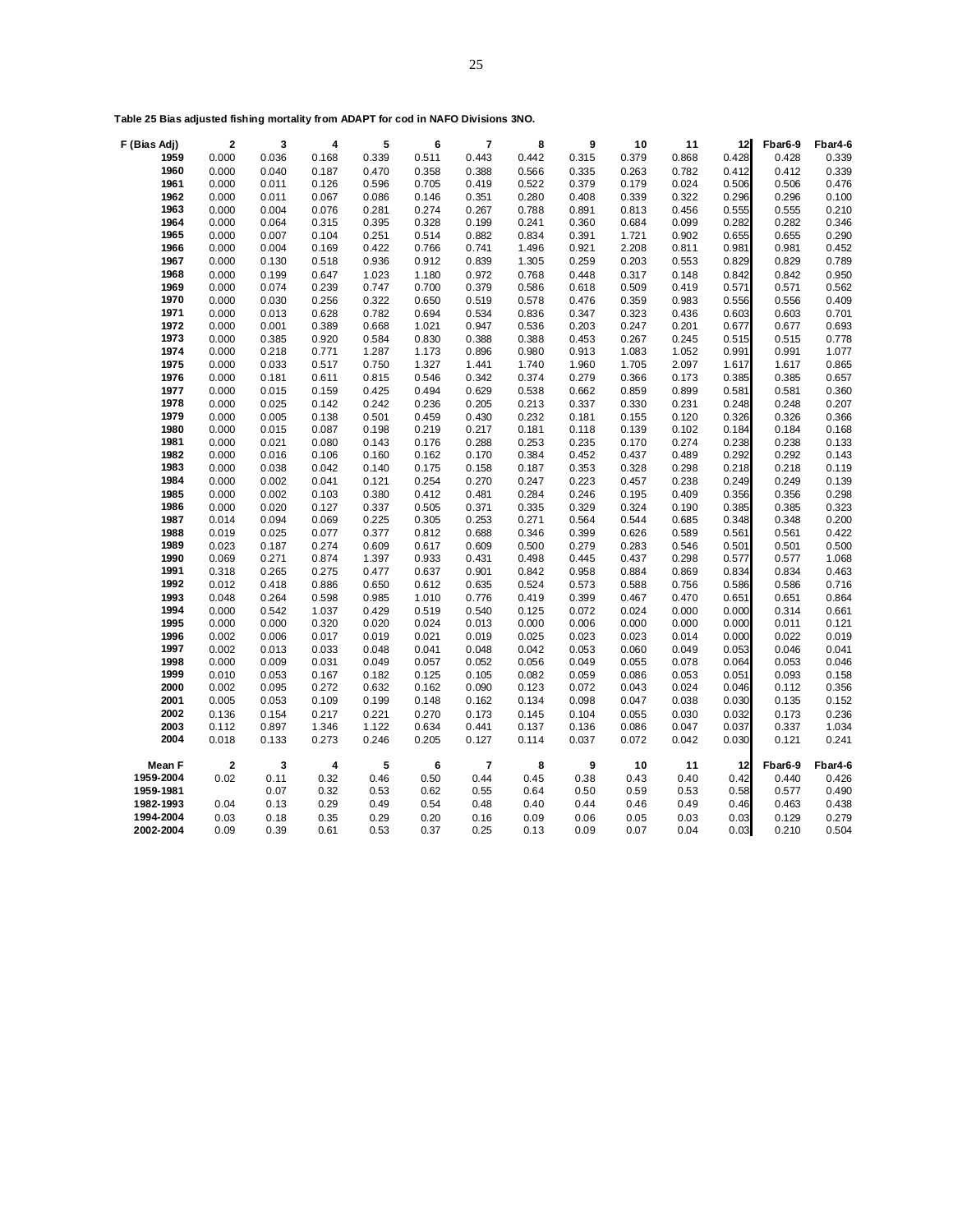**Table 25 Bias adjusted fishing mortality from ADAPT for cod in NAFO Divisions 3NO.**

| F (Bias Adj) | 2 | 3 | 4 | 5 | 6 | 7 | 8 | 9 | 10 | 11 | 12 | Fbar6-9 | Fbar4-6 |
|---|---|---|---|---|---|---|---|---|---|---|---|---|---|
| 1959 | 0.000 | 0.036 | 0.168 | 0.339 | 0.511 | 0.443 | 0.442 | 0.315 | 0.379 | 0.868 | 0.428 | 0.428 | 0.339 |
| 1960 | 0.000 | 0.040 | 0.187 | 0.470 | 0.358 | 0.388 | 0.566 | 0.335 | 0.263 | 0.782 | 0.412 | 0.412 | 0.339 |
| 1961 | 0.000 | 0.011 | 0.126 | 0.596 | 0.705 | 0.419 | 0.522 | 0.379 | 0.179 | 0.024 | 0.506 | 0.506 | 0.476 |
| 1962 | 0.000 | 0.011 | 0.067 | 0.086 | 0.146 | 0.351 | 0.280 | 0.408 | 0.339 | 0.322 | 0.296 | 0.296 | 0.100 |
| 1963 | 0.000 | 0.004 | 0.076 | 0.281 | 0.274 | 0.267 | 0.788 | 0.891 | 0.813 | 0.456 | 0.555 | 0.555 | 0.210 |
| 1964 | 0.000 | 0.064 | 0.315 | 0.395 | 0.328 | 0.199 | 0.241 | 0.360 | 0.684 | 0.099 | 0.282 | 0.282 | 0.346 |
| 1965 | 0.000 | 0.007 | 0.104 | 0.251 | 0.514 | 0.882 | 0.834 | 0.391 | 1.721 | 0.902 | 0.655 | 0.655 | 0.290 |
| 1966 | 0.000 | 0.004 | 0.169 | 0.422 | 0.766 | 0.741 | 1.496 | 0.921 | 2.208 | 0.811 | 0.981 | 0.981 | 0.452 |
| 1967 | 0.000 | 0.130 | 0.518 | 0.936 | 0.912 | 0.839 | 1.305 | 0.259 | 0.203 | 0.553 | 0.829 | 0.829 | 0.789 |
| 1968 | 0.000 | 0.199 | 0.647 | 1.023 | 1.180 | 0.972 | 0.768 | 0.448 | 0.317 | 0.148 | 0.842 | 0.842 | 0.950 |
| 1969 | 0.000 | 0.074 | 0.239 | 0.747 | 0.700 | 0.379 | 0.586 | 0.618 | 0.509 | 0.419 | 0.571 | 0.571 | 0.562 |
| 1970 | 0.000 | 0.030 | 0.256 | 0.322 | 0.650 | 0.519 | 0.578 | 0.476 | 0.359 | 0.983 | 0.556 | 0.556 | 0.409 |
| 1971 | 0.000 | 0.013 | 0.628 | 0.782 | 0.694 | 0.534 | 0.836 | 0.347 | 0.323 | 0.436 | 0.603 | 0.603 | 0.701 |
| 1972 | 0.000 | 0.001 | 0.389 | 0.668 | 1.021 | 0.947 | 0.536 | 0.203 | 0.247 | 0.201 | 0.677 | 0.677 | 0.693 |
| 1973 | 0.000 | 0.385 | 0.920 | 0.584 | 0.830 | 0.388 | 0.388 | 0.453 | 0.267 | 0.245 | 0.515 | 0.515 | 0.778 |
| 1974 | 0.000 | 0.218 | 0.771 | 1.287 | 1.173 | 0.896 | 0.980 | 0.913 | 1.083 | 1.052 | 0.991 | 0.991 | 1.077 |
| 1975 | 0.000 | 0.033 | 0.517 | 0.750 | 1.327 | 1.441 | 1.740 | 1.960 | 1.705 | 2.097 | 1.617 | 1.617 | 0.865 |
| 1976 | 0.000 | 0.181 | 0.611 | 0.815 | 0.546 | 0.342 | 0.374 | 0.279 | 0.366 | 0.173 | 0.385 | 0.385 | 0.657 |
| 1977 | 0.000 | 0.015 | 0.159 | 0.425 | 0.494 | 0.629 | 0.538 | 0.662 | 0.859 | 0.899 | 0.581 | 0.581 | 0.360 |
| 1978 | 0.000 | 0.025 | 0.142 | 0.242 | 0.236 | 0.205 | 0.213 | 0.337 | 0.330 | 0.231 | 0.248 | 0.248 | 0.207 |
| 1979 | 0.000 | 0.005 | 0.138 | 0.501 | 0.459 | 0.430 | 0.232 | 0.181 | 0.155 | 0.120 | 0.326 | 0.326 | 0.366 |
| 1980 | 0.000 | 0.015 | 0.087 | 0.198 | 0.219 | 0.217 | 0.181 | 0.118 | 0.139 | 0.102 | 0.184 | 0.184 | 0.168 |
| 1981 | 0.000 | 0.021 | 0.080 | 0.143 | 0.176 | 0.288 | 0.253 | 0.235 | 0.170 | 0.274 | 0.238 | 0.238 | 0.133 |
| 1982 | 0.000 | 0.016 | 0.106 | 0.160 | 0.162 | 0.170 | 0.384 | 0.452 | 0.437 | 0.489 | 0.292 | 0.292 | 0.143 |
| 1983 | 0.000 | 0.038 | 0.042 | 0.140 | 0.175 | 0.158 | 0.187 | 0.353 | 0.328 | 0.298 | 0.218 | 0.218 | 0.119 |
| 1984 | 0.000 | 0.002 | 0.041 | 0.121 | 0.254 | 0.270 | 0.247 | 0.223 | 0.457 | 0.238 | 0.249 | 0.249 | 0.139 |
| 1985 | 0.000 | 0.002 | 0.103 | 0.380 | 0.412 | 0.481 | 0.284 | 0.246 | 0.195 | 0.409 | 0.356 | 0.356 | 0.298 |
| 1986 | 0.000 | 0.020 | 0.127 | 0.337 | 0.505 | 0.371 | 0.335 | 0.329 | 0.324 | 0.190 | 0.385 | 0.385 | 0.323 |
| 1987 | 0.014 | 0.094 | 0.069 | 0.225 | 0.305 | 0.253 | 0.271 | 0.564 | 0.544 | 0.685 | 0.348 | 0.348 | 0.200 |
| 1988 | 0.019 | 0.025 | 0.077 | 0.377 | 0.812 | 0.688 | 0.346 | 0.399 | 0.626 | 0.589 | 0.561 | 0.561 | 0.422 |
| 1989 | 0.023 | 0.187 | 0.274 | 0.609 | 0.617 | 0.609 | 0.500 | 0.279 | 0.283 | 0.546 | 0.501 | 0.501 | 0.500 |
| 1990 | 0.069 | 0.271 | 0.874 | 1.397 | 0.933 | 0.431 | 0.498 | 0.445 | 0.437 | 0.298 | 0.577 | 0.577 | 1.068 |
| 1991 | 0.318 | 0.265 | 0.275 | 0.477 | 0.637 | 0.901 | 0.842 | 0.958 | 0.884 | 0.869 | 0.834 | 0.834 | 0.463 |
| 1992 | 0.012 | 0.418 | 0.886 | 0.650 | 0.612 | 0.635 | 0.524 | 0.573 | 0.588 | 0.756 | 0.586 | 0.586 | 0.716 |
| 1993 | 0.048 | 0.264 | 0.598 | 0.985 | 1.010 | 0.776 | 0.419 | 0.399 | 0.467 | 0.470 | 0.651 | 0.651 | 0.864 |
| 1994 | 0.000 | 0.542 | 1.037 | 0.429 | 0.519 | 0.540 | 0.125 | 0.072 | 0.024 | 0.000 | 0.000 | 0.314 | 0.661 |
| 1995 | 0.000 | 0.000 | 0.320 | 0.020 | 0.024 | 0.013 | 0.000 | 0.006 | 0.000 | 0.000 | 0.000 | 0.011 | 0.121 |
| 1996 | 0.002 | 0.006 | 0.017 | 0.019 | 0.021 | 0.019 | 0.025 | 0.023 | 0.023 | 0.014 | 0.000 | 0.022 | 0.019 |
| 1997 | 0.002 | 0.013 | 0.033 | 0.048 | 0.041 | 0.048 | 0.042 | 0.053 | 0.060 | 0.049 | 0.053 | 0.046 | 0.041 |
| 1998 | 0.000 | 0.009 | 0.031 | 0.049 | 0.057 | 0.052 | 0.056 | 0.049 | 0.055 | 0.078 | 0.064 | 0.053 | 0.046 |
| 1999 | 0.010 | 0.053 | 0.167 | 0.182 | 0.125 | 0.105 | 0.082 | 0.059 | 0.086 | 0.053 | 0.051 | 0.093 | 0.158 |
| 2000 | 0.002 | 0.095 | 0.272 | 0.632 | 0.162 | 0.090 | 0.123 | 0.072 | 0.043 | 0.024 | 0.046 | 0.112 | 0.356 |
| 2001 | 0.005 | 0.053 | 0.109 | 0.199 | 0.148 | 0.162 | 0.134 | 0.098 | 0.047 | 0.038 | 0.030 | 0.135 | 0.152 |
| 2002 | 0.136 | 0.154 | 0.217 | 0.221 | 0.270 | 0.173 | 0.145 | 0.104 | 0.055 | 0.030 | 0.032 | 0.173 | 0.236 |
| 2003 | 0.112 | 0.897 | 1.346 | 1.122 | 0.634 | 0.441 | 0.137 | 0.136 | 0.086 | 0.047 | 0.037 | 0.337 | 1.034 |
| 2004 | 0.018 | 0.133 | 0.273 | 0.246 | 0.205 | 0.127 | 0.114 | 0.037 | 0.072 | 0.042 | 0.030 | 0.121 | 0.241 |
| **Mean F** | **2** | **3** | **4** | **5** | **6** | **7** | **8** | **9** | **10** | **11** | **12** | **Fbar6-9** | **Fbar4-6** |
| 1959-2004 | 0.02 | 0.11 | 0.32 | 0.46 | 0.50 | 0.44 | 0.45 | 0.38 | 0.43 | 0.40 | 0.42 | 0.440 | 0.426 |
| 1959-1981 | | 0.07 | 0.32 | 0.53 | 0.62 | 0.55 | 0.64 | 0.50 | 0.59 | 0.53 | 0.58 | 0.577 | 0.490 |
| 1982-1993 | 0.04 | 0.13 | 0.29 | 0.49 | 0.54 | 0.48 | 0.40 | 0.44 | 0.46 | 0.49 | 0.46 | 0.463 | 0.438 |
| 1994-2004 | 0.03 | 0.18 | 0.35 | 0.29 | 0.20 | 0.16 | 0.09 | 0.06 | 0.05 | 0.03 | 0.03 | 0.129 | 0.279 |
| 2002-2004 | 0.09 | 0.39 | 0.61 | 0.53 | 0.37 | 0.25 | 0.13 | 0.09 | 0.07 | 0.04 | 0.03 | 0.210 | 0.504 |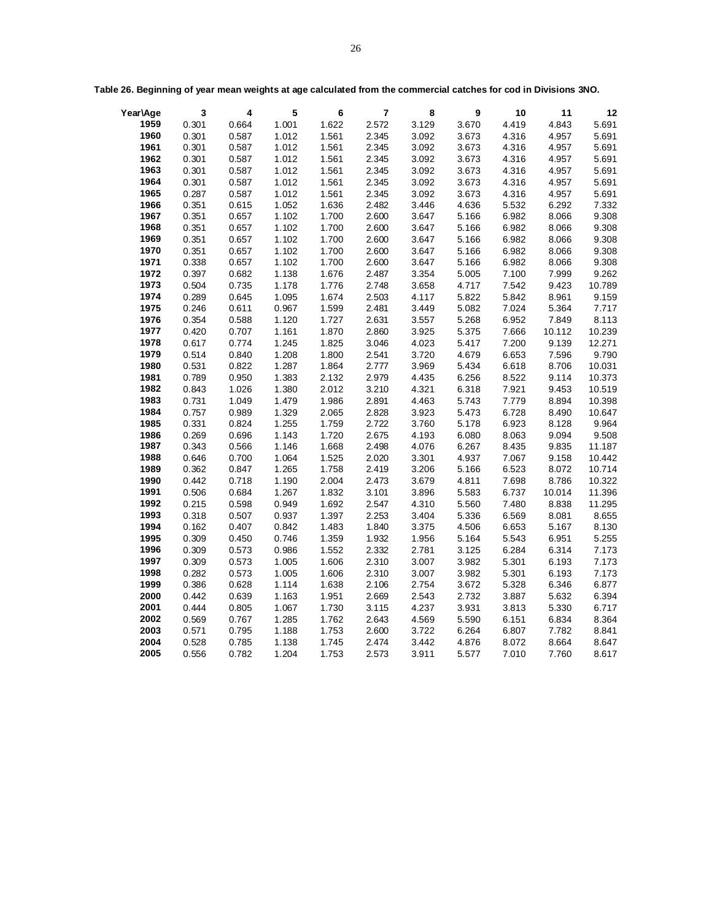**Table 26. Beginning of year mean weights at age calculated from the commercial catches for cod in Divisions 3NO.**

| Year\Age | 3 | 4 | 5 | 6 | 7 | 8 | 9 | 10 | 11 | 12 |
|---|---|---|---|---|---|---|---|---|---|---|
| 1959 | 0.301 | 0.664 | 1.001 | 1.622 | 2.572 | 3.129 | 3.670 | 4.419 | 4.843 | 5.691 |
| 1960 | 0.301 | 0.587 | 1.012 | 1.561 | 2.345 | 3.092 | 3.673 | 4.316 | 4.957 | 5.691 |
| 1961 | 0.301 | 0.587 | 1.012 | 1.561 | 2.345 | 3.092 | 3.673 | 4.316 | 4.957 | 5.691 |
| 1962 | 0.301 | 0.587 | 1.012 | 1.561 | 2.345 | 3.092 | 3.673 | 4.316 | 4.957 | 5.691 |
| 1963 | 0.301 | 0.587 | 1.012 | 1.561 | 2.345 | 3.092 | 3.673 | 4.316 | 4.957 | 5.691 |
| 1964 | 0.301 | 0.587 | 1.012 | 1.561 | 2.345 | 3.092 | 3.673 | 4.316 | 4.957 | 5.691 |
| 1965 | 0.287 | 0.587 | 1.012 | 1.561 | 2.345 | 3.092 | 3.673 | 4.316 | 4.957 | 5.691 |
| 1966 | 0.351 | 0.615 | 1.052 | 1.636 | 2.482 | 3.446 | 4.636 | 5.532 | 6.292 | 7.332 |
| 1967 | 0.351 | 0.657 | 1.102 | 1.700 | 2.600 | 3.647 | 5.166 | 6.982 | 8.066 | 9.308 |
| 1968 | 0.351 | 0.657 | 1.102 | 1.700 | 2.600 | 3.647 | 5.166 | 6.982 | 8.066 | 9.308 |
| 1969 | 0.351 | 0.657 | 1.102 | 1.700 | 2.600 | 3.647 | 5.166 | 6.982 | 8.066 | 9.308 |
| 1970 | 0.351 | 0.657 | 1.102 | 1.700 | 2.600 | 3.647 | 5.166 | 6.982 | 8.066 | 9.308 |
| 1971 | 0.338 | 0.657 | 1.102 | 1.700 | 2.600 | 3.647 | 5.166 | 6.982 | 8.066 | 9.308 |
| 1972 | 0.397 | 0.682 | 1.138 | 1.676 | 2.487 | 3.354 | 5.005 | 7.100 | 7.999 | 9.262 |
| 1973 | 0.504 | 0.735 | 1.178 | 1.776 | 2.748 | 3.658 | 4.717 | 7.542 | 9.423 | 10.789 |
| 1974 | 0.289 | 0.645 | 1.095 | 1.674 | 2.503 | 4.117 | 5.822 | 5.842 | 8.961 | 9.159 |
| 1975 | 0.246 | 0.611 | 0.967 | 1.599 | 2.481 | 3.449 | 5.082 | 7.024 | 5.364 | 7.717 |
| 1976 | 0.354 | 0.588 | 1.120 | 1.727 | 2.631 | 3.557 | 5.268 | 6.952 | 7.849 | 8.113 |
| 1977 | 0.420 | 0.707 | 1.161 | 1.870 | 2.860 | 3.925 | 5.375 | 7.666 | 10.112 | 10.239 |
| 1978 | 0.617 | 0.774 | 1.245 | 1.825 | 3.046 | 4.023 | 5.417 | 7.200 | 9.139 | 12.271 |
| 1979 | 0.514 | 0.840 | 1.208 | 1.800 | 2.541 | 3.720 | 4.679 | 6.653 | 7.596 | 9.790 |
| 1980 | 0.531 | 0.822 | 1.287 | 1.864 | 2.777 | 3.969 | 5.434 | 6.618 | 8.706 | 10.031 |
| 1981 | 0.789 | 0.950 | 1.383 | 2.132 | 2.979 | 4.435 | 6.256 | 8.522 | 9.114 | 10.373 |
| 1982 | 0.843 | 1.026 | 1.380 | 2.012 | 3.210 | 4.321 | 6.318 | 7.921 | 9.453 | 10.519 |
| 1983 | 0.731 | 1.049 | 1.479 | 1.986 | 2.891 | 4.463 | 5.743 | 7.779 | 8.894 | 10.398 |
| 1984 | 0.757 | 0.989 | 1.329 | 2.065 | 2.828 | 3.923 | 5.473 | 6.728 | 8.490 | 10.647 |
| 1985 | 0.331 | 0.824 | 1.255 | 1.759 | 2.722 | 3.760 | 5.178 | 6.923 | 8.128 | 9.964 |
| 1986 | 0.269 | 0.696 | 1.143 | 1.720 | 2.675 | 4.193 | 6.080 | 8.063 | 9.094 | 9.508 |
| 1987 | 0.343 | 0.566 | 1.146 | 1.668 | 2.498 | 4.076 | 6.267 | 8.435 | 9.835 | 11.187 |
| 1988 | 0.646 | 0.700 | 1.064 | 1.525 | 2.020 | 3.301 | 4.937 | 7.067 | 9.158 | 10.442 |
| 1989 | 0.362 | 0.847 | 1.265 | 1.758 | 2.419 | 3.206 | 5.166 | 6.523 | 8.072 | 10.714 |
| 1990 | 0.442 | 0.718 | 1.190 | 2.004 | 2.473 | 3.679 | 4.811 | 7.698 | 8.786 | 10.322 |
| 1991 | 0.506 | 0.684 | 1.267 | 1.832 | 3.101 | 3.896 | 5.583 | 6.737 | 10.014 | 11.396 |
| 1992 | 0.215 | 0.598 | 0.949 | 1.692 | 2.547 | 4.310 | 5.560 | 7.480 | 8.838 | 11.295 |
| 1993 | 0.318 | 0.507 | 0.937 | 1.397 | 2.253 | 3.404 | 5.336 | 6.569 | 8.081 | 8.655 |
| 1994 | 0.162 | 0.407 | 0.842 | 1.483 | 1.840 | 3.375 | 4.506 | 6.653 | 5.167 | 8.130 |
| 1995 | 0.309 | 0.450 | 0.746 | 1.359 | 1.932 | 1.956 | 5.164 | 5.543 | 6.951 | 5.255 |
| 1996 | 0.309 | 0.573 | 0.986 | 1.552 | 2.332 | 2.781 | 3.125 | 6.284 | 6.314 | 7.173 |
| 1997 | 0.309 | 0.573 | 1.005 | 1.606 | 2.310 | 3.007 | 3.982 | 5.301 | 6.193 | 7.173 |
| 1998 | 0.282 | 0.573 | 1.005 | 1.606 | 2.310 | 3.007 | 3.982 | 5.301 | 6.193 | 7.173 |
| 1999 | 0.386 | 0.628 | 1.114 | 1.638 | 2.106 | 2.754 | 3.672 | 5.328 | 6.346 | 6.877 |
| 2000 | 0.442 | 0.639 | 1.163 | 1.951 | 2.669 | 2.543 | 2.732 | 3.887 | 5.632 | 6.394 |
| 2001 | 0.444 | 0.805 | 1.067 | 1.730 | 3.115 | 4.237 | 3.931 | 3.813 | 5.330 | 6.717 |
| 2002 | 0.569 | 0.767 | 1.285 | 1.762 | 2.643 | 4.569 | 5.590 | 6.151 | 6.834 | 8.364 |
| 2003 | 0.571 | 0.795 | 1.188 | 1.753 | 2.600 | 3.722 | 6.264 | 6.807 | 7.782 | 8.841 |
| 2004 | 0.528 | 0.785 | 1.138 | 1.745 | 2.474 | 3.442 | 4.876 | 8.072 | 8.664 | 8.647 |
| 2005 | 0.556 | 0.782 | 1.204 | 1.753 | 2.573 | 3.911 | 5.577 | 7.010 | 7.760 | 8.617 |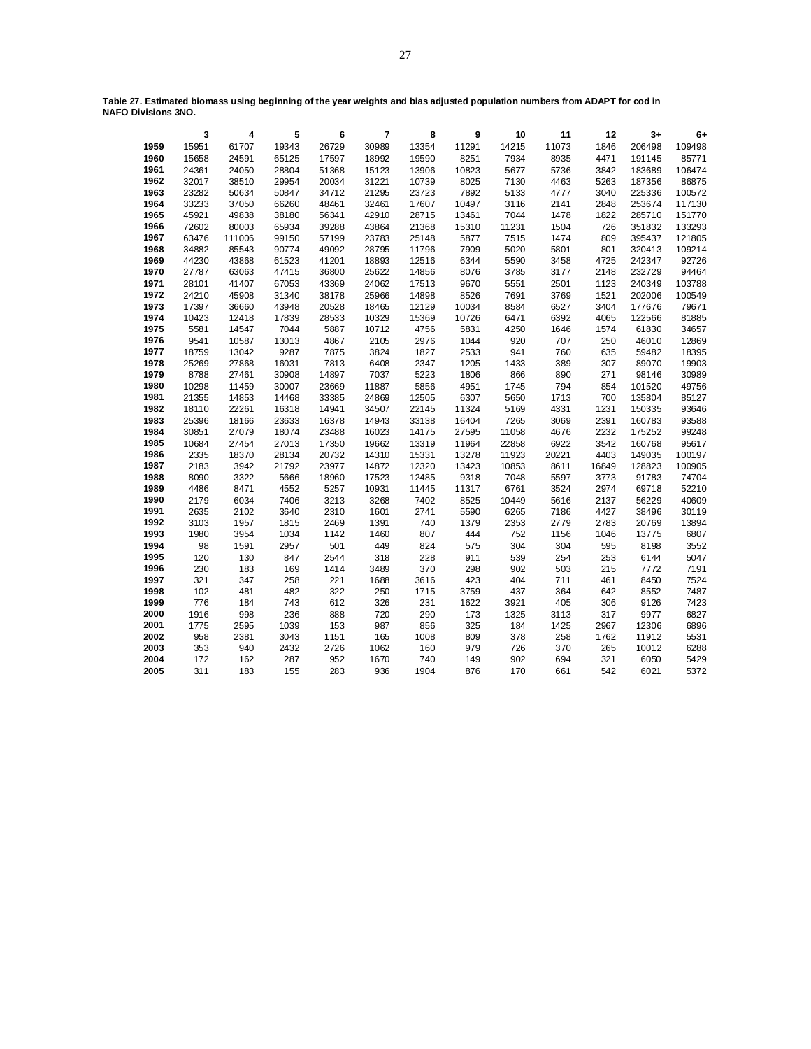**Table 27. Estimated biomass using beginning of the year weights and bias adjusted population numbers from ADAPT for cod in NAFO Divisions 3NO.**

| | 3 | 4 | 5 | 6 | 7 | 8 | 9 | 10 | 11 | 12 | 3+ | 6+ |
|---|---|---|---|---|---|---|---|---|---|---|---|---|
| **1959** | 15951 | 61707 | 19343 | 26729 | 30989 | 13354 | 11291 | 14215 | 11073 | 1846 | 206498 | 109498 |
| **1960** | 15658 | 24591 | 65125 | 17597 | 18992 | 19590 | 8251 | 7934 | 8935 | 4471 | 191145 | 85771 |
| **1961** | 24361 | 24050 | 28804 | 51368 | 15123 | 13906 | 10823 | 5677 | 5736 | 3842 | 183689 | 106474 |
| **1962** | 32017 | 38510 | 29954 | 20034 | 31221 | 10739 | 8025 | 7130 | 4463 | 5263 | 187356 | 86875 |
| **1963** | 23282 | 50634 | 50847 | 34712 | 21295 | 23723 | 7892 | 5133 | 4777 | 3040 | 225336 | 100572 |
| **1964** | 33233 | 37050 | 66260 | 48461 | 32461 | 17607 | 10497 | 3116 | 2141 | 2848 | 253674 | 117130 |
| **1965** | 45921 | 49838 | 38180 | 56341 | 42910 | 28715 | 13461 | 7044 | 1478 | 1822 | 285710 | 151770 |
| **1966** | 72602 | 80003 | 65934 | 39288 | 43864 | 21368 | 15310 | 11231 | 1504 | 726 | 351832 | 133293 |
| **1967** | 63476 | 111006 | 99150 | 57199 | 23783 | 25148 | 5877 | 7515 | 1474 | 809 | 395437 | 121805 |
| **1968** | 34882 | 85543 | 90774 | 49092 | 28795 | 11796 | 7909 | 5020 | 5801 | 801 | 320413 | 109214 |
| **1969** | 44230 | 43868 | 61523 | 41201 | 18893 | 12516 | 6344 | 5590 | 3458 | 4725 | 242347 | 92726 |
| **1970** | 27787 | 63063 | 47415 | 36800 | 25622 | 14856 | 8076 | 3785 | 3177 | 2148 | 232729 | 94464 |
| **1971** | 28101 | 41407 | 67053 | 43369 | 24062 | 17513 | 9670 | 5551 | 2501 | 1123 | 240349 | 103788 |
| **1972** | 24210 | 45908 | 31340 | 38178 | 25966 | 14898 | 8526 | 7691 | 3769 | 1521 | 202006 | 100549 |
| **1973** | 17397 | 36660 | 43948 | 20528 | 18465 | 12129 | 10034 | 8584 | 6527 | 3404 | 177676 | 79671 |
| **1974** | 10423 | 12418 | 17839 | 28533 | 10329 | 15369 | 10726 | 6471 | 6392 | 4065 | 122566 | 81885 |
| **1975** | 5581 | 14547 | 7044 | 5887 | 10712 | 4756 | 5831 | 4250 | 1646 | 1574 | 61830 | 34657 |
| **1976** | 9541 | 10587 | 13013 | 4867 | 2105 | 2976 | 1044 | 920 | 707 | 250 | 46010 | 12869 |
| **1977** | 18759 | 13042 | 9287 | 7875 | 3824 | 1827 | 2533 | 941 | 760 | 635 | 59482 | 18395 |
| **1978** | 25269 | 27868 | 16031 | 7813 | 6408 | 2347 | 1205 | 1433 | 389 | 307 | 89070 | 19903 |
| **1979** | 8788 | 27461 | 30908 | 14897 | 7037 | 5223 | 1806 | 866 | 890 | 271 | 98146 | 30989 |
| **1980** | 10298 | 11459 | 30007 | 23669 | 11887 | 5856 | 4951 | 1745 | 794 | 854 | 101520 | 49756 |
| **1981** | 21355 | 14853 | 14468 | 33385 | 24869 | 12505 | 6307 | 5650 | 1713 | 700 | 135804 | 85127 |
| **1982** | 18110 | 22261 | 16318 | 14941 | 34507 | 22145 | 11324 | 5169 | 4331 | 1231 | 150335 | 93646 |
| **1983** | 25396 | 18166 | 23633 | 16378 | 14943 | 33138 | 16404 | 7265 | 3069 | 2391 | 160783 | 93588 |
| **1984** | 30851 | 27079 | 18074 | 23488 | 16023 | 14175 | 27595 | 11058 | 4676 | 2232 | 175252 | 99248 |
| **1985** | 10684 | 27454 | 27013 | 17350 | 19662 | 13319 | 11964 | 22858 | 6922 | 3542 | 160768 | 95617 |
| **1986** | 2335 | 18370 | 28134 | 20732 | 14310 | 15331 | 13278 | 11923 | 20221 | 4403 | 149035 | 100197 |
| **1987** | 2183 | 3942 | 21792 | 23977 | 14872 | 12320 | 13423 | 10853 | 8611 | 16849 | 128823 | 100905 |
| **1988** | 8090 | 3322 | 5666 | 18960 | 17523 | 12485 | 9318 | 7048 | 5597 | 3773 | 91783 | 74704 |
| **1989** | 4486 | 8471 | 4552 | 5257 | 10931 | 11445 | 11317 | 6761 | 3524 | 2974 | 69718 | 52210 |
| **1990** | 2179 | 6034 | 7406 | 3213 | 3268 | 7402 | 8525 | 10449 | 5616 | 2137 | 56229 | 40609 |
| **1991** | 2635 | 2102 | 3640 | 2310 | 1601 | 2741 | 5590 | 6265 | 7186 | 4427 | 38496 | 30119 |
| **1992** | 3103 | 1957 | 1815 | 2469 | 1391 | 740 | 1379 | 2353 | 2779 | 2783 | 20769 | 13894 |
| **1993** | 1980 | 3954 | 1034 | 1142 | 1460 | 807 | 444 | 752 | 1156 | 1046 | 13775 | 6807 |
| **1994** | 98 | 1591 | 2957 | 501 | 449 | 824 | 575 | 304 | 304 | 595 | 8198 | 3552 |
| **1995** | 120 | 130 | 847 | 2544 | 318 | 228 | 911 | 539 | 254 | 253 | 6144 | 5047 |
| **1996** | 230 | 183 | 169 | 1414 | 3489 | 370 | 298 | 902 | 503 | 215 | 7772 | 7191 |
| **1997** | 321 | 347 | 258 | 221 | 1688 | 3616 | 423 | 404 | 711 | 461 | 8450 | 7524 |
| **1998** | 102 | 481 | 482 | 322 | 250 | 1715 | 3759 | 437 | 364 | 642 | 8552 | 7487 |
| **1999** | 776 | 184 | 743 | 612 | 326 | 231 | 1622 | 3921 | 405 | 306 | 9126 | 7423 |
| **2000** | 1916 | 998 | 236 | 888 | 720 | 290 | 173 | 1325 | 3113 | 317 | 9977 | 6827 |
| **2001** | 1775 | 2595 | 1039 | 153 | 987 | 856 | 325 | 184 | 1425 | 2967 | 12306 | 6896 |
| **2002** | 958 | 2381 | 3043 | 1151 | 165 | 1008 | 809 | 378 | 258 | 1762 | 11912 | 5531 |
| **2003** | 353 | 940 | 2432 | 2726 | 1062 | 160 | 979 | 726 | 370 | 265 | 10012 | 6288 |
| **2004** | 172 | 162 | 287 | 952 | 1670 | 740 | 149 | 902 | 694 | 321 | 6050 | 5429 |
| **2005** | 311 | 183 | 155 | 283 | 936 | 1904 | 876 | 170 | 661 | 542 | 6021 | 5372 |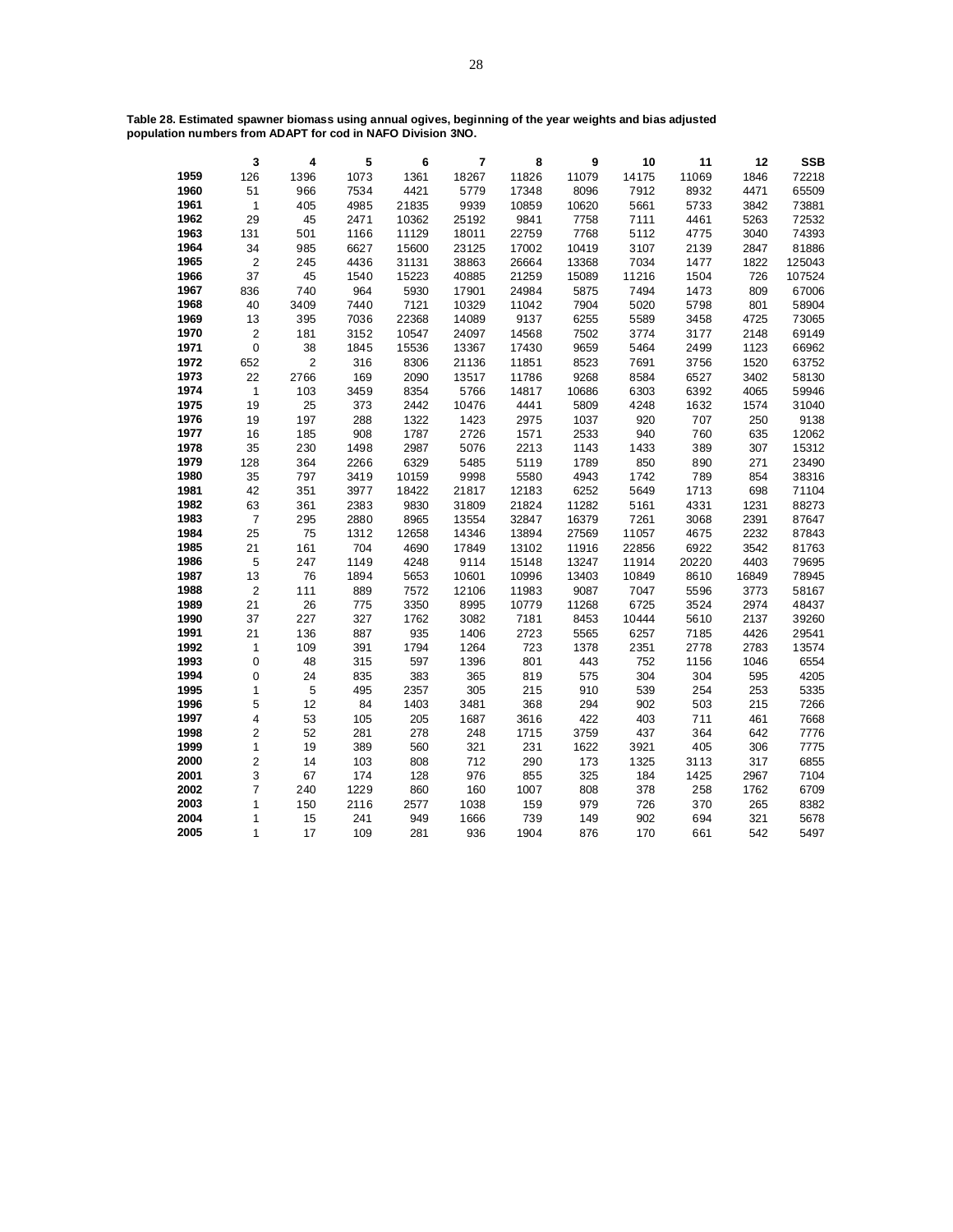**Table 28. Estimated spawner biomass using annual ogives, beginning of the year weights and bias adjusted population numbers from ADAPT for cod in NAFO Division 3NO.**

| | 3 | 4 | 5 | 6 | 7 | 8 | 9 | 10 | 11 | 12 | SSB |
|---|---|---|---|---|---|---|---|---|---|---|---|
| 1959 | 126 | 1396 | 1073 | 1361 | 18267 | 11826 | 11079 | 14175 | 11069 | 1846 | 72218 |
| 1960 | 51 | 966 | 7534 | 4421 | 5779 | 17348 | 8096 | 7912 | 8932 | 4471 | 65509 |
| 1961 | 1 | 405 | 4985 | 21835 | 9939 | 10859 | 10620 | 5661 | 5733 | 3842 | 73881 |
| 1962 | 29 | 45 | 2471 | 10362 | 25192 | 9841 | 7758 | 7111 | 4461 | 5263 | 72532 |
| 1963 | 131 | 501 | 1166 | 11129 | 18011 | 22759 | 7768 | 5112 | 4775 | 3040 | 74393 |
| 1964 | 34 | 985 | 6627 | 15600 | 23125 | 17002 | 10419 | 3107 | 2139 | 2847 | 81886 |
| 1965 | 2 | 245 | 4436 | 31131 | 38863 | 26664 | 13368 | 7034 | 1477 | 1822 | 125043 |
| 1966 | 37 | 45 | 1540 | 15223 | 40885 | 21259 | 15089 | 11216 | 1504 | 726 | 107524 |
| 1967 | 836 | 740 | 964 | 5930 | 17901 | 24984 | 5875 | 7494 | 1473 | 809 | 67006 |
| 1968 | 40 | 3409 | 7440 | 7121 | 10329 | 11042 | 7904 | 5020 | 5798 | 801 | 58904 |
| 1969 | 13 | 395 | 7036 | 22368 | 14089 | 9137 | 6255 | 5589 | 3458 | 4725 | 73065 |
| 1970 | 2 | 181 | 3152 | 10547 | 24097 | 14568 | 7502 | 3774 | 3177 | 2148 | 69149 |
| 1971 | 0 | 38 | 1845 | 15536 | 13367 | 17430 | 9659 | 5464 | 2499 | 1123 | 66962 |
| 1972 | 652 | 2 | 316 | 8306 | 21136 | 11851 | 8523 | 7691 | 3756 | 1520 | 63752 |
| 1973 | 22 | 2766 | 169 | 2090 | 13517 | 11786 | 9268 | 8584 | 6527 | 3402 | 58130 |
| 1974 | 1 | 103 | 3459 | 8354 | 5766 | 14817 | 10686 | 6303 | 6392 | 4065 | 59946 |
| 1975 | 19 | 25 | 373 | 2442 | 10476 | 4441 | 5809 | 4248 | 1632 | 1574 | 31040 |
| 1976 | 19 | 197 | 288 | 1322 | 1423 | 2975 | 1037 | 920 | 707 | 250 | 9138 |
| 1977 | 16 | 185 | 908 | 1787 | 2726 | 1571 | 2533 | 940 | 760 | 635 | 12062 |
| 1978 | 35 | 230 | 1498 | 2987 | 5076 | 2213 | 1143 | 1433 | 389 | 307 | 15312 |
| 1979 | 128 | 364 | 2266 | 6329 | 5485 | 5119 | 1789 | 850 | 890 | 271 | 23490 |
| 1980 | 35 | 797 | 3419 | 10159 | 9998 | 5580 | 4943 | 1742 | 789 | 854 | 38316 |
| 1981 | 42 | 351 | 3977 | 18422 | 21817 | 12183 | 6252 | 5649 | 1713 | 698 | 71104 |
| 1982 | 63 | 361 | 2383 | 9830 | 31809 | 21824 | 11282 | 5161 | 4331 | 1231 | 88273 |
| 1983 | 7 | 295 | 2880 | 8965 | 13554 | 32847 | 16379 | 7261 | 3068 | 2391 | 87647 |
| 1984 | 25 | 75 | 1312 | 12658 | 14346 | 13894 | 27569 | 11057 | 4675 | 2232 | 87843 |
| 1985 | 21 | 161 | 704 | 4690 | 17849 | 13102 | 11916 | 22856 | 6922 | 3542 | 81763 |
| 1986 | 5 | 247 | 1149 | 4248 | 9114 | 15148 | 13247 | 11914 | 20220 | 4403 | 79695 |
| 1987 | 13 | 76 | 1894 | 5653 | 10601 | 10996 | 13403 | 10849 | 8610 | 16849 | 78945 |
| 1988 | 2 | 111 | 889 | 7572 | 12106 | 11983 | 9087 | 7047 | 5596 | 3773 | 58167 |
| 1989 | 21 | 26 | 775 | 3350 | 8995 | 10779 | 11268 | 6725 | 3524 | 2974 | 48437 |
| 1990 | 37 | 227 | 327 | 1762 | 3082 | 7181 | 8453 | 10444 | 5610 | 2137 | 39260 |
| 1991 | 21 | 136 | 887 | 935 | 1406 | 2723 | 5565 | 6257 | 7185 | 4426 | 29541 |
| 1992 | 1 | 109 | 391 | 1794 | 1264 | 723 | 1378 | 2351 | 2778 | 2783 | 13574 |
| 1993 | 0 | 48 | 315 | 597 | 1396 | 801 | 443 | 752 | 1156 | 1046 | 6554 |
| 1994 | 0 | 24 | 835 | 383 | 365 | 819 | 575 | 304 | 304 | 595 | 4205 |
| 1995 | 1 | 5 | 495 | 2357 | 305 | 215 | 910 | 539 | 254 | 253 | 5335 |
| 1996 | 5 | 12 | 84 | 1403 | 3481 | 368 | 294 | 902 | 503 | 215 | 7266 |
| 1997 | 4 | 53 | 105 | 205 | 1687 | 3616 | 422 | 403 | 711 | 461 | 7668 |
| 1998 | 2 | 52 | 281 | 278 | 248 | 1715 | 3759 | 437 | 364 | 642 | 7776 |
| 1999 | 1 | 19 | 389 | 560 | 321 | 231 | 1622 | 3921 | 405 | 306 | 7775 |
| 2000 | 2 | 14 | 103 | 808 | 712 | 290 | 173 | 1325 | 3113 | 317 | 6855 |
| 2001 | 3 | 67 | 174 | 128 | 976 | 855 | 325 | 184 | 1425 | 2967 | 7104 |
| 2002 | 7 | 240 | 1229 | 860 | 160 | 1007 | 808 | 378 | 258 | 1762 | 6709 |
| 2003 | 1 | 150 | 2116 | 2577 | 1038 | 159 | 979 | 726 | 370 | 265 | 8382 |
| 2004 | 1 | 15 | 241 | 949 | 1666 | 739 | 149 | 902 | 694 | 321 | 5678 |
| 2005 | 1 | 17 | 109 | 281 | 936 | 1904 | 876 | 170 | 661 | 542 | 5497 |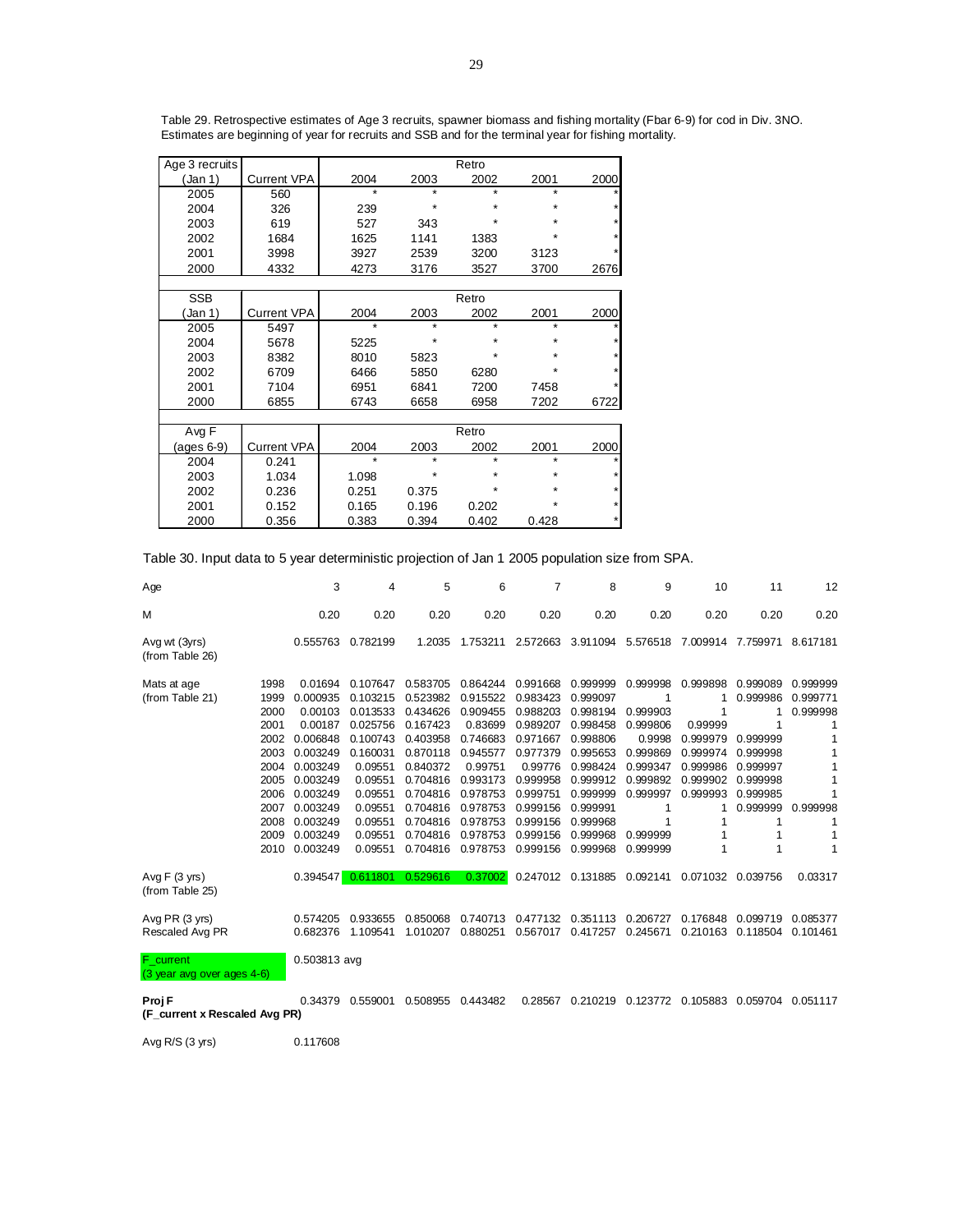Table 29. Retrospective estimates of Age 3 recruits, spawner biomass and fishing mortality (Fbar 6-9) for cod in Div. 3NO. Estimates are beginning of year for recruits and SSB and for the terminal year for fishing mortality.

| Age 3 recruits | | Retro | | | | |
|---|---|---|---|---|---|---|
| (Jan 1) | Current VPA | 2004 | 2003 | 2002 | 2001 | 2000 |
| 2005 | 560 | * | * | * | * | * |
| 2004 | 326 | 239 | * | * | * | * |
| 2003 | 619 | 527 | 343 | * | * | * |
| 2002 | 1684 | 1625 | 1141 | 1383 | * | * |
| 2001 | 3998 | 3927 | 2539 | 3200 | 3123 | * |
| 2000 | 4332 | 4273 | 3176 | 3527 | 3700 | 2676 |

| SSB | | Retro | | | | |
|---|---|---|---|---|---|---|
| (Jan 1) | Current VPA | 2004 | 2003 | 2002 | 2001 | 2000 |
| 2005 | 5497 | * | * | * | * | * |
| 2004 | 5678 | 5225 | * | * | * | * |
| 2003 | 8382 | 8010 | 5823 | * | * | * |
| 2002 | 6709 | 6466 | 5850 | 6280 | * | * |
| 2001 | 7104 | 6951 | 6841 | 7200 | 7458 | * |
| 2000 | 6855 | 6743 | 6658 | 6958 | 7202 | 6722 |

| Avg F | | Retro | | | | |
|---|---|---|---|---|---|---|
| (ages 6-9) | Current VPA | 2004 | 2003 | 2002 | 2001 | 2000 |
| 2004 | 0.241 | * | * | * | * | * |
| 2003 | 1.034 | 1.098 | * | * | * | * |
| 2002 | 0.236 | 0.251 | 0.375 | * | * | * |
| 2001 | 0.152 | 0.165 | 0.196 | 0.202 | * | * |
| 2000 | 0.356 | 0.383 | 0.394 | 0.402 | 0.428 | * |

Table 30. Input data to 5 year deterministic projection of Jan 1 2005 population size from SPA.

| Age | | 3 | 4 | 5 | 6 | 7 | 8 | 9 | 10 | 11 | 12 |
|---|---|---|---|---|---|---|---|---|---|---|---|
| M | | 0.20 | 0.20 | 0.20 | 0.20 | 0.20 | 0.20 | 0.20 | 0.20 | 0.20 | 0.20 |
| Avg wt (3yrs) (from Table 26) | | 0.555763 | 0.782199 | 1.2035 | 1.753211 | 2.572663 | 3.911094 | 5.576518 | 7.009914 | 7.759971 | 8.617181 |
| Mats at age (from Table 21) | 1998 | 0.01694 | 0.107647 | 0.583705 | 0.864244 | 0.991668 | 0.999999 | 0.999998 | 0.999898 | 0.999089 | 0.999999 |
| | 1999 | 0.000935 | 0.103215 | 0.523982 | 0.915522 | 0.983423 | 0.999097 | 1 | 1 | 0.999986 | 0.999771 |
| | 2000 | 0.00103 | 0.013533 | 0.434626 | 0.909455 | 0.988203 | 0.998194 | 0.999903 | 1 | 1 | 0.999998 |
| | 2001 | 0.00187 | 0.025756 | 0.167423 | 0.83699 | 0.989207 | 0.998458 | 0.999806 | 0.99999 | 1 | 1 |
| | 2002 | 0.006848 | 0.100743 | 0.403958 | 0.746683 | 0.971667 | 0.998806 | 0.9998 | 0.999979 | 0.999999 | 1 |
| | 2003 | 0.003249 | 0.160031 | 0.870118 | 0.945577 | 0.977379 | 0.995653 | 0.999869 | 0.999974 | 0.999998 | 1 |
| | 2004 | 0.003249 | 0.09551 | 0.840372 | 0.99751 | 0.99776 | 0.998424 | 0.999347 | 0.999986 | 0.999997 | 1 |
| | 2005 | 0.003249 | 0.09551 | 0.704816 | 0.993173 | 0.999958 | 0.999912 | 0.999892 | 0.999902 | 0.999998 | 1 |
| | 2006 | 0.003249 | 0.09551 | 0.704816 | 0.978753 | 0.999751 | 0.999999 | 0.999997 | 0.999993 | 0.999985 | 1 |
| | 2007 | 0.003249 | 0.09551 | 0.704816 | 0.978753 | 0.999156 | 0.999991 | 1 | 1 | 0.999999 | 0.999998 |
| | 2008 | 0.003249 | 0.09551 | 0.704816 | 0.978753 | 0.999156 | 0.999968 | 1 | 1 | 1 | 1 |
| | 2009 | 0.003249 | 0.09551 | 0.704816 | 0.978753 | 0.999156 | 0.999968 | 0.999999 | 1 | 1 | 1 |
| | 2010 | 0.003249 | 0.09551 | 0.704816 | 0.978753 | 0.999156 | 0.999968 | 0.999999 | 1 | 1 | 1 |
| Avg F (3 yrs) (from Table 25) | | 0.394547 | 0.611801 | 0.529616 | 0.37002 | 0.247012 | 0.131885 | 0.092141 | 0.071032 | 0.039756 | 0.03317 |
| Avg PR (3 yrs) | | 0.574205 | 0.933655 | 0.850068 | 0.740713 | 0.477132 | 0.351113 | 0.206727 | 0.176848 | 0.099719 | 0.085377 |
| Rescaled Avg PR | | 0.682376 | 1.109541 | 1.010207 | 0.880251 | 0.567017 | 0.417257 | 0.245671 | 0.210163 | 0.118504 | 0.101461 |
| F_current (3 year avg over ages 4-6) | | 0.503813 avg | | | | | | | | | |
| **Proj F (F_current x Rescaled Avg PR)** | | 0.34379 | 0.559001 | 0.508955 | 0.443482 | 0.28567 | 0.210219 | 0.123772 | 0.105883 | 0.059704 | 0.051117 |
| Avg R/S (3 yrs) | | 0.117608 | | | | | | | | | |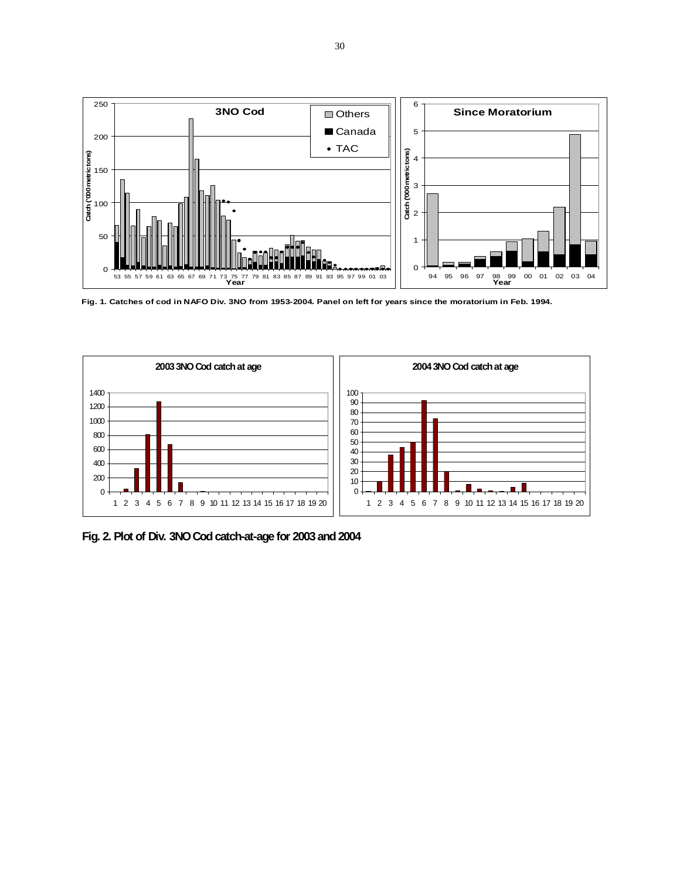Fig. 1. Catches of cod in NAFO Div. 3NO from 1953-2004. Panel on left for years since the moratorium in Feb. 1994.

Fig. 2. Plot of Div. 3NO Cod catch-at-age for 2003 and 2004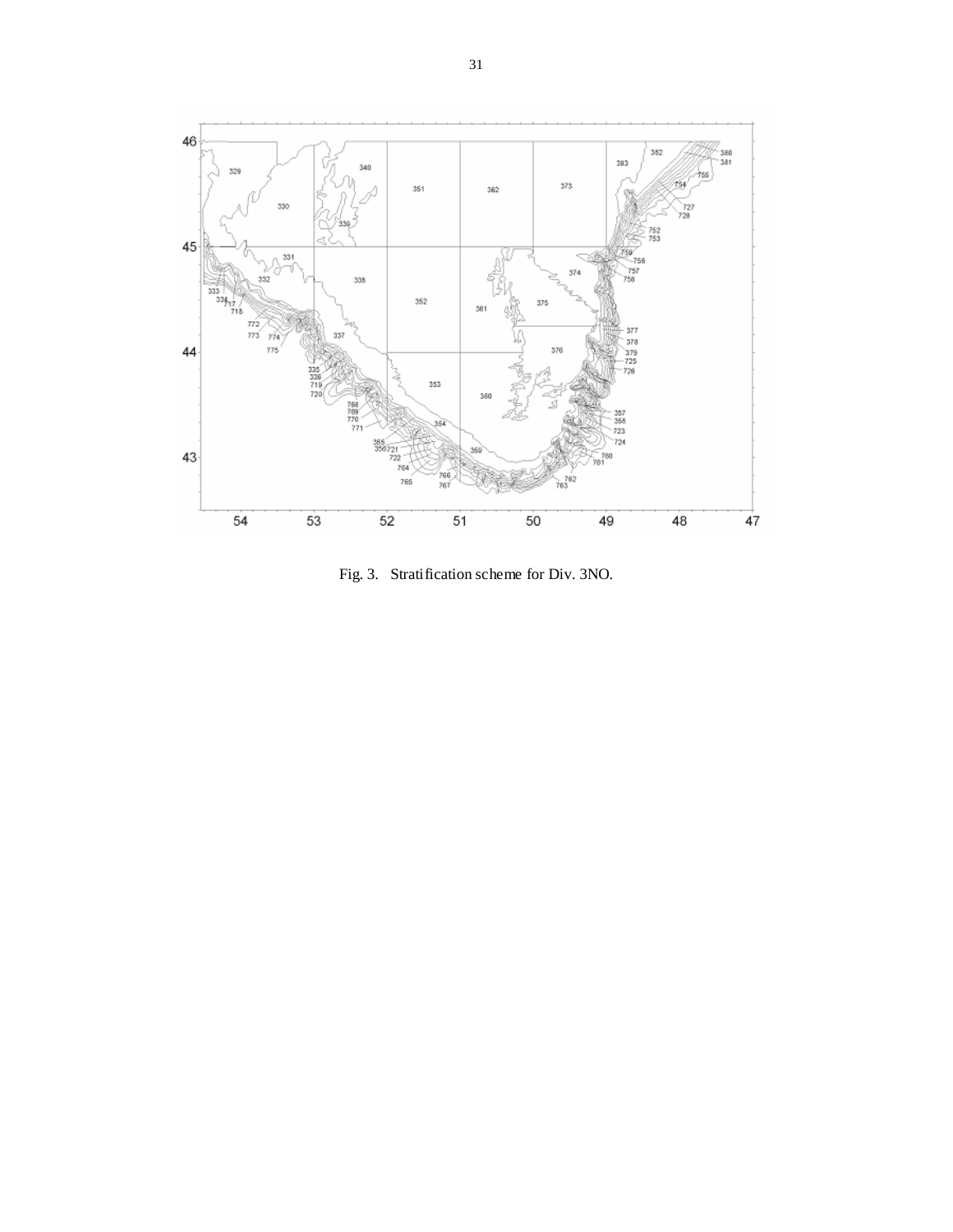Fig. 3. Stratification scheme for Div. 3NO.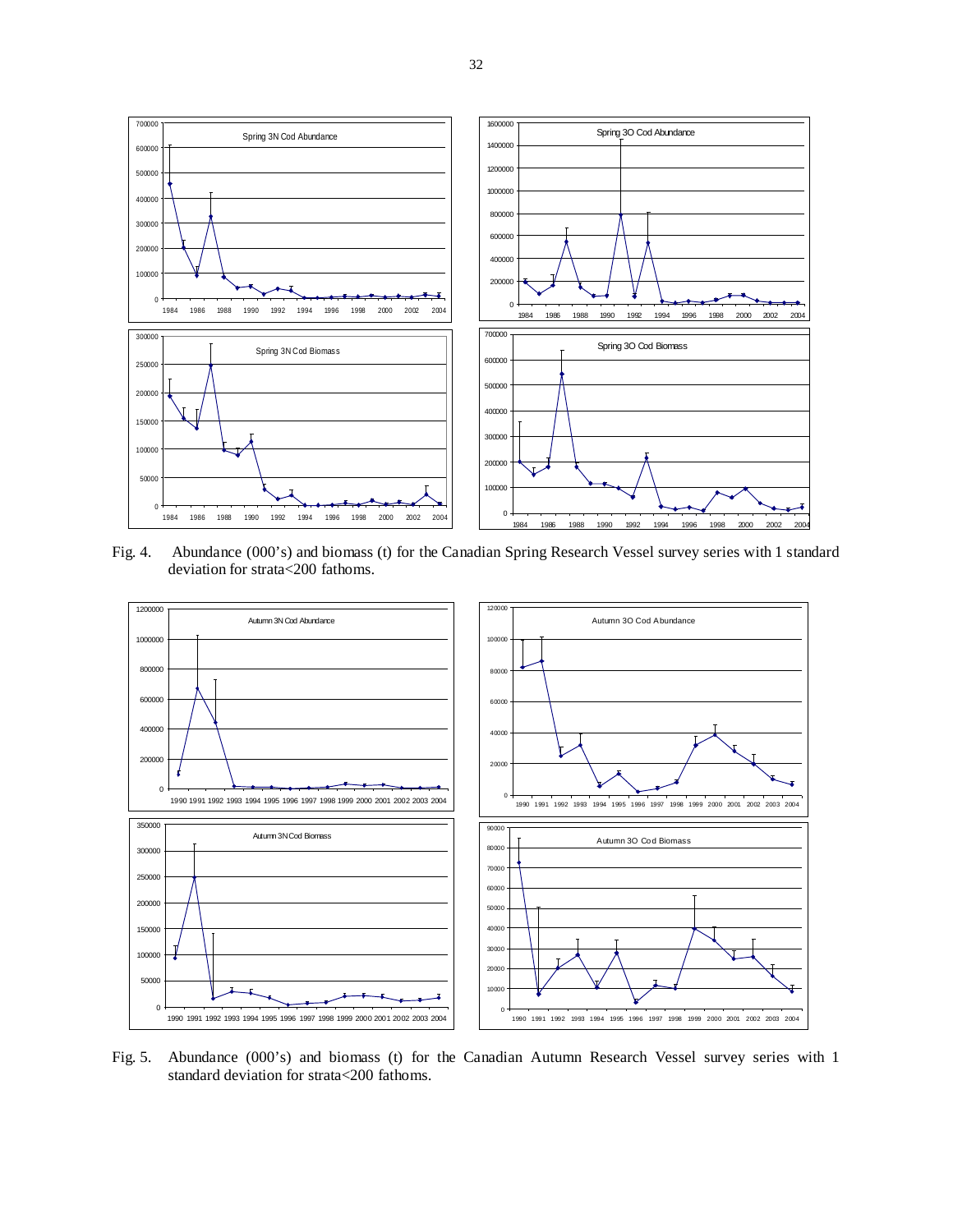Fig. 4. Abundance (000's) and biomass (t) for the Canadian Spring Research Vessel survey series with 1 standard deviation for strata<200 fathoms.

Fig. 5. Abundance (000's) and biomass (t) for the Canadian Autumn Research Vessel survey series with 1 standard deviation for strata<200 fathoms.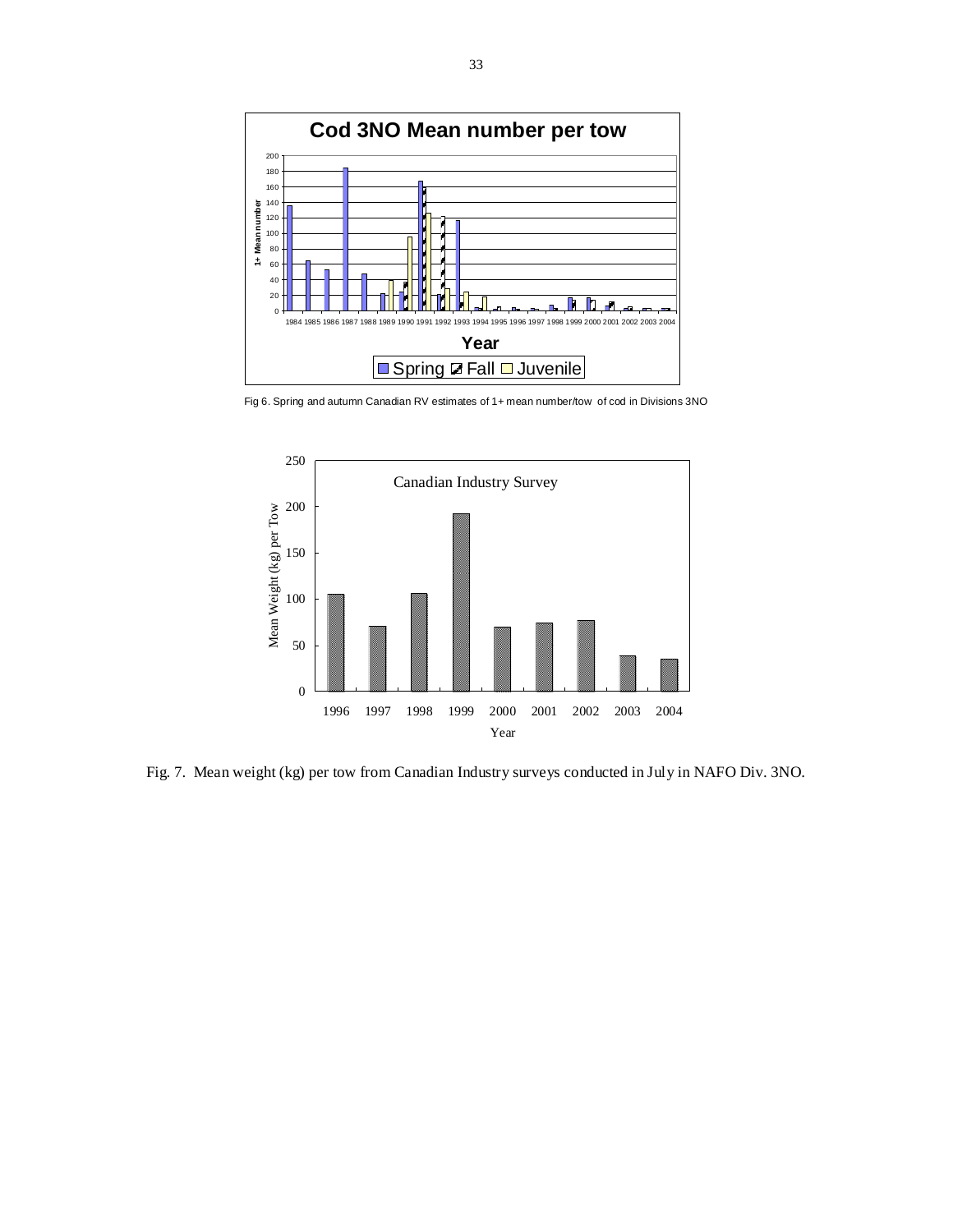Fig 6. Spring and autumn Canadian RV estimates of 1+ mean number/tow of cod in Divisions 3NO

Fig. 7. Mean weight (kg) per tow from Canadian Industry surveys conducted in July in NAFO Div. 3NO.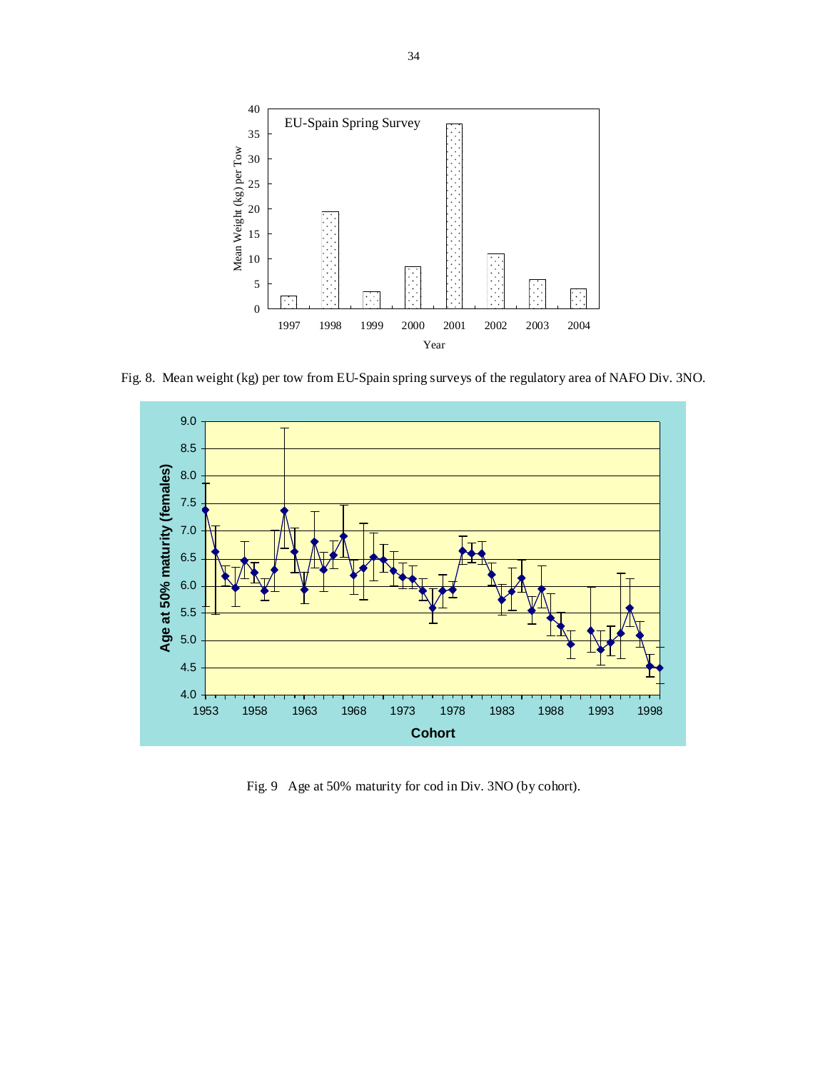Fig. 8. Mean weight (kg) per tow from EU-Spain spring surveys of the regulatory area of NAFO Div. 3NO.

Fig. 9 Age at 50% maturity for cod in Div. 3NO (by cohort).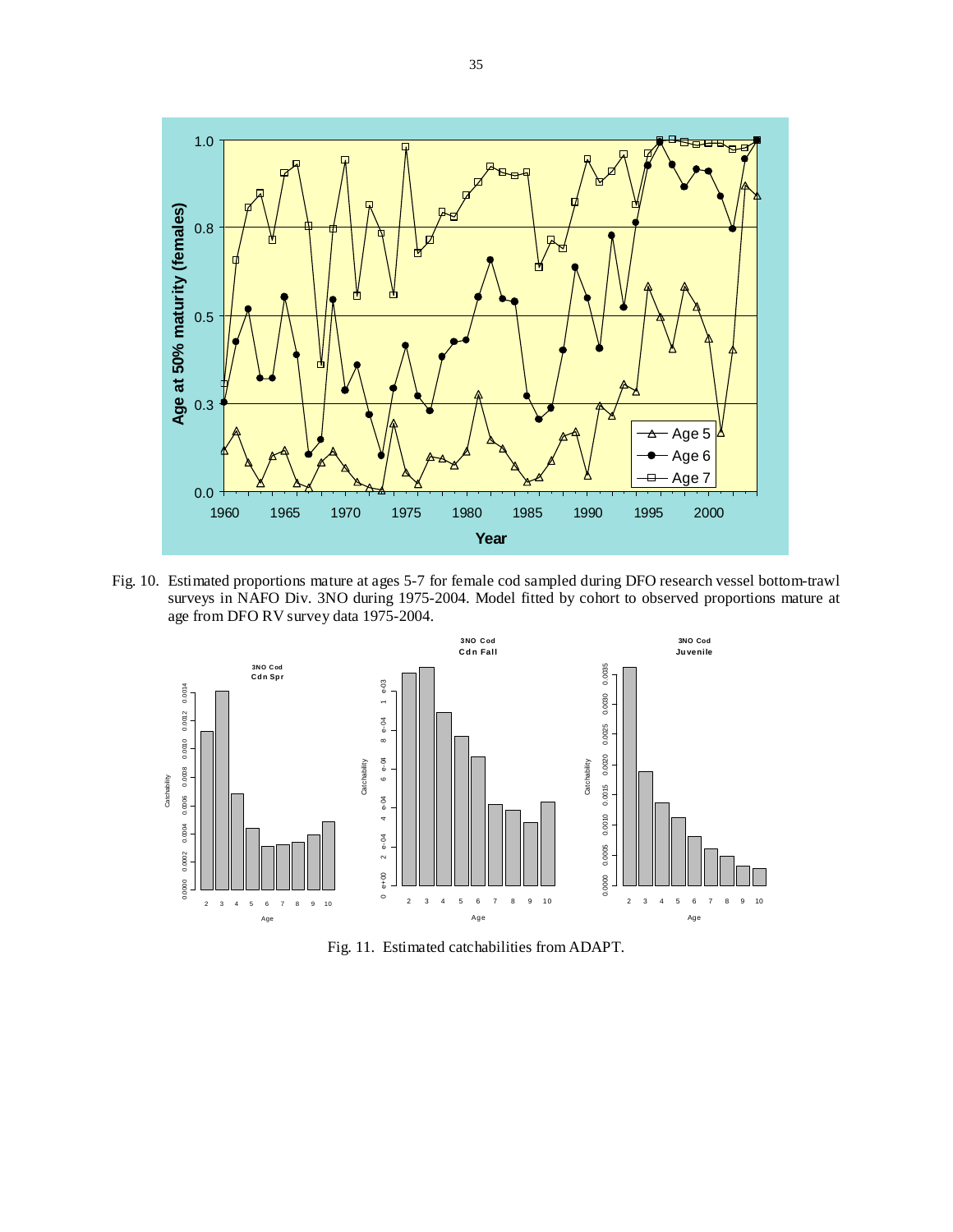Fig. 10. Estimated proportions mature at ages 5-7 for female cod sampled during DFO research vessel bottom-trawl surveys in NAFO Div. 3NO during 1975-2004. Model fitted by cohort to observed proportions mature at age from DFO RV survey data 1975-2004.

Fig. 11. Estimated catchabilities from ADAPT.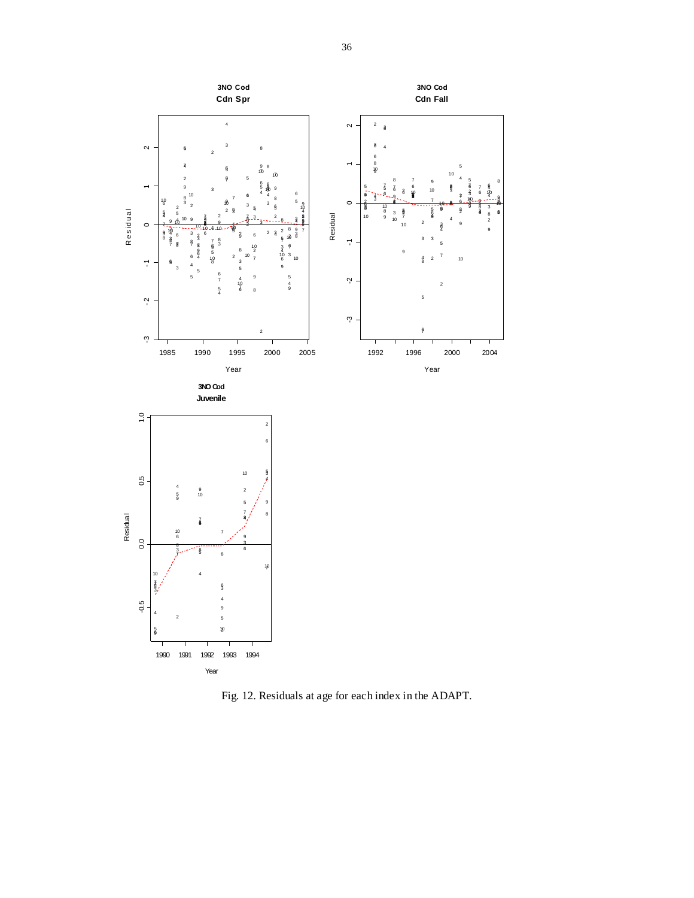Fig. 12. Residuals at age for each index in the ADAPT.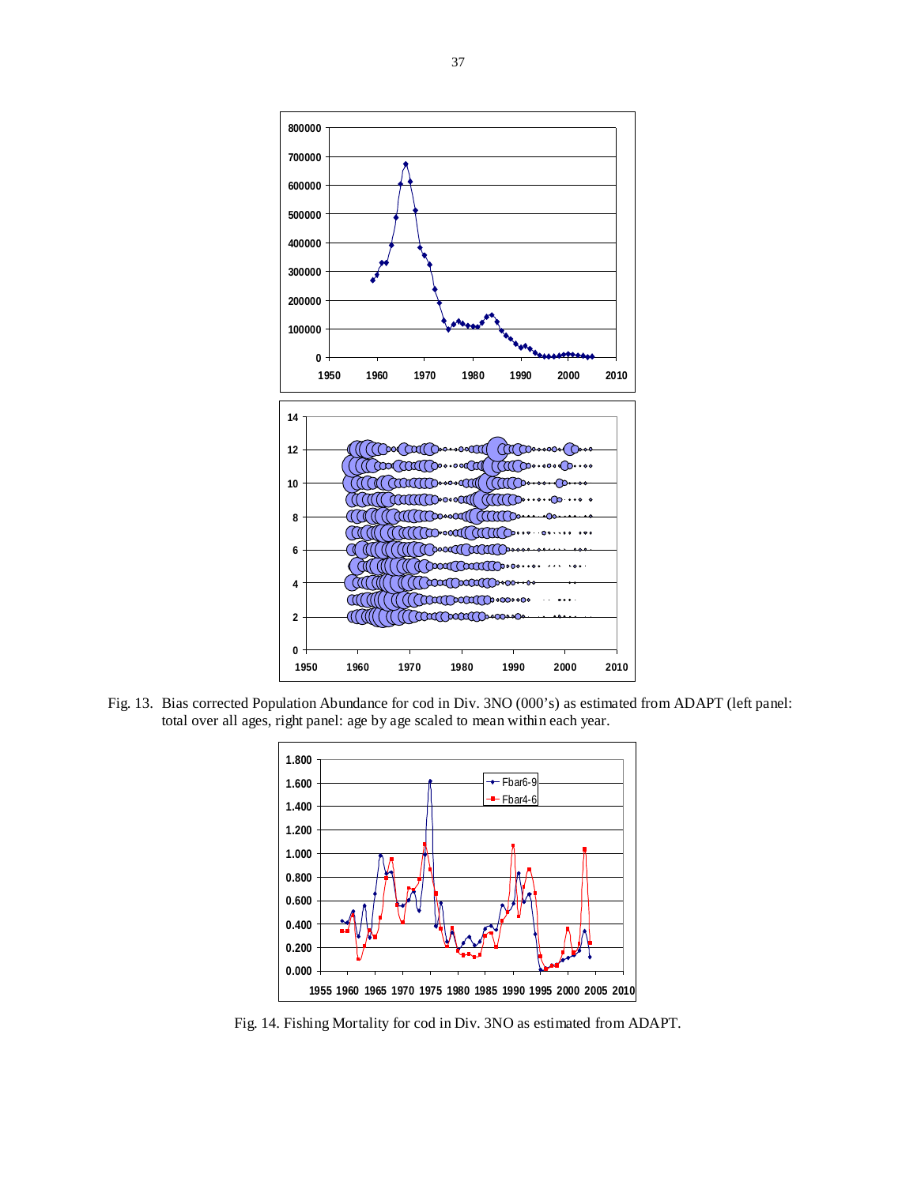Fig. 13. Bias corrected Population Abundance for cod in Div. 3NO (000's) as estimated from ADAPT (left panel: total over all ages, right panel: age by age scaled to mean within each year.

Fig. 14. Fishing Mortality for cod in Div. 3NO as estimated from ADAPT.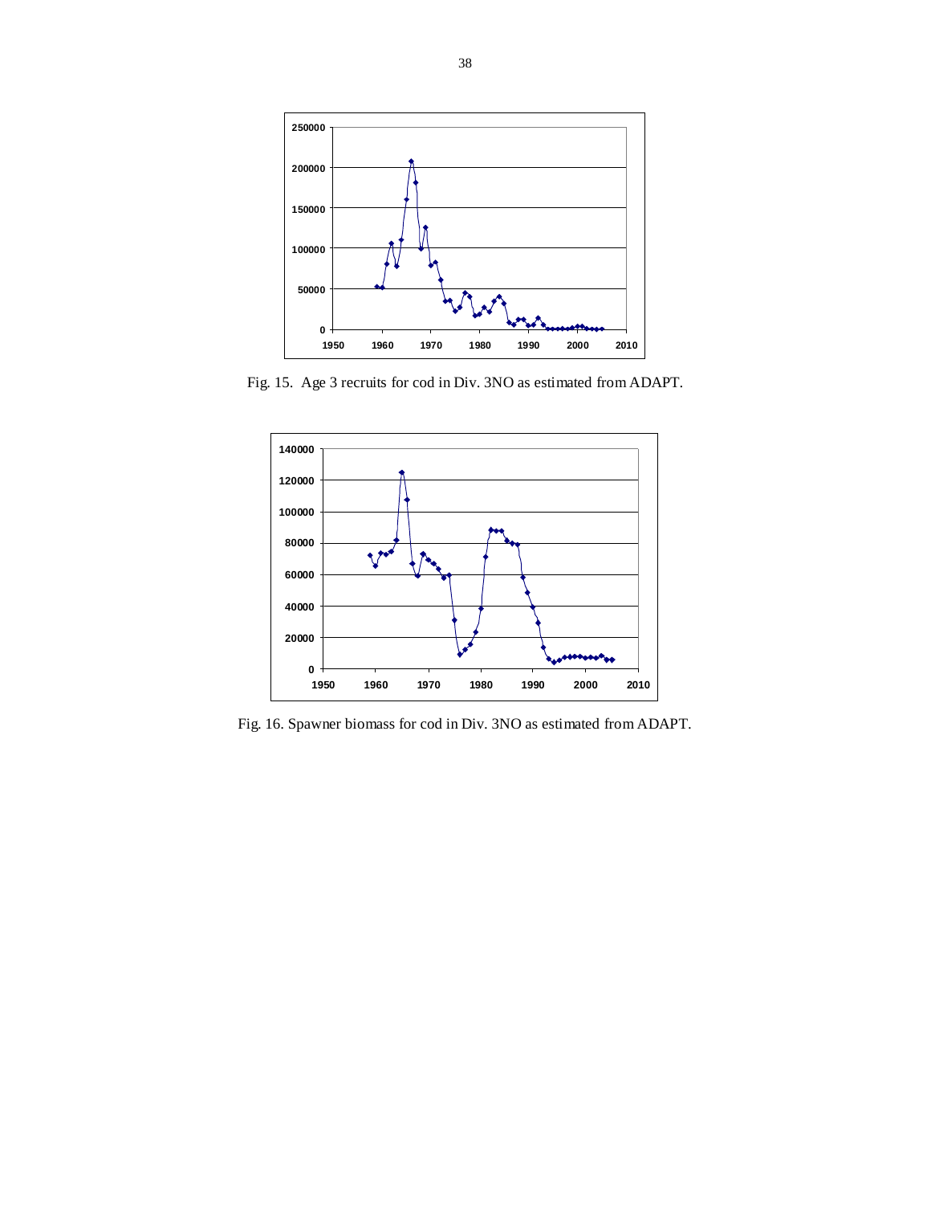Fig. 15. Age 3 recruits for cod in Div. 3NO as estimated from ADAPT.

Fig. 16. Spawner biomass for cod in Div. 3NO as estimated from ADAPT.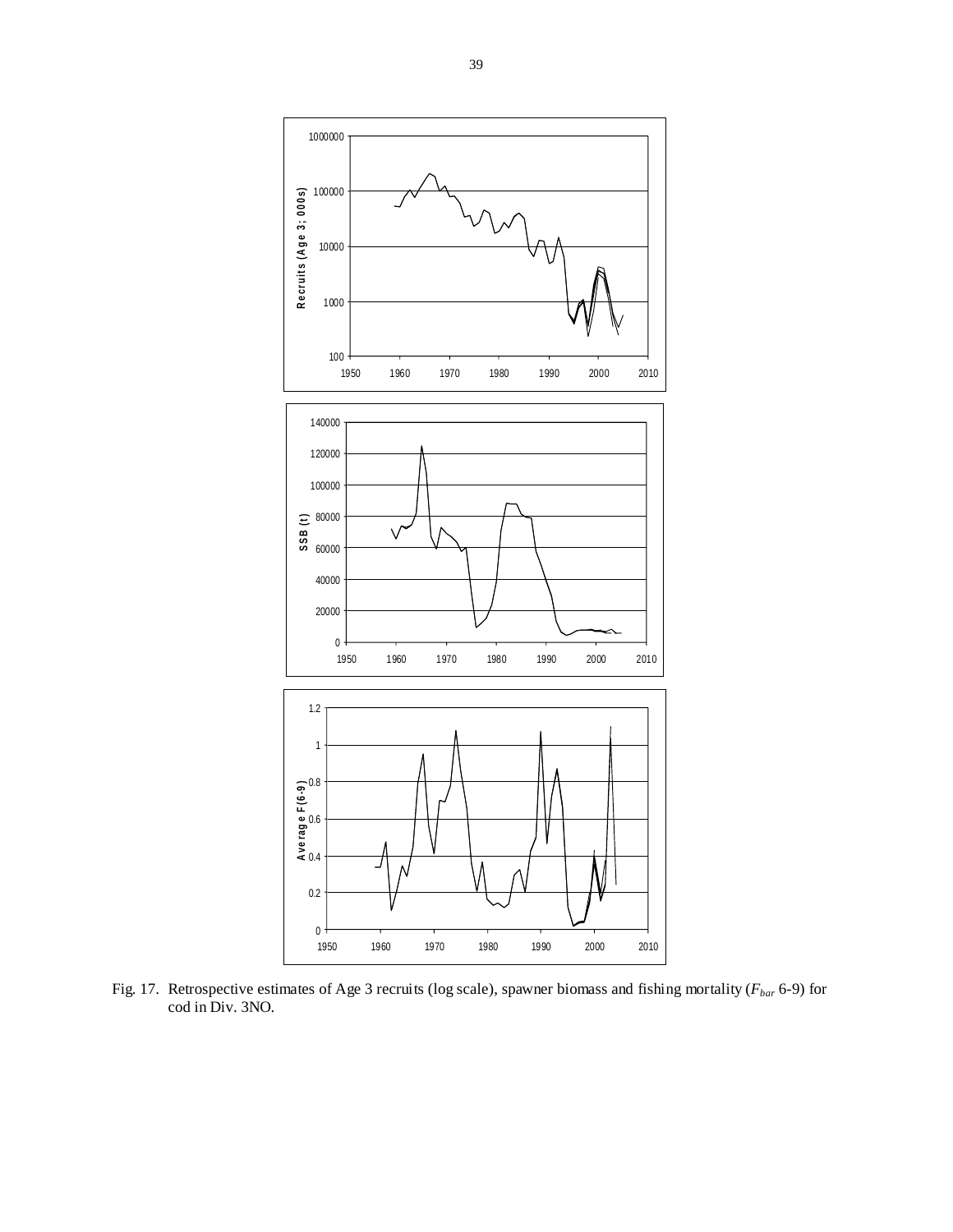Fig. 17. Retrospective estimates of Age 3 recruits (log scale), spawner biomass and fishing mortality ($F_{bar}$ 6-9) for cod in Div. 3NO.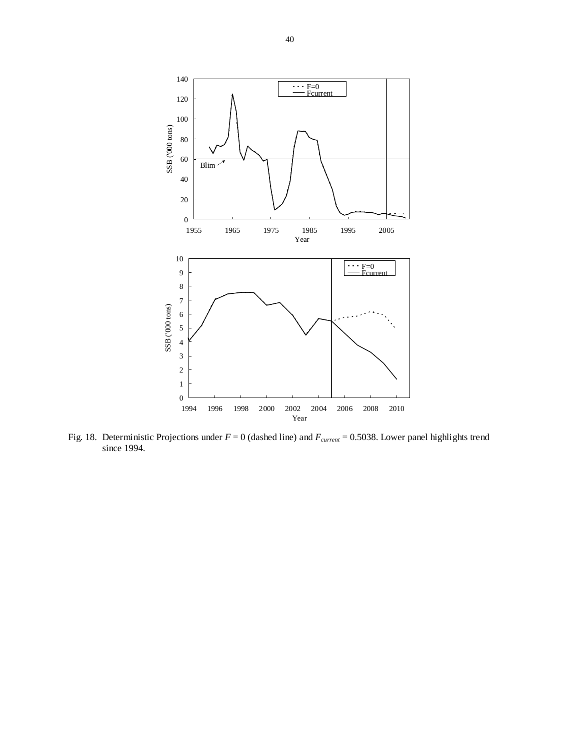140

120

100

80

60

40

20

0

SSB ('000 tons)

Blim

F=0

Fcurrent

1955 1965 1975 1985 1995 2005

Year

10

9

8

7

6

5

4

3

2

1

0

SSB ('000 tons)

F=0

Fcurrent

1994 1996 1998 2000 2002 2004 2006 2008 2010

Year

Fig. 18. Deterministic Projections under $F = 0$ (dashed line) and $F_{current} = 0.5038$. Lower panel highlights trend since 1994.